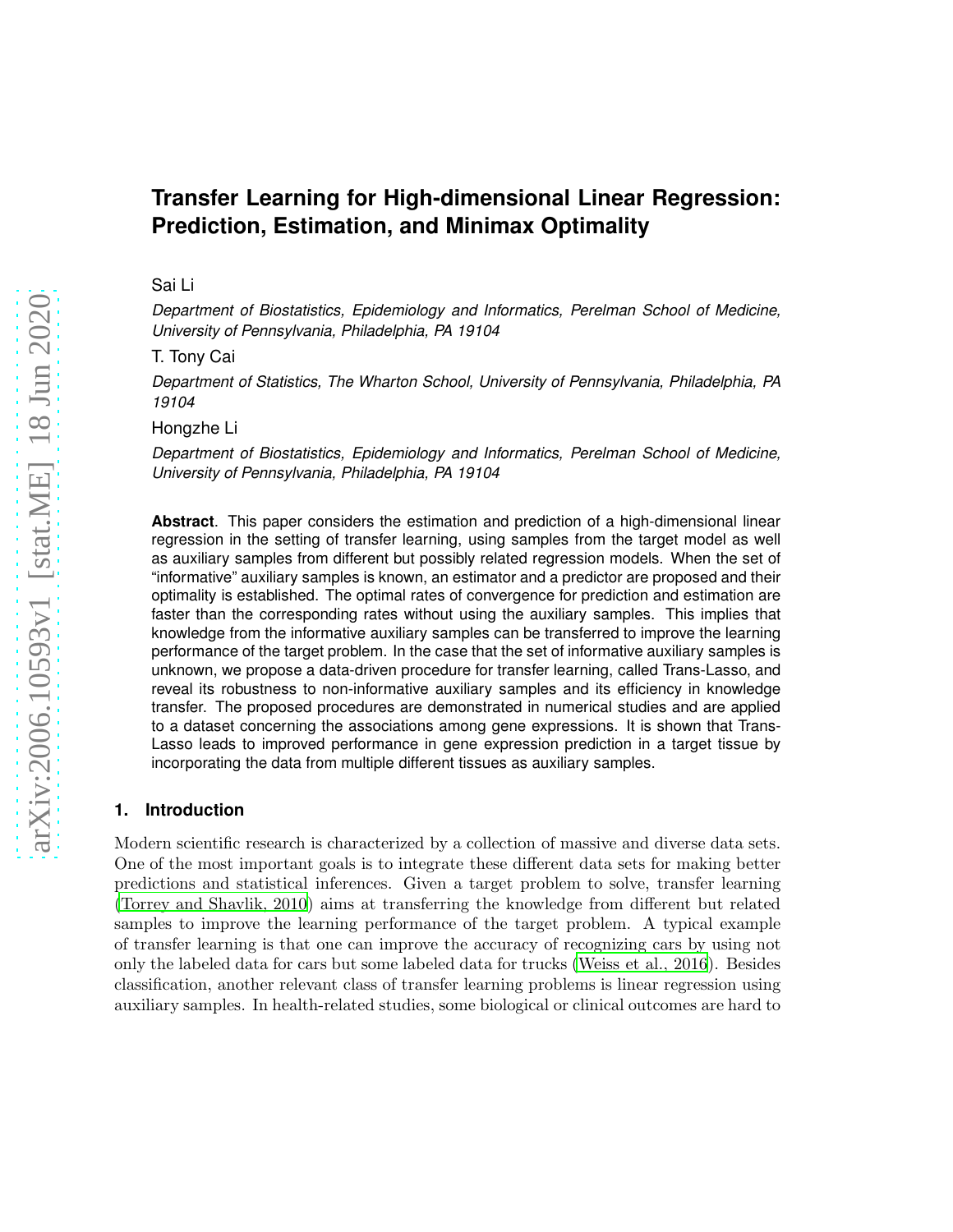# Transfer Learning for High-dimensional Linear Regression: Prediction, Estimation, and Minimax Optimality

Sai Li

*Department of Biostatistics, Epidemiology and Informatics, Perelman School of Medicine, University of Pennsylvania, Philadelphia, PA 19104*

T. Tony Cai

*Department of Statistics, The Wharton School, University of Pennsylvania, Philadelphia, PA 19104*

Hongzhe Li

*Department of Biostatistics, Epidemiology and Informatics, Perelman School of Medicine, University of Pennsylvania, Philadelphia, PA 19104*

**Abstract**. This paper considers the estimation and prediction of a high-dimensional linear regression in the setting of transfer learning, using samples from the target model as well as auxiliary samples from different but possibly related regression models. When the set of "informative" auxiliary samples is known, an estimator and a predictor are proposed and their optimality is established. The optimal rates of convergence for prediction and estimation are faster than the corresponding rates without using the auxiliary samples. This implies that knowledge from the informative auxiliary samples can be transferred to improve the learning performance of the target problem. In the case that the set of informative auxiliary samples is unknown, we propose a data-driven procedure for transfer learning, called Trans-Lasso, and reveal its robustness to non-informative auxiliary samples and its efficiency in knowledge transfer. The proposed procedures are demonstrated in numerical studies and are applied to a dataset concerning the associations among gene expressions. It is shown that Trans-Lasso leads to improved performance in gene expression prediction in a target tissue by incorporating the data from multiple different tissues as auxiliary samples.

## 1. Introduction

Modern scientific research is characterized by a collection of massive and diverse data sets. One of the most important goals is to integrate these different data sets for making better predictions and statistical inferences. Given a target problem to solve, transfer learning (Torrey and Shavlik, 2010) aims at transferring the knowledge from different but related samples to improve the learning performance of the target problem. A typical example of transfer learning is that one can improve the accuracy of recognizing cars by using not only the labeled data for cars but some labeled data for trucks (Weiss et al., 2016). Besides classification, another relevant class of transfer learning problems is linear regression using auxiliary samples. In health-related studies, some biological or clinical outcomes are hard to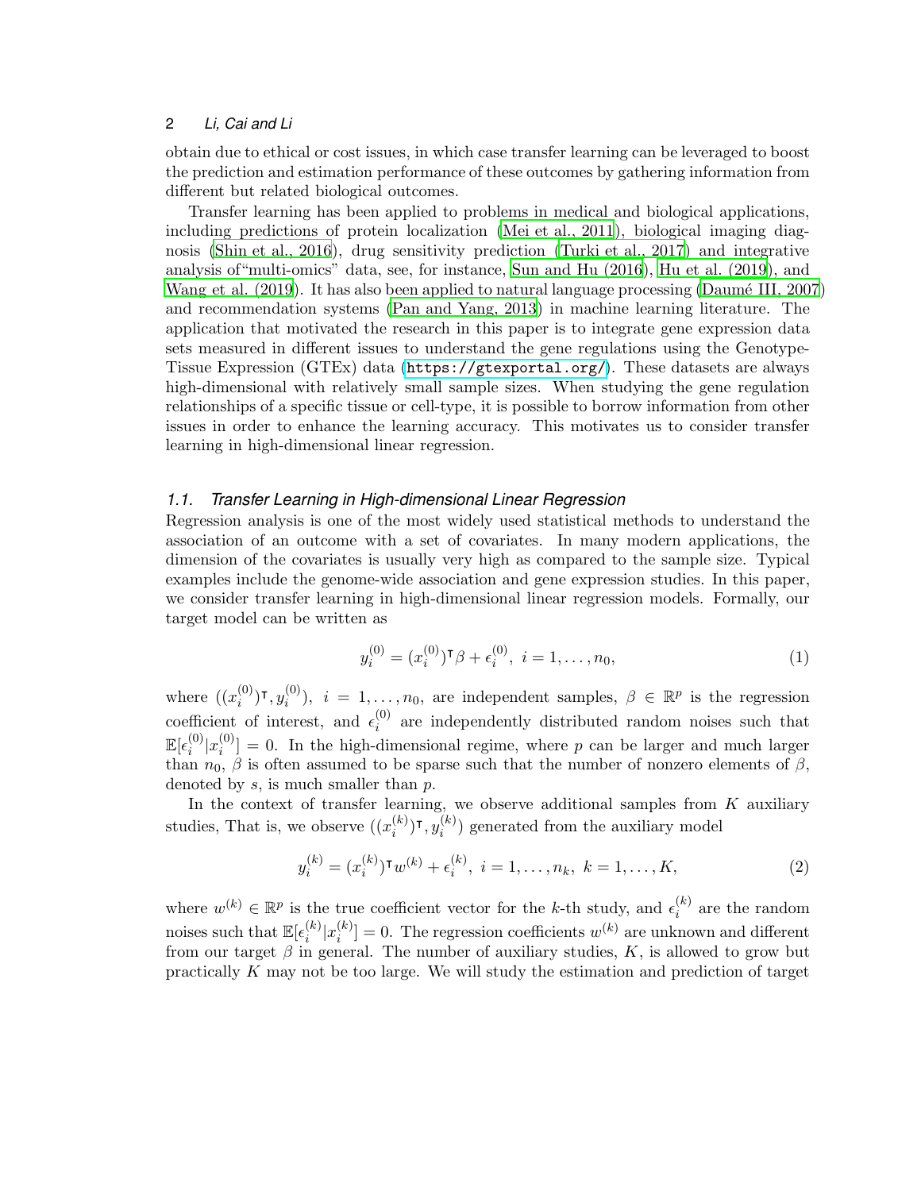obtain due to ethical or cost issues, in which case transfer learning can be leveraged to boost the prediction and estimation performance of these outcomes by gathering information from different but related biological outcomes.

Transfer learning has been applied to problems in medical and biological applications, including predictions of protein localization (Mei et al., 2011), biological imaging diagnosis (Shin et al., 2016), drug sensitivity prediction (Turki et al., 2017) and integrative analysis of"multi-omics" data, see, for instance, Sun and Hu (2016), Hu et al. (2019), and Wang et al. (2019). It has also been applied to natural language processing (Daumé III, 2007) and recommendation systems (Pan and Yang, 2013) in machine learning literature. The application that motivated the research in this paper is to integrate gene expression data sets measured in different issues to understand the gene regulations using the Genotype-Tissue Expression (GTEx) data (https://gtexportal.org/). These datasets are always high-dimensional with relatively small sample sizes. When studying the gene regulation relationships of a specific tissue or cell-type, it is possible to borrow information from other issues in order to enhance the learning accuracy. This motivates us to consider transfer learning in high-dimensional linear regression.

### 1.1. Transfer Learning in High-dimensional Linear Regression

Regression analysis is one of the most widely used statistical methods to understand the association of an outcome with a set of covariates. In many modern applications, the dimension of the covariates is usually very high as compared to the sample size. Typical examples include the genome-wide association and gene expression studies. In this paper, we consider transfer learning in high-dimensional linear regression models. Formally, our target model can be written as

$$y_i^{(0)} = (x_i^{(0)})^\intercal \beta + \epsilon_i^{(0)}, \; i = 1, \ldots, n_0, \tag{1}$$

where $((x_i^{(0)})^\intercal, y_i^{(0)})$, $i = 1, \ldots, n_0$, are independent samples, $\beta \in \mathbb{R}^p$ is the regression coefficient of interest, and $\epsilon_i^{(0)}$ are independently distributed random noises such that $\mathbb{E}[\epsilon_i^{(0)}|x_i^{(0)}] = 0$. In the high-dimensional regime, where $p$ can be larger and much larger than $n_0$, $\beta$ is often assumed to be sparse such that the number of nonzero elements of $\beta$, denoted by $s$, is much smaller than $p$.

In the context of transfer learning, we observe additional samples from $K$ auxiliary studies, That is, we observe $((x_i^{(k)})^\intercal, y_i^{(k)})$ generated from the auxiliary model

$$y_i^{(k)} = (x_i^{(k)})^\intercal w^{(k)} + \epsilon_i^{(k)}, \; i = 1, \ldots, n_k, \; k = 1, \ldots, K, \tag{2}$$

where $w^{(k)} \in \mathbb{R}^p$ is the true coefficient vector for the $k$-th study, and $\epsilon_i^{(k)}$ are the random noises such that $\mathbb{E}[\epsilon_i^{(k)}|x_i^{(k)}] = 0$. The regression coefficients $w^{(k)}$ are unknown and different from our target $\beta$ in general. The number of auxiliary studies, $K$, is allowed to grow but practically $K$ may not be too large. We will study the estimation and prediction of target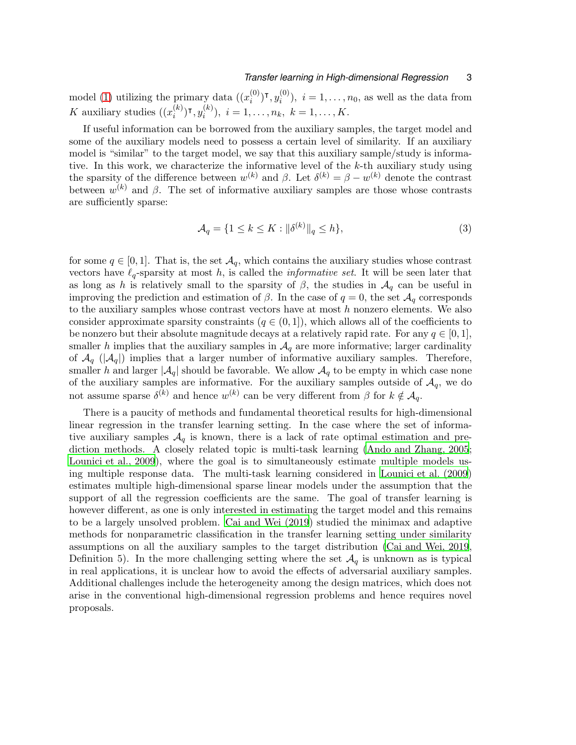model (1) utilizing the primary data $((x_i^{(0)})^\intercal, y_i^{(0)}),\ i = 1, \ldots, n_0$, as well as the data from $K$ auxiliary studies $((x_i^{(k)})^\intercal, y_i^{(k)}),\ i = 1, \ldots, n_k,\ k = 1, \ldots, K$.

If useful information can be borrowed from the auxiliary samples, the target model and some of the auxiliary models need to possess a certain level of similarity. If an auxiliary model is "similar" to the target model, we say that this auxiliary sample/study is informative. In this work, we characterize the informative level of the $k$-th auxiliary study using the sparsity of the difference between $w^{(k)}$ and $\beta$. Let $\delta^{(k)} = \beta - w^{(k)}$ denote the contrast between $w^{(k)}$ and $\beta$. The set of informative auxiliary samples are those whose contrasts are sufficiently sparse:

$$\mathcal{A}_q = \{1 \leq k \leq K : \|\delta^{(k)}\|_q \leq h\}, \tag{3}$$

for some $q \in [0, 1]$. That is, the set $\mathcal{A}_q$, which contains the auxiliary studies whose contrast vectors have $\ell_q$-sparsity at most $h$, is called the *informative set*. It will be seen later that as long as $h$ is relatively small to the sparsity of $\beta$, the studies in $\mathcal{A}_q$ can be useful in improving the prediction and estimation of $\beta$. In the case of $q = 0$, the set $\mathcal{A}_q$ corresponds to the auxiliary samples whose contrast vectors have at most $h$ nonzero elements. We also consider approximate sparsity constraints ($q \in (0, 1]$), which allows all of the coefficients to be nonzero but their absolute magnitude decays at a relatively rapid rate. For any $q \in [0, 1]$, smaller $h$ implies that the auxiliary samples in $\mathcal{A}_q$ are more informative; larger cardinality of $\mathcal{A}_q$ ($|\mathcal{A}_q|$) implies that a larger number of informative auxiliary samples. Therefore, smaller $h$ and larger $|\mathcal{A}_q|$ should be favorable. We allow $\mathcal{A}_q$ to be empty in which case none of the auxiliary samples are informative. For the auxiliary samples outside of $\mathcal{A}_q$, we do not assume sparse $\delta^{(k)}$ and hence $w^{(k)}$ can be very different from $\beta$ for $k \notin \mathcal{A}_q$.

There is a paucity of methods and fundamental theoretical results for high-dimensional linear regression in the transfer learning setting. In the case where the set of informative auxiliary samples $\mathcal{A}_q$ is known, there is a lack of rate optimal estimation and prediction methods. A closely related topic is multi-task learning (Ando and Zhang, 2005; Lounici et al., 2009), where the goal is to simultaneously estimate multiple models using multiple response data. The multi-task learning considered in Lounici et al. (2009) estimates multiple high-dimensional sparse linear models under the assumption that the support of all the regression coefficients are the same. The goal of transfer learning is however different, as one is only interested in estimating the target model and this remains to be a largely unsolved problem. Cai and Wei (2019) studied the minimax and adaptive methods for nonparametric classification in the transfer learning setting under similarity assumptions on all the auxiliary samples to the target distribution (Cai and Wei, 2019, Definition 5). In the more challenging setting where the set $\mathcal{A}_q$ is unknown as is typical in real applications, it is unclear how to avoid the effects of adversarial auxiliary samples. Additional challenges include the heterogeneity among the design matrices, which does not arise in the conventional high-dimensional regression problems and hence requires novel proposals.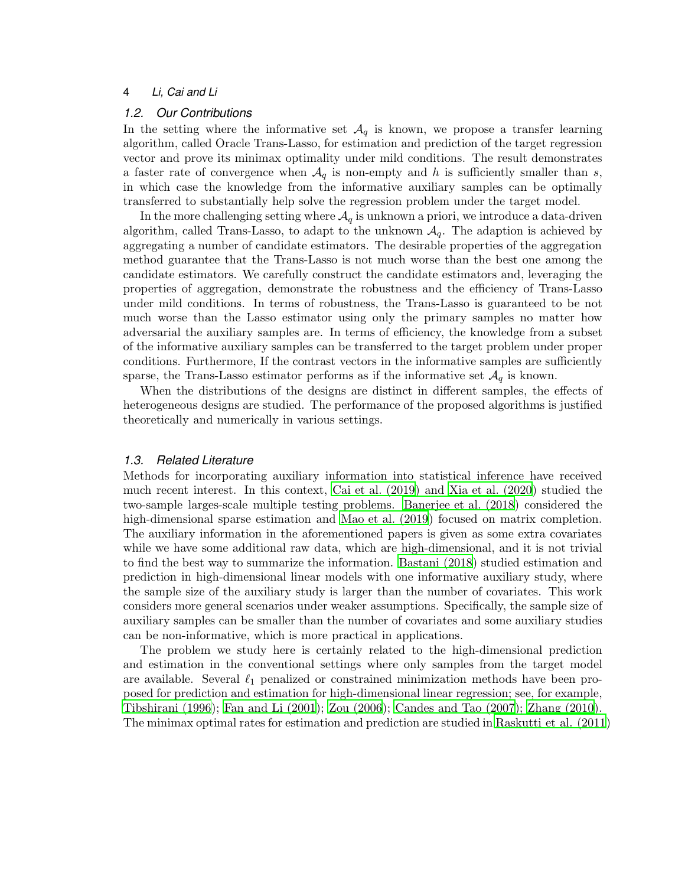### 1.2. Our Contributions

In the setting where the informative set $\mathcal{A}_q$ is known, we propose a transfer learning algorithm, called Oracle Trans-Lasso, for estimation and prediction of the target regression vector and prove its minimax optimality under mild conditions. The result demonstrates a faster rate of convergence when $\mathcal{A}_q$ is non-empty and $h$ is sufficiently smaller than $s$, in which case the knowledge from the informative auxiliary samples can be optimally transferred to substantially help solve the regression problem under the target model.

In the more challenging setting where $\mathcal{A}_q$ is unknown a priori, we introduce a data-driven algorithm, called Trans-Lasso, to adapt to the unknown $\mathcal{A}_q$. The adaption is achieved by aggregating a number of candidate estimators. The desirable properties of the aggregation method guarantee that the Trans-Lasso is not much worse than the best one among the candidate estimators. We carefully construct the candidate estimators and, leveraging the properties of aggregation, demonstrate the robustness and the efficiency of Trans-Lasso under mild conditions. In terms of robustness, the Trans-Lasso is guaranteed to be not much worse than the Lasso estimator using only the primary samples no matter how adversarial the auxiliary samples are. In terms of efficiency, the knowledge from a subset of the informative auxiliary samples can be transferred to the target problem under proper conditions. Furthermore, If the contrast vectors in the informative samples are sufficiently sparse, the Trans-Lasso estimator performs as if the informative set $\mathcal{A}_q$ is known.

When the distributions of the designs are distinct in different samples, the effects of heterogeneous designs are studied. The performance of the proposed algorithms is justified theoretically and numerically in various settings.

### 1.3. Related Literature

Methods for incorporating auxiliary information into statistical inference have received much recent interest. In this context, Cai et al. (2019) and Xia et al. (2020) studied the two-sample larges-scale multiple testing problems. Banerjee et al. (2018) considered the high-dimensional sparse estimation and Mao et al. (2019) focused on matrix completion. The auxiliary information in the aforementioned papers is given as some extra covariates while we have some additional raw data, which are high-dimensional, and it is not trivial to find the best way to summarize the information. Bastani (2018) studied estimation and prediction in high-dimensional linear models with one informative auxiliary study, where the sample size of the auxiliary study is larger than the number of covariates. This work considers more general scenarios under weaker assumptions. Specifically, the sample size of auxiliary samples can be smaller than the number of covariates and some auxiliary studies can be non-informative, which is more practical in applications.

The problem we study here is certainly related to the high-dimensional prediction and estimation in the conventional settings where only samples from the target model are available. Several $\ell_1$ penalized or constrained minimization methods have been proposed for prediction and estimation for high-dimensional linear regression; see, for example, Tibshirani (1996); Fan and Li (2001); Zou (2006); Candes and Tao (2007); Zhang (2010). The minimax optimal rates for estimation and prediction are studied in Raskutti et al. (2011)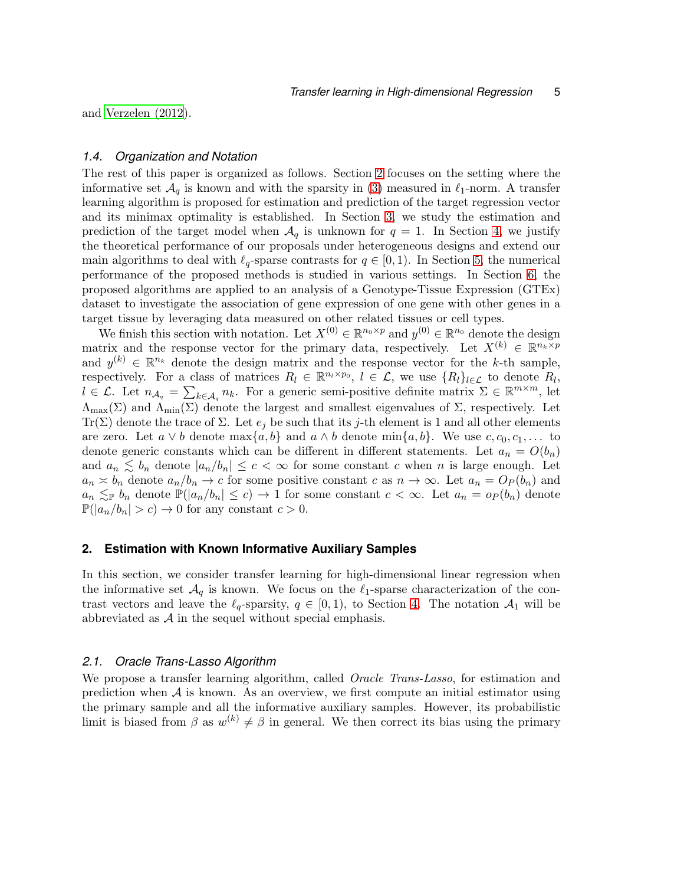and Verzelen (2012).

### 1.4. Organization and Notation

The rest of this paper is organized as follows. Section 2 focuses on the setting where the informative set $\mathcal{A}_q$ is known and with the sparsity in (3) measured in $\ell_1$-norm. A transfer learning algorithm is proposed for estimation and prediction of the target regression vector and its minimax optimality is established. In Section 3, we study the estimation and prediction of the target model when $\mathcal{A}_q$ is unknown for $q = 1$. In Section 4, we justify the theoretical performance of our proposals under heterogeneous designs and extend our main algorithms to deal with $\ell_q$-sparse contrasts for $q \in [0, 1)$. In Section 5, the numerical performance of the proposed methods is studied in various settings. In Section 6, the proposed algorithms are applied to an analysis of a Genotype-Tissue Expression (GTEx) dataset to investigate the association of gene expression of one gene with other genes in a target tissue by leveraging data measured on other related tissues or cell types.

We finish this section with notation. Let $X^{(0)} \in \mathbb{R}^{n_0 \times p}$ and $y^{(0)} \in \mathbb{R}^{n_0}$ denote the design matrix and the response vector for the primary data, respectively. Let $X^{(k)} \in \mathbb{R}^{n_k \times p}$ and $y^{(k)} \in \mathbb{R}^{n_k}$ denote the design matrix and the response vector for the $k$-th sample, respectively. For a class of matrices $R_l \in \mathbb{R}^{n_l \times p_0}$, $l \in \mathcal{L}$, we use $\{R_l\}_{l \in \mathcal{L}}$ to denote $R_l$, $l \in \mathcal{L}$. Let $n_{\mathcal{A}_q} = \sum_{k \in \mathcal{A}_q} n_k$. For a generic semi-positive definite matrix $\Sigma \in \mathbb{R}^{m \times m}$, let $\Lambda_{\max}(\Sigma)$ and $\Lambda_{\min}(\Sigma)$ denote the largest and smallest eigenvalues of $\Sigma$, respectively. Let $\mathrm{Tr}(\Sigma)$ denote the trace of $\Sigma$. Let $e_j$ be such that its $j$-th element is 1 and all other elements are zero. Let $a \vee b$ denote $\max\{a, b\}$ and $a \wedge b$ denote $\min\{a, b\}$. We use $c, c_0, c_1, \ldots$ to denote generic constants which can be different in different statements. Let $a_n = O(b_n)$ and $a_n \lesssim b_n$ denote $|a_n/b_n| \leq c < \infty$ for some constant $c$ when $n$ is large enough. Let $a_n \asymp b_n$ denote $a_n/b_n \to c$ for some positive constant $c$ as $n \to \infty$. Let $a_n = O_P(b_n)$ and $a_n \lesssim_{\mathbb{P}} b_n$ denote $\mathbb{P}(|a_n/b_n| \leq c) \to 1$ for some constant $c < \infty$. Let $a_n = o_P(b_n)$ denote $\mathbb{P}(|a_n/b_n| > c) \to 0$ for any constant $c > 0$.

## 2. Estimation with Known Informative Auxiliary Samples

In this section, we consider transfer learning for high-dimensional linear regression when the informative set $\mathcal{A}_q$ is known. We focus on the $\ell_1$-sparse characterization of the contrast vectors and leave the $\ell_q$-sparsity, $q \in [0, 1)$, to Section 4. The notation $\mathcal{A}_1$ will be abbreviated as $\mathcal{A}$ in the sequel without special emphasis.

### 2.1. Oracle Trans-Lasso Algorithm

We propose a transfer learning algorithm, called *Oracle Trans-Lasso*, for estimation and prediction when $\mathcal{A}$ is known. As an overview, we first compute an initial estimator using the primary sample and all the informative auxiliary samples. However, its probabilistic limit is biased from $\beta$ as $w^{(k)} \neq \beta$ in general. We then correct its bias using the primary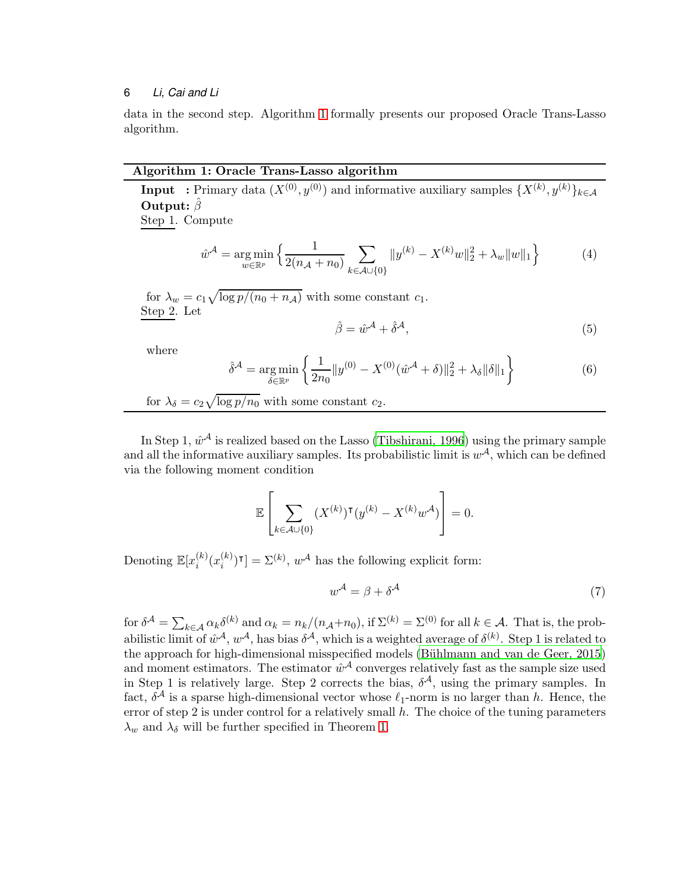data in the second step. Algorithm 1 formally presents our proposed Oracle Trans-Lasso algorithm.

---

**Algorithm 1: Oracle Trans-Lasso algorithm**

---

**Input** : Primary data $(X^{(0)}, y^{(0)})$ and informative auxiliary samples $\{X^{(k)}, y^{(k)}\}_{k\in\mathcal{A}}$
**Output:** $\hat{\beta}$
Step 1. Compute

$$\hat{w}^{\mathcal{A}} = \underset{w\in\mathbb{R}^p}{\arg\min}\left\{\frac{1}{2(n_{\mathcal{A}}+n_0)}\sum_{k\in\mathcal{A}\cup\{0\}}\|y^{(k)} - X^{(k)}w\|_2^2 + \lambda_w\|w\|_1\right\} \tag{4}$$

for $\lambda_w = c_1\sqrt{\log p/(n_0+n_{\mathcal{A}})}$ with some constant $c_1$.
Step 2. Let

$$\hat{\beta} = \hat{w}^{\mathcal{A}} + \hat{\delta}^{\mathcal{A}}, \tag{5}$$

where

$$\hat{\delta}^{\mathcal{A}} = \underset{\delta\in\mathbb{R}^p}{\arg\min}\left\{\frac{1}{2n_0}\|y^{(0)} - X^{(0)}(\hat{w}^{\mathcal{A}}+\delta)\|_2^2 + \lambda_\delta\|\delta\|_1\right\} \tag{6}$$

for $\lambda_\delta = c_2\sqrt{\log p/n_0}$ with some constant $c_2$.

---

In Step 1, $\hat{w}^{\mathcal{A}}$ is realized based on the Lasso (Tibshirani, 1996) using the primary sample and all the informative auxiliary samples. Its probabilistic limit is $w^{\mathcal{A}}$, which can be defined via the following moment condition

$$\mathbb{E}\left[\sum_{k\in\mathcal{A}\cup\{0\}}(X^{(k)})^{\intercal}(y^{(k)} - X^{(k)}w^{\mathcal{A}})\right] = 0.$$

Denoting $\mathbb{E}[x_i^{(k)}(x_i^{(k)})^{\intercal}] = \Sigma^{(k)}$, $w^{\mathcal{A}}$ has the following explicit form:

$$w^{\mathcal{A}} = \beta + \delta^{\mathcal{A}} \tag{7}$$

for $\delta^{\mathcal{A}} = \sum_{k\in\mathcal{A}}\alpha_k\delta^{(k)}$ and $\alpha_k = n_k/(n_{\mathcal{A}}+n_0)$, if $\Sigma^{(k)} = \Sigma^{(0)}$ for all $k\in\mathcal{A}$. That is, the probabilistic limit of $\hat{w}^{\mathcal{A}}$, $w^{\mathcal{A}}$, has bias $\delta^{\mathcal{A}}$, which is a weighted average of $\delta^{(k)}$. Step 1 is related to the approach for high-dimensional misspecified models (Bühlmann and van de Geer, 2015) and moment estimators. The estimator $\hat{w}^{\mathcal{A}}$ converges relatively fast as the sample size used in Step 1 is relatively large. Step 2 corrects the bias, $\delta^{\mathcal{A}}$, using the primary samples. In fact, $\delta^{\mathcal{A}}$ is a sparse high-dimensional vector whose $\ell_1$-norm is no larger than $h$. Hence, the error of step 2 is under control for a relatively small $h$. The choice of the tuning parameters $\lambda_w$ and $\lambda_\delta$ will be further specified in Theorem 1.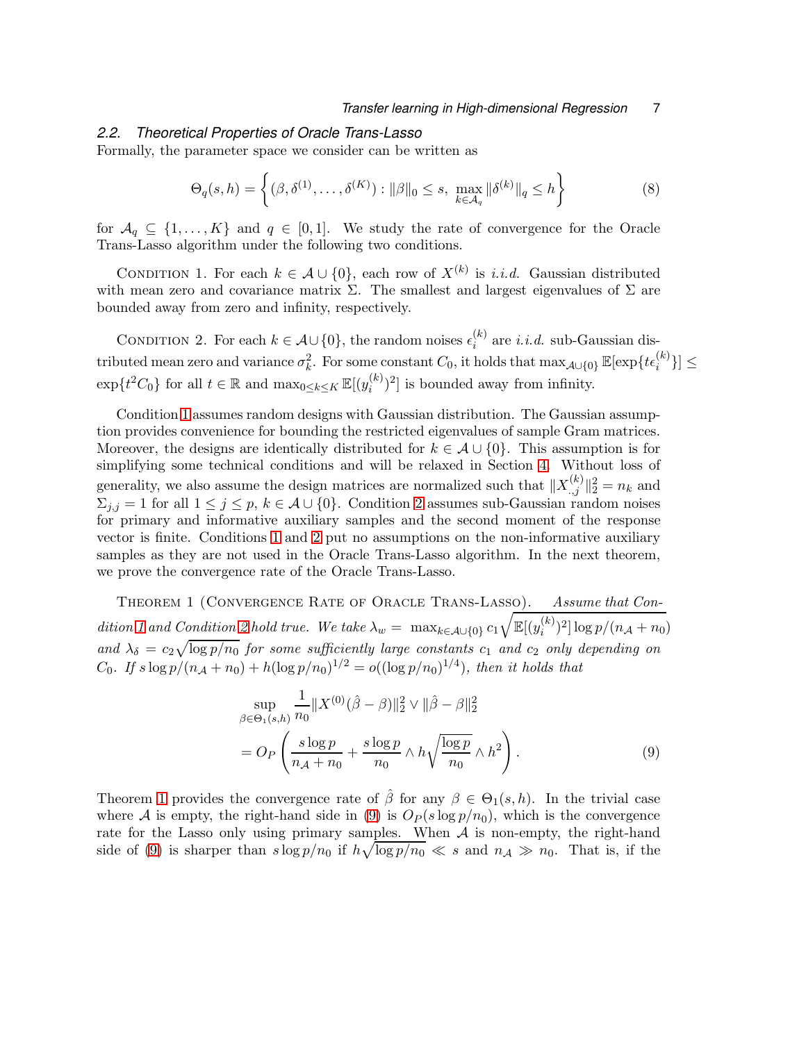### 2.2. Theoretical Properties of Oracle Trans-Lasso

Formally, the parameter space we consider can be written as

$$\Theta_q(s,h) = \left\{ (\beta, \delta^{(1)}, \ldots, \delta^{(K)}) : \|\beta\|_0 \leq s, \; \max_{k \in \mathcal{A}_q} \|\delta^{(k)}\|_q \leq h \right\} \tag{8}$$

for $\mathcal{A}_q \subseteq \{1, \ldots, K\}$ and $q \in [0, 1]$. We study the rate of convergence for the Oracle Trans-Lasso algorithm under the following two conditions.

Condition 1. For each $k \in \mathcal{A} \cup \{0\}$, each row of $X^{(k)}$ is *i.i.d.* Gaussian distributed with mean zero and covariance matrix $\Sigma$. The smallest and largest eigenvalues of $\Sigma$ are bounded away from zero and infinity, respectively.

Condition 2. For each $k \in \mathcal{A} \cup \{0\}$, the random noises $\epsilon_i^{(k)}$ are *i.i.d.* sub-Gaussian distributed mean zero and variance $\sigma_k^2$. For some constant $C_0$, it holds that $\max_{\mathcal{A} \cup \{0\}} \mathbb{E}[\exp\{t\epsilon_i^{(k)}\}] \leq \exp\{t^2 C_0\}$ for all $t \in \mathbb{R}$ and $\max_{0 \leq k \leq K} \mathbb{E}[(y_i^{(k)})^2]$ is bounded away from infinity.

Condition 1 assumes random designs with Gaussian distribution. The Gaussian assumption provides convenience for bounding the restricted eigenvalues of sample Gram matrices. Moreover, the designs are identically distributed for $k \in \mathcal{A} \cup \{0\}$. This assumption is for simplifying some technical conditions and will be relaxed in Section 4. Without loss of generality, we also assume the design matrices are normalized such that $\|X_{.,j}^{(k)}\|_2^2 = n_k$ and $\Sigma_{j,j} = 1$ for all $1 \leq j \leq p$, $k \in \mathcal{A} \cup \{0\}$. Condition 2 assumes sub-Gaussian random noises for primary and informative auxiliary samples and the second moment of the response vector is finite. Conditions 1 and 2 put no assumptions on the non-informative auxiliary samples as they are not used in the Oracle Trans-Lasso algorithm. In the next theorem, we prove the convergence rate of the Oracle Trans-Lasso.

Theorem 1 (Convergence Rate of Oracle Trans-Lasso). *Assume that Condition 1 and Condition 2 hold true. We take $\lambda_w = \max_{k \in \mathcal{A} \cup \{0\}} c_1 \sqrt{\mathbb{E}[(y_i^{(k)})^2] \log p / (n_{\mathcal{A}} + n_0)}$ and $\lambda_\delta = c_2 \sqrt{\log p / n_0}$ for some sufficiently large constants $c_1$ and $c_2$ only depending on $C_0$. If $s \log p/(n_{\mathcal{A}} + n_0) + h(\log p/n_0)^{1/2} = o((\log p/n_0)^{1/4})$, then it holds that*

$$\begin{aligned}
&\sup_{\beta \in \Theta_1(s,h)} \frac{1}{n_0} \|X^{(0)}(\hat{\beta} - \beta)\|_2^2 \vee \|\hat{\beta} - \beta\|_2^2 \\
&\quad = O_P\left( \frac{s \log p}{n_{\mathcal{A}} + n_0} + \frac{s \log p}{n_0} \wedge h\sqrt{\frac{\log p}{n_0}} \wedge h^2 \right).
\end{aligned} \tag{9}$$

Theorem 1 provides the convergence rate of $\hat{\beta}$ for any $\beta \in \Theta_1(s, h)$. In the trivial case where $\mathcal{A}$ is empty, the right-hand side in (9) is $O_P(s \log p/n_0)$, which is the convergence rate for the Lasso only using primary samples. When $\mathcal{A}$ is non-empty, the right-hand side of (9) is sharper than $s \log p/n_0$ if $h\sqrt{\log p/n_0} \ll s$ and $n_{\mathcal{A}} \gg n_0$. That is, if the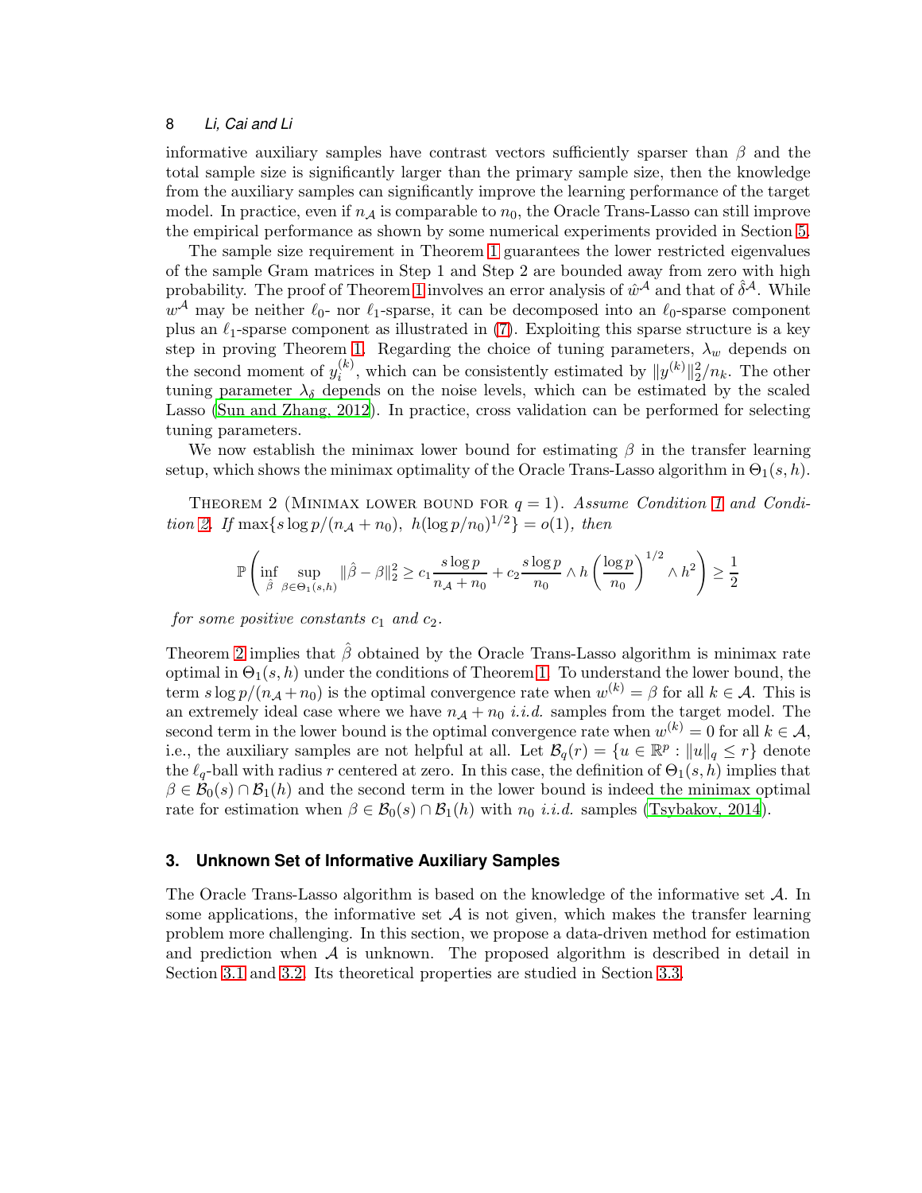informative auxiliary samples have contrast vectors sufficiently sparser than $\beta$ and the total sample size is significantly larger than the primary sample size, then the knowledge from the auxiliary samples can significantly improve the learning performance of the target model. In practice, even if $n_{\mathcal{A}}$ is comparable to $n_0$, the Oracle Trans-Lasso can still improve the empirical performance as shown by some numerical experiments provided in Section 5.

The sample size requirement in Theorem 1 guarantees the lower restricted eigenvalues of the sample Gram matrices in Step 1 and Step 2 are bounded away from zero with high probability. The proof of Theorem 1 involves an error analysis of $\hat{w}^{\mathcal{A}}$ and that of $\hat{\delta}^{\mathcal{A}}$. While $w^{\mathcal{A}}$ may be neither $\ell_0$- nor $\ell_1$-sparse, it can be decomposed into an $\ell_0$-sparse component plus an $\ell_1$-sparse component as illustrated in (7). Exploiting this sparse structure is a key step in proving Theorem 1. Regarding the choice of tuning parameters, $\lambda_w$ depends on the second moment of $y_i^{(k)}$, which can be consistently estimated by $\|y^{(k)}\|_2^2/n_k$. The other tuning parameter $\lambda_\delta$ depends on the noise levels, which can be estimated by the scaled Lasso (Sun and Zhang, 2012). In practice, cross validation can be performed for selecting tuning parameters.

We now establish the minimax lower bound for estimating $\beta$ in the transfer learning setup, which shows the minimax optimality of the Oracle Trans-Lasso algorithm in $\Theta_1(s,h)$.

Theorem 2 (Minimax lower bound for $q=1$). *Assume Condition 1 and Condition 2. If $\max\{s\log p/(n_{\mathcal{A}}+n_0),\ h(\log p/n_0)^{1/2}\}=o(1)$, then*

$$\mathbb{P}\left(\inf_{\hat{\beta}}\sup_{\beta\in\Theta_1(s,h)}\|\hat{\beta}-\beta\|_2^2\geq c_1\frac{s\log p}{n_{\mathcal{A}}+n_0}+c_2\frac{s\log p}{n_0}\wedge h\left(\frac{\log p}{n_0}\right)^{1/2}\wedge h^2\right)\geq\frac{1}{2}$$

*for some positive constants $c_1$ and $c_2$.*

Theorem 2 implies that $\hat{\beta}$ obtained by the Oracle Trans-Lasso algorithm is minimax rate optimal in $\Theta_1(s,h)$ under the conditions of Theorem 1. To understand the lower bound, the term $s\log p/(n_{\mathcal{A}}+n_0)$ is the optimal convergence rate when $w^{(k)}=\beta$ for all $k\in\mathcal{A}$. This is an extremely ideal case where we have $n_{\mathcal{A}}+n_0$ *i.i.d.* samples from the target model. The second term in the lower bound is the optimal convergence rate when $w^{(k)}=0$ for all $k\in\mathcal{A}$, i.e., the auxiliary samples are not helpful at all. Let $\mathcal{B}_q(r)=\{u\in\mathbb{R}^p:\|u\|_q\leq r\}$ denote the $\ell_q$-ball with radius $r$ centered at zero. In this case, the definition of $\Theta_1(s,h)$ implies that $\beta\in\mathcal{B}_0(s)\cap\mathcal{B}_1(h)$ and the second term in the lower bound is indeed the minimax optimal rate for estimation when $\beta\in\mathcal{B}_0(s)\cap\mathcal{B}_1(h)$ with $n_0$ *i.i.d.* samples (Tsybakov, 2014).

## 3. Unknown Set of Informative Auxiliary Samples

The Oracle Trans-Lasso algorithm is based on the knowledge of the informative set $\mathcal{A}$. In some applications, the informative set $\mathcal{A}$ is not given, which makes the transfer learning problem more challenging. In this section, we propose a data-driven method for estimation and prediction when $\mathcal{A}$ is unknown. The proposed algorithm is described in detail in Section 3.1 and 3.2. Its theoretical properties are studied in Section 3.3.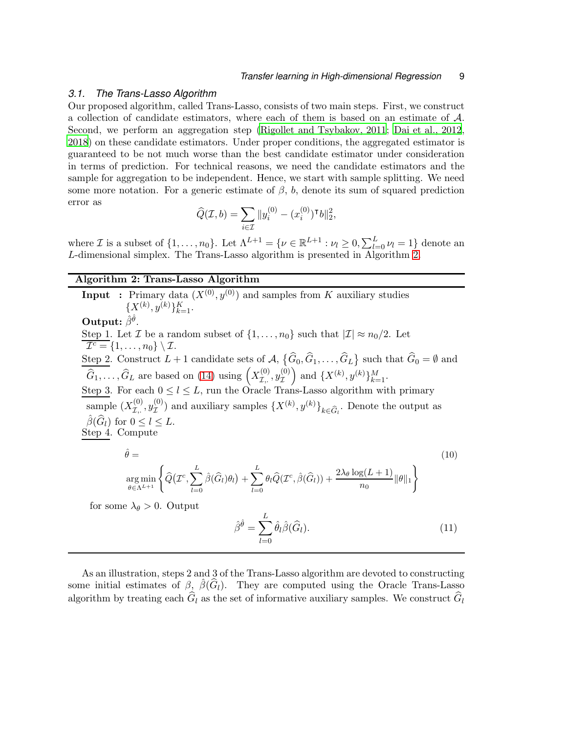### 3.1. The Trans-Lasso Algorithm

Our proposed algorithm, called Trans-Lasso, consists of two main steps. First, we construct a collection of candidate estimators, where each of them is based on an estimate of $\mathcal{A}$. Second, we perform an aggregation step (Rigollet and Tsybakov, 2011; Dai et al., 2012, 2018) on these candidate estimators. Under proper conditions, the aggregated estimator is guaranteed to be not much worse than the best candidate estimator under consideration in terms of prediction. For technical reasons, we need the candidate estimators and the sample for aggregation to be independent. Hence, we start with sample splitting. We need some more notation. For a generic estimate of $\beta$, $b$, denote its sum of squared prediction error as

$$\widehat{Q}(\mathcal{I}, b) = \sum_{i \in \mathcal{I}} \|y_i^{(0)} - (x_i^{(0)})^{\intercal} b\|_2^2,$$

where $\mathcal{I}$ is a subset of $\{1, \ldots, n_0\}$. Let $\Lambda^{L+1} = \{\nu \in \mathbb{R}^{L+1} : \nu_l \geq 0, \sum_{l=0}^{L} \nu_l = 1\}$ denote an $L$-dimensional simplex. The Trans-Lasso algorithm is presented in Algorithm 2.

---

**Algorithm 2: Trans-Lasso Algorithm**

---

**Input :** Primary data $(X^{(0)}, y^{(0)})$ and samples from $K$ auxiliary studies $\{X^{(k)}, y^{(k)}\}_{k=1}^{K}$.

**Output:** $\hat{\beta}^{\hat{\theta}}$.

Step 1. Let $\mathcal{I}$ be a random subset of $\{1, \ldots, n_0\}$ such that $|\mathcal{I}| \approx n_0/2$. Let $\mathcal{I}^c = \{1, \ldots, n_0\} \setminus \mathcal{I}$.

Step 2. Construct $L+1$ candidate sets of $\mathcal{A}$, $\{\widehat{G}_0, \widehat{G}_1, \ldots, \widehat{G}_L\}$ such that $\widehat{G}_0 = \emptyset$ and $\widehat{G}_1, \ldots, \widehat{G}_L$ are based on (14) using $\left(X_{\mathcal{I},.}^{(0)}, y_{\mathcal{I}}^{(0)}\right)$ and $\{X^{(k)}, y^{(k)}\}_{k=1}^{M}$.

Step 3. For each $0 \leq l \leq L$, run the Oracle Trans-Lasso algorithm with primary sample $(X_{\mathcal{I},.}^{(0)}, y_{\mathcal{I}}^{(0)})$ and auxiliary samples $\{X^{(k)}, y^{(k)}\}_{k \in \widehat{G}_l}$. Denote the output as $\hat{\beta}(\widehat{G}_l)$ for $0 \leq l \leq L$.

Step 4. Compute

$$\hat{\theta} = \mathop{\arg\min}_{\theta \in \Lambda^{L+1}} \left\{ \widehat{Q}\big(\mathcal{I}^c, \sum_{l=0}^{L} \hat{\beta}(\widehat{G}_l)\theta_l\big) + \sum_{l=0}^{L} \theta_l \widehat{Q}(\mathcal{I}^c, \hat{\beta}(\widehat{G}_l)) + \frac{2\lambda_\theta \log(L+1)}{n_0} \|\theta\|_1 \right\} \tag{10}$$

for some $\lambda_\theta > 0$. Output

$$\hat{\beta}^{\hat{\theta}} = \sum_{l=0}^{L} \hat{\theta}_l \hat{\beta}(\widehat{G}_l). \tag{11}$$

---

As an illustration, steps 2 and 3 of the Trans-Lasso algorithm are devoted to constructing some initial estimates of $\beta$, $\hat{\beta}(\widehat{G}_l)$. They are computed using the Oracle Trans-Lasso algorithm by treating each $\widehat{G}_l$ as the set of informative auxiliary samples. We construct $\widehat{G}_l$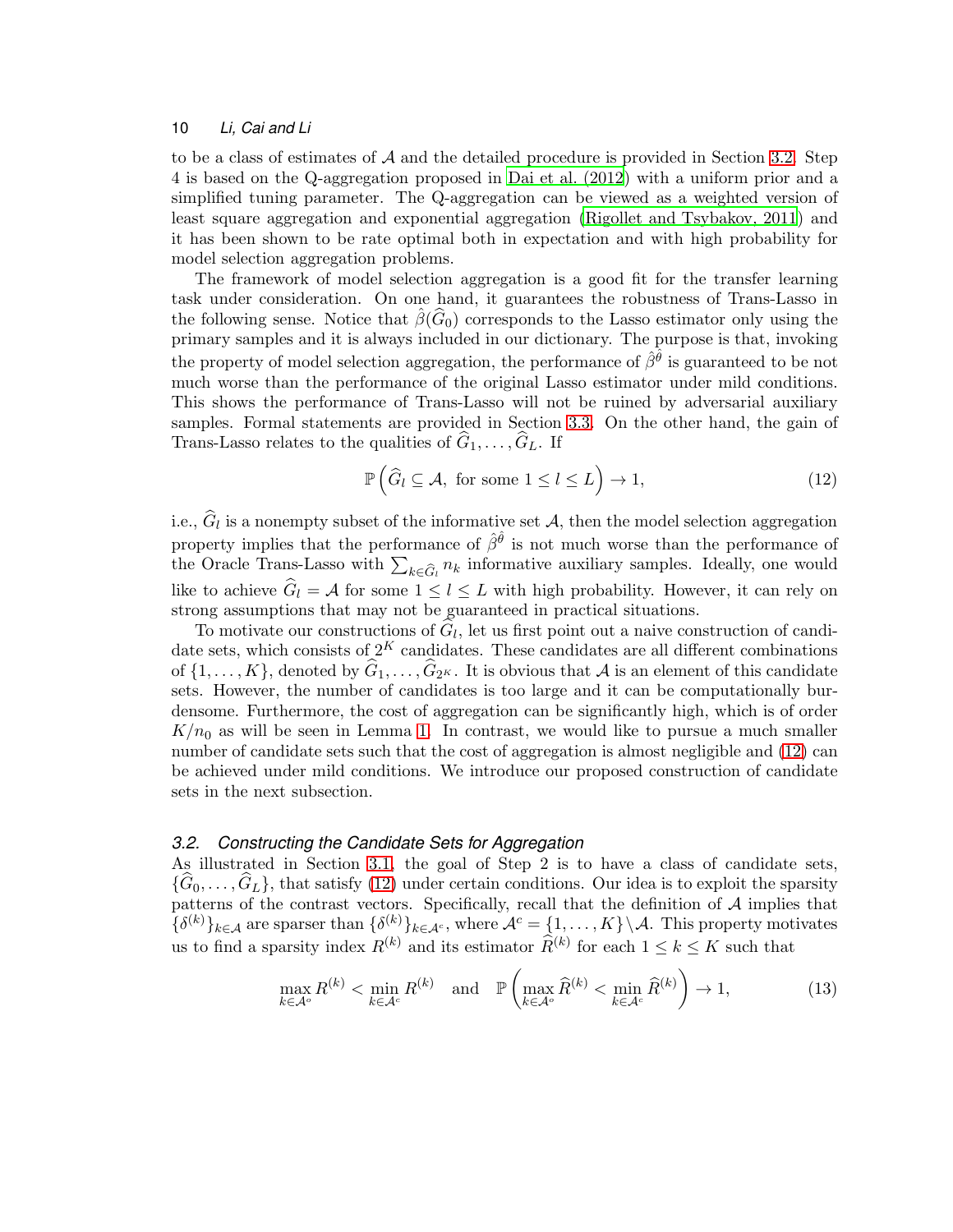to be a class of estimates of $\mathcal{A}$ and the detailed procedure is provided in Section 3.2. Step 4 is based on the Q-aggregation proposed in Dai et al. (2012) with a uniform prior and a simplified tuning parameter. The Q-aggregation can be viewed as a weighted version of least square aggregation and exponential aggregation (Rigollet and Tsybakov, 2011) and it has been shown to be rate optimal both in expectation and with high probability for model selection aggregation problems.

The framework of model selection aggregation is a good fit for the transfer learning task under consideration. On one hand, it guarantees the robustness of Trans-Lasso in the following sense. Notice that $\hat{\beta}(\widehat{G}_0)$ corresponds to the Lasso estimator only using the primary samples and it is always included in our dictionary. The purpose is that, invoking the property of model selection aggregation, the performance of $\hat{\beta}^{\hat{\theta}}$ is guaranteed to be not much worse than the performance of the original Lasso estimator under mild conditions. This shows the performance of Trans-Lasso will not be ruined by adversarial auxiliary samples. Formal statements are provided in Section 3.3. On the other hand, the gain of Trans-Lasso relates to the qualities of $\widehat{G}_1, \ldots, \widehat{G}_L$. If

$$\mathbb{P}\left(\widehat{G}_l \subseteq \mathcal{A}, \text{ for some } 1 \leq l \leq L\right) \rightarrow 1, \tag{12}$$

i.e., $\widehat{G}_l$ is a nonempty subset of the informative set $\mathcal{A}$, then the model selection aggregation property implies that the performance of $\hat{\beta}^{\hat{\theta}}$ is not much worse than the performance of the Oracle Trans-Lasso with $\sum_{k\in\widehat{G}_l} n_k$ informative auxiliary samples. Ideally, one would like to achieve $\widehat{G}_l = \mathcal{A}$ for some $1 \leq l \leq L$ with high probability. However, it can rely on strong assumptions that may not be guaranteed in practical situations.

To motivate our constructions of $\widehat{G}_l$, let us first point out a naive construction of candidate sets, which consists of $2^K$ candidates. These candidates are all different combinations of $\{1, \ldots, K\}$, denoted by $\widehat{G}_1, \ldots, \widehat{G}_{2^K}$. It is obvious that $\mathcal{A}$ is an element of this candidate sets. However, the number of candidates is too large and it can be computationally burdensome. Furthermore, the cost of aggregation can be significantly high, which is of order $K/n_0$ as will be seen in Lemma 1. In contrast, we would like to pursue a much smaller number of candidate sets such that the cost of aggregation is almost negligible and (12) can be achieved under mild conditions. We introduce our proposed construction of candidate sets in the next subsection.

### 3.2. Constructing the Candidate Sets for Aggregation

As illustrated in Section 3.1, the goal of Step 2 is to have a class of candidate sets, $\{\widehat{G}_0, \ldots, \widehat{G}_L\}$, that satisfy (12) under certain conditions. Our idea is to exploit the sparsity patterns of the contrast vectors. Specifically, recall that the definition of $\mathcal{A}$ implies that $\{\delta^{(k)}\}_{k\in\mathcal{A}}$ are sparser than $\{\delta^{(k)}\}_{k\in\mathcal{A}^c}$, where $\mathcal{A}^c = \{1, \ldots, K\}\backslash\mathcal{A}$. This property motivates us to find a sparsity index $R^{(k)}$ and its estimator $\widehat{R}^{(k)}$ for each $1 \leq k \leq K$ such that

$$\max_{k\in\mathcal{A}^o} R^{(k)} < \min_{k\in\mathcal{A}^c} R^{(k)} \quad \text{and} \quad \mathbb{P}\left(\max_{k\in\mathcal{A}^o} \widehat{R}^{(k)} < \min_{k\in\mathcal{A}^c} \widehat{R}^{(k)}\right) \rightarrow 1, \tag{13}$$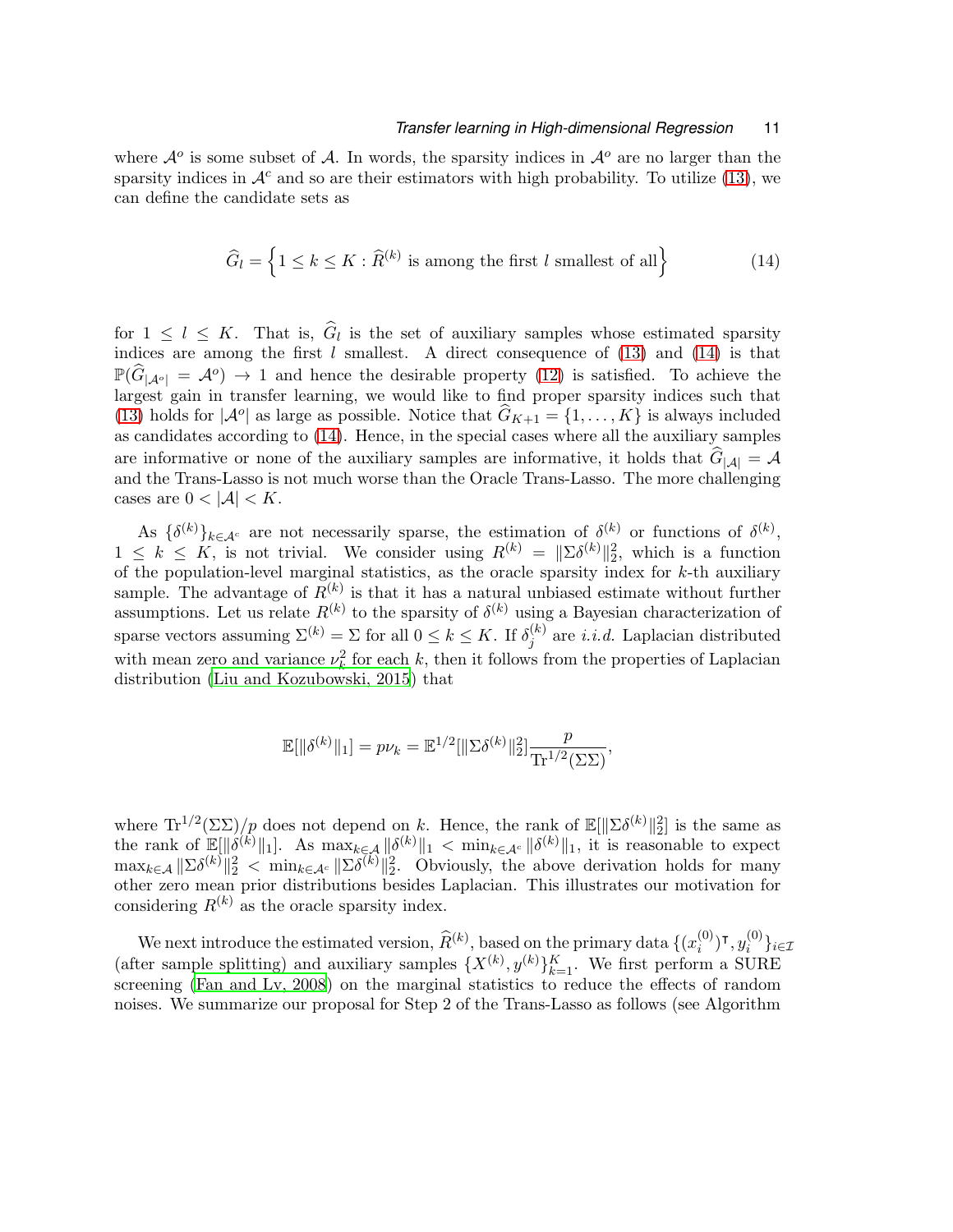where $\mathcal{A}^o$ is some subset of $\mathcal{A}$. In words, the sparsity indices in $\mathcal{A}^o$ are no larger than the sparsity indices in $\mathcal{A}^c$ and so are their estimators with high probability. To utilize (13), we can define the candidate sets as

$$\widehat{G}_l = \left\{1 \leq k \leq K : \widehat{R}^{(k)} \text{ is among the first } l \text{ smallest of all}\right\} \tag{14}$$

for $1 \leq l \leq K$. That is, $\widehat{G}_l$ is the set of auxiliary samples whose estimated sparsity indices are among the first $l$ smallest. A direct consequence of (13) and (14) is that $\mathbb{P}(\widehat{G}_{|\mathcal{A}^o|} = \mathcal{A}^o) \to 1$ and hence the desirable property (12) is satisfied. To achieve the largest gain in transfer learning, we would like to find proper sparsity indices such that (13) holds for $|\mathcal{A}^o|$ as large as possible. Notice that $\widehat{G}_{K+1} = \{1, \ldots, K\}$ is always included as candidates according to (14). Hence, in the special cases where all the auxiliary samples are informative or none of the auxiliary samples are informative, it holds that $\widehat{G}_{|\mathcal{A}|} = \mathcal{A}$ and the Trans-Lasso is not much worse than the Oracle Trans-Lasso. The more challenging cases are $0 < |\mathcal{A}| < K$.

As $\{\delta^{(k)}\}_{k \in \mathcal{A}^c}$ are not necessarily sparse, the estimation of $\delta^{(k)}$ or functions of $\delta^{(k)}$, $1 \leq k \leq K$, is not trivial. We consider using $R^{(k)} = \|\Sigma\delta^{(k)}\|_2^2$, which is a function of the population-level marginal statistics, as the oracle sparsity index for $k$-th auxiliary sample. The advantage of $R^{(k)}$ is that it has a natural unbiased estimate without further assumptions. Let us relate $R^{(k)}$ to the sparsity of $\delta^{(k)}$ using a Bayesian characterization of sparse vectors assuming $\Sigma^{(k)} = \Sigma$ for all $0 \leq k \leq K$. If $\delta_j^{(k)}$ are *i.i.d.* Laplacian distributed with mean zero and variance $\nu_k^2$ for each $k$, then it follows from the properties of Laplacian distribution (Liu and Kozubowski, 2015) that

$$\mathbb{E}[\|\delta^{(k)}\|_1] = p\nu_k = \mathbb{E}^{1/2}[\|\Sigma\delta^{(k)}\|_2^2]\frac{p}{\mathrm{Tr}^{1/2}(\Sigma\Sigma)},$$

where $\mathrm{Tr}^{1/2}(\Sigma\Sigma)/p$ does not depend on $k$. Hence, the rank of $\mathbb{E}[\|\Sigma\delta^{(k)}\|_2^2]$ is the same as the rank of $\mathbb{E}[\|\delta^{(k)}\|_1]$. As $\max_{k\in\mathcal{A}} \|\delta^{(k)}\|_1 < \min_{k\in\mathcal{A}^c} \|\delta^{(k)}\|_1$, it is reasonable to expect $\max_{k\in\mathcal{A}} \|\Sigma\delta^{(k)}\|_2^2 < \min_{k\in\mathcal{A}^c} \|\Sigma\delta^{(k)}\|_2^2$. Obviously, the above derivation holds for many other zero mean prior distributions besides Laplacian. This illustrates our motivation for considering $R^{(k)}$ as the oracle sparsity index.

We next introduce the estimated version, $\widehat{R}^{(k)}$, based on the primary data $\{(x_i^{(0)})^\intercal, y_i^{(0)}\}_{i\in\mathcal{I}}$ (after sample splitting) and auxiliary samples $\{X^{(k)}, y^{(k)}\}_{k=1}^K$. We first perform a SURE screening (Fan and Lv, 2008) on the marginal statistics to reduce the effects of random noises. We summarize our proposal for Step 2 of the Trans-Lasso as follows (see Algorithm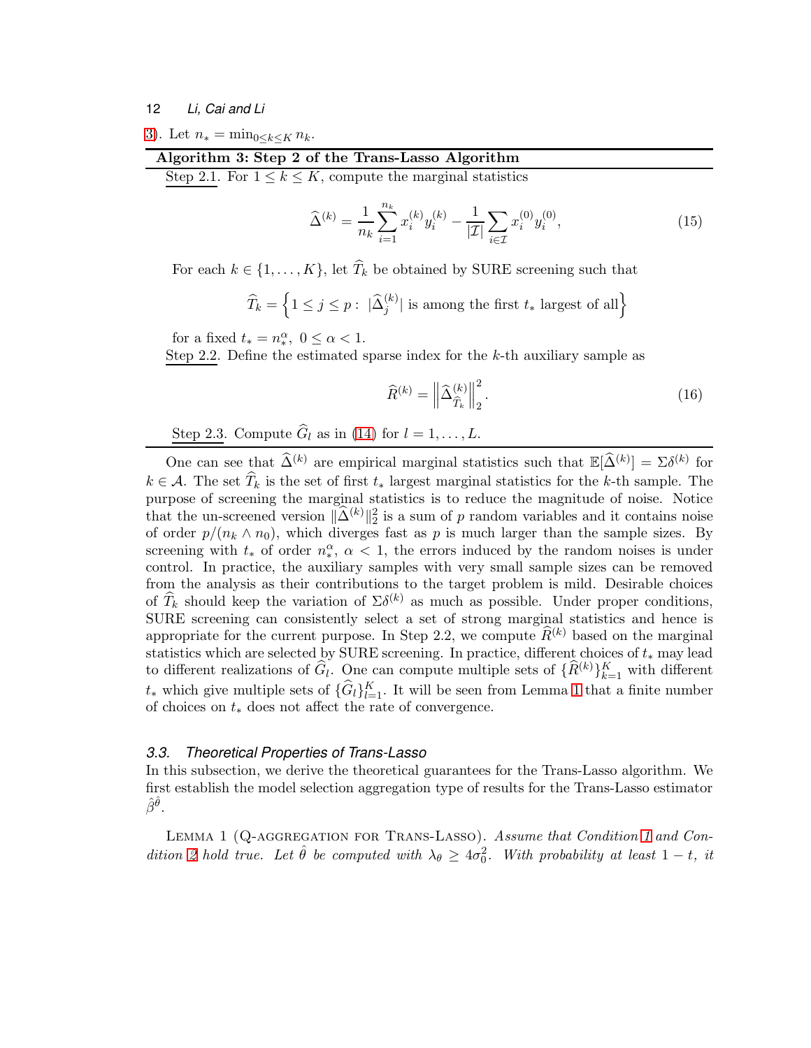3). Let $n_* = \min_{0\leq k\leq K} n_k$.

---

**Algorithm 3: Step 2 of the Trans-Lasso Algorithm**

---

Step 2.1. For $1 \leq k \leq K$, compute the marginal statistics

$$\widehat{\Delta}^{(k)} = \frac{1}{n_k}\sum_{i=1}^{n_k} x_i^{(k)} y_i^{(k)} - \frac{1}{|\mathcal{I}|}\sum_{i\in\mathcal{I}} x_i^{(0)} y_i^{(0)}, \tag{15}$$

For each $k \in \{1,\ldots,K\}$, let $\widehat{T}_k$ be obtained by SURE screening such that

$$\widehat{T}_k = \left\{1 \leq j \leq p : \ |\widehat{\Delta}_j^{(k)}| \text{ is among the first } t_* \text{ largest of all}\right\}$$

for a fixed $t_* = n_*^{\alpha}, \ 0 \leq \alpha < 1$.

Step 2.2. Define the estimated sparse index for the $k$-th auxiliary sample as

$$\widehat{R}^{(k)} = \left\|\widehat{\Delta}_{\widehat{T}_k}^{(k)}\right\|_2^2. \tag{16}$$

Step 2.3. Compute $\widehat{G}_l$ as in (14) for $l = 1,\ldots,L$.

---

One can see that $\widehat{\Delta}^{(k)}$ are empirical marginal statistics such that $\mathbb{E}[\widehat{\Delta}^{(k)}] = \Sigma\delta^{(k)}$ for $k \in \mathcal{A}$. The set $\widehat{T}_k$ is the set of first $t_*$ largest marginal statistics for the $k$-th sample. The purpose of screening the marginal statistics is to reduce the magnitude of noise. Notice that the un-screened version $\|\widehat{\Delta}^{(k)}\|_2^2$ is a sum of $p$ random variables and it contains noise of order $p/(n_k \wedge n_0)$, which diverges fast as $p$ is much larger than the sample sizes. By screening with $t_*$ of order $n_*^{\alpha}$, $\alpha < 1$, the errors induced by the random noises is under control. In practice, the auxiliary samples with very small sample sizes can be removed from the analysis as their contributions to the target problem is mild. Desirable choices of $\widehat{T}_k$ should keep the variation of $\Sigma\delta^{(k)}$ as much as possible. Under proper conditions, SURE screening can consistently select a set of strong marginal statistics and hence is appropriate for the current purpose. In Step 2.2, we compute $\widehat{R}^{(k)}$ based on the marginal statistics which are selected by SURE screening. In practice, different choices of $t_*$ may lead to different realizations of $\widehat{G}_l$. One can compute multiple sets of $\{\widehat{R}^{(k)}\}_{k=1}^K$ with different $t_*$ which give multiple sets of $\{\widehat{G}_l\}_{l=1}^K$. It will be seen from Lemma 1 that a finite number of choices on $t_*$ does not affect the rate of convergence.

### 3.3. Theoretical Properties of Trans-Lasso

In this subsection, we derive the theoretical guarantees for the Trans-Lasso algorithm. We first establish the model selection aggregation type of results for the Trans-Lasso estimator $\hat{\beta}^{\hat{\theta}}$.

Lemma 1 (Q-aggregation for Trans-Lasso). *Assume that Condition 1 and Condition 2 hold true. Let $\hat{\theta}$ be computed with $\lambda_\theta \geq 4\sigma_0^2$. With probability at least $1-t$, it*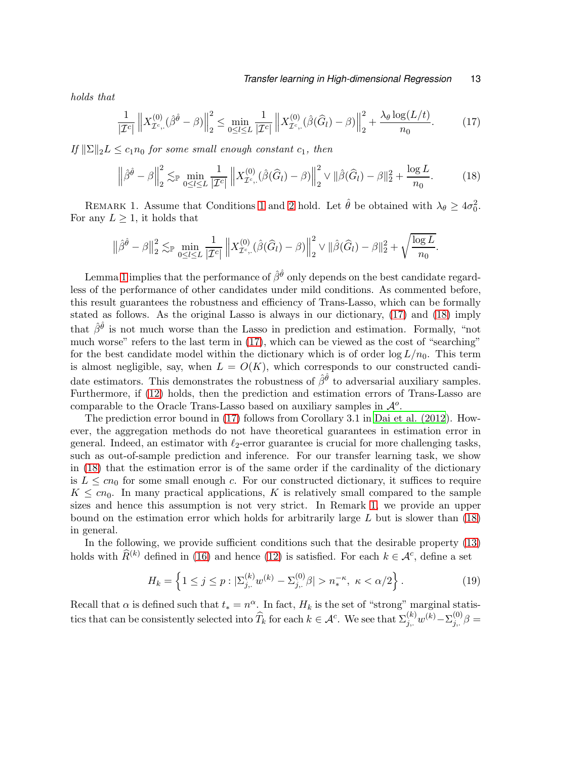*holds that*

$$\frac{1}{|\mathcal{I}^c|}\left\|X^{(0)}_{\mathcal{I}^c,.}(\hat{\beta}^{\hat{\theta}}-\beta)\right\|_2^2 \leq \min_{0\leq l\leq L}\frac{1}{|\mathcal{I}^c|}\left\|X^{(0)}_{\mathcal{I}^c,.}(\hat{\beta}(\widehat{G}_l)-\beta)\right\|_2^2+\frac{\lambda_\theta \log(L/t)}{n_0}. \tag{17}$$

*If $\|\Sigma\|_2 L \leq c_1 n_0$ for some small enough constant $c_1$, then*

$$\left\|\hat{\beta}^{\hat{\theta}}-\beta\right\|_2^2 \lesssim_{\mathbb{P}} \min_{0\leq l\leq L}\frac{1}{|\mathcal{I}^c|}\left\|X^{(0)}_{\mathcal{I}^c,.}(\hat{\beta}(\widehat{G}_l)-\beta)\right\|_2^2 \vee \|\hat{\beta}(\widehat{G}_l)-\beta\|_2^2+\frac{\log L}{n_0}. \tag{18}$$

Remark 1. Assume that Conditions 1 and 2 hold. Let $\hat{\theta}$ be obtained with $\lambda_\theta \geq 4\sigma_0^2$. For any $L \geq 1$, it holds that

$$\left\|\hat{\beta}^{\hat{\theta}}-\beta\right\|_2^2 \lesssim_{\mathbb{P}} \min_{0\leq l\leq L}\frac{1}{|\mathcal{I}^c|}\left\|X^{(0)}_{\mathcal{I}^c,.}(\hat{\beta}(\widehat{G}_l)-\beta)\right\|_2^2 \vee \|\hat{\beta}(\widehat{G}_l)-\beta\|_2^2+\sqrt{\frac{\log L}{n_0}}.$$

Lemma 1 implies that the performance of $\hat{\beta}^{\hat{\theta}}$ only depends on the best candidate regardless of the performance of other candidates under mild conditions. As commented before, this result guarantees the robustness and efficiency of Trans-Lasso, which can be formally stated as follows. As the original Lasso is always in our dictionary, (17) and (18) imply that $\hat{\beta}^{\hat{\theta}}$ is not much worse than the Lasso in prediction and estimation. Formally, "not much worse" refers to the last term in (17), which can be viewed as the cost of "searching" for the best candidate model within the dictionary which is of order $\log L/n_0$. This term is almost negligible, say, when $L = O(K)$, which corresponds to our constructed candidate estimators. This demonstrates the robustness of $\hat{\beta}^{\hat{\theta}}$ to adversarial auxiliary samples. Furthermore, if (12) holds, then the prediction and estimation errors of Trans-Lasso are comparable to the Oracle Trans-Lasso based on auxiliary samples in $\mathcal{A}^o$.

The prediction error bound in (17) follows from Corollary 3.1 in Dai et al. (2012). However, the aggregation methods do not have theoretical guarantees in estimation error in general. Indeed, an estimator with $\ell_2$-error guarantee is crucial for more challenging tasks, such as out-of-sample prediction and inference. For our transfer learning task, we show in (18) that the estimation error is of the same order if the cardinality of the dictionary is $L \leq cn_0$ for some small enough $c$. For our constructed dictionary, it suffices to require $K \leq cn_0$. In many practical applications, $K$ is relatively small compared to the sample sizes and hence this assumption is not very strict. In Remark 1, we provide an upper bound on the estimation error which holds for arbitrarily large $L$ but is slower than (18) in general.

In the following, we provide sufficient conditions such that the desirable property (13) holds with $\widehat{R}^{(k)}$ defined in (16) and hence (12) is satisfied. For each $k \in \mathcal{A}^c$, define a set

$$H_k = \left\{1 \leq j \leq p : |\Sigma^{(k)}_{j,.}w^{(k)} - \Sigma^{(0)}_{j,.}\beta| > n_*^{-\kappa},\ \kappa < \alpha/2\right\}. \tag{19}$$

Recall that $\alpha$ is defined such that $t_* = n^{\alpha}$. In fact, $H_k$ is the set of "strong" marginal statistics that can be consistently selected into $\widehat{T}_k$ for each $k \in \mathcal{A}^c$. We see that $\Sigma^{(k)}_{j,.}w^{(k)} - \Sigma^{(0)}_{j,.}\beta =$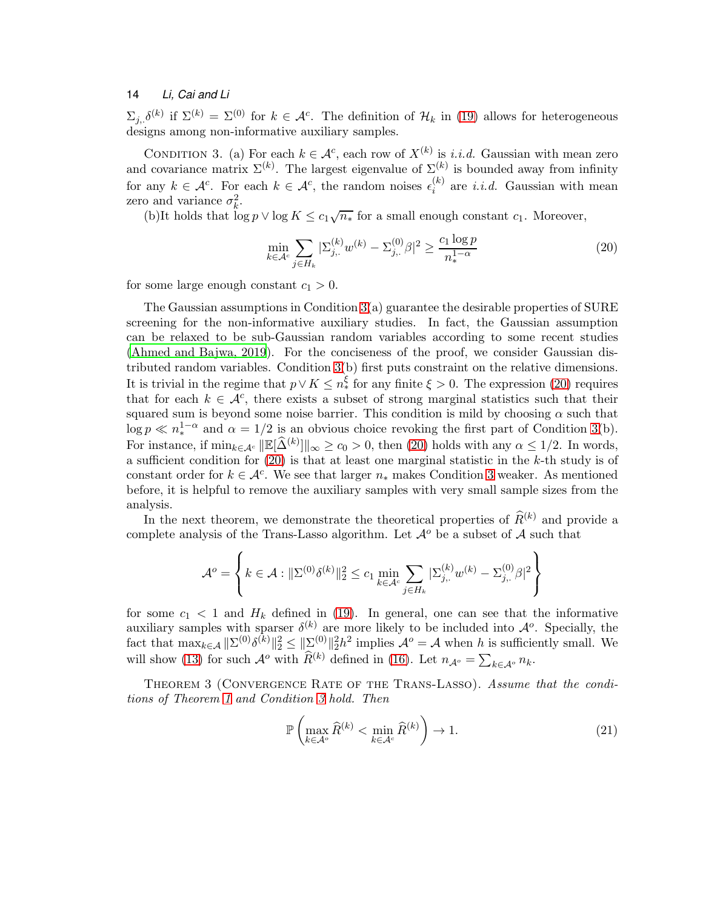$\Sigma_{j,.}\delta^{(k)}$ if $\Sigma^{(k)} = \Sigma^{(0)}$ for $k \in \mathcal{A}^c$. The definition of $\mathcal{H}_k$ in (19) allows for heterogeneous designs among non-informative auxiliary samples.

CONDITION 3. (a) For each $k \in \mathcal{A}^c$, each row of $X^{(k)}$ is *i.i.d.* Gaussian with mean zero and covariance matrix $\Sigma^{(k)}$. The largest eigenvalue of $\Sigma^{(k)}$ is bounded away from infinity for any $k \in \mathcal{A}^c$. For each $k \in \mathcal{A}^c$, the random noises $\epsilon_i^{(k)}$ are *i.i.d.* Gaussian with mean zero and variance $\sigma_k^2$.

(b)It holds that $\log p \vee \log K \leq c_1 \sqrt{n_*}$ for a small enough constant $c_1$. Moreover,

$$\min_{k \in \mathcal{A}^c} \sum_{j \in H_k} |\Sigma_{j,.}^{(k)} w^{(k)} - \Sigma_{j,.}^{(0)} \beta|^2 \geq \frac{c_1 \log p}{n_*^{1-\alpha}} \tag{20}$$

for some large enough constant $c_1 > 0$.

The Gaussian assumptions in Condition 3(a) guarantee the desirable properties of SURE screening for the non-informative auxiliary studies. In fact, the Gaussian assumption can be relaxed to be sub-Gaussian random variables according to some recent studies (Ahmed and Bajwa, 2019). For the conciseness of the proof, we consider Gaussian distributed random variables. Condition 3(b) first puts constraint on the relative dimensions. It is trivial in the regime that $p \vee K \leq n_*^{\xi}$ for any finite $\xi > 0$. The expression (20) requires that for each $k \in \mathcal{A}^c$, there exists a subset of strong marginal statistics such that their squared sum is beyond some noise barrier. This condition is mild by choosing $\alpha$ such that $\log p \ll n_*^{1-\alpha}$ and $\alpha = 1/2$ is an obvious choice revoking the first part of Condition 3(b). For instance, if $\min_{k \in \mathcal{A}^c} \|\mathbb{E}[\widehat{\Delta}^{(k)}]\|_\infty \geq c_0 > 0$, then (20) holds with any $\alpha \leq 1/2$. In words, a sufficient condition for (20) is that at least one marginal statistic in the $k$-th study is of constant order for $k \in \mathcal{A}^c$. We see that larger $n_*$ makes Condition 3 weaker. As mentioned before, it is helpful to remove the auxiliary samples with very small sample sizes from the analysis.

In the next theorem, we demonstrate the theoretical properties of $\widehat{R}^{(k)}$ and provide a complete analysis of the Trans-Lasso algorithm. Let $\mathcal{A}^o$ be a subset of $\mathcal{A}$ such that

$$\mathcal{A}^o = \left\{ k \in \mathcal{A} : \|\Sigma^{(0)} \delta^{(k)}\|_2^2 \leq c_1 \min_{k \in \mathcal{A}^c} \sum_{j \in H_k} |\Sigma_{j,.}^{(k)} w^{(k)} - \Sigma_{j,.}^{(0)} \beta|^2 \right\}$$

for some $c_1 < 1$ and $H_k$ defined in (19). In general, one can see that the informative auxiliary samples with sparser $\delta^{(k)}$ are more likely to be included into $\mathcal{A}^o$. Specially, the fact that $\max_{k \in \mathcal{A}} \|\Sigma^{(0)} \delta^{(k)}\|_2^2 \leq \|\Sigma^{(0)}\|_2^2 h^2$ implies $\mathcal{A}^o = \mathcal{A}$ when $h$ is sufficiently small. We will show (13) for such $\mathcal{A}^o$ with $\widehat{R}^{(k)}$ defined in (16). Let $n_{\mathcal{A}^o} = \sum_{k \in \mathcal{A}^o} n_k$.

THEOREM 3 (CONVERGENCE RATE OF THE TRANS-LASSO). *Assume that the conditions of Theorem 1 and Condition 3 hold. Then*

$$\mathbb{P}\left( \max_{k \in \mathcal{A}^o} \widehat{R}^{(k)} < \min_{k \in \mathcal{A}^c} \widehat{R}^{(k)} \right) \to 1. \tag{21}$$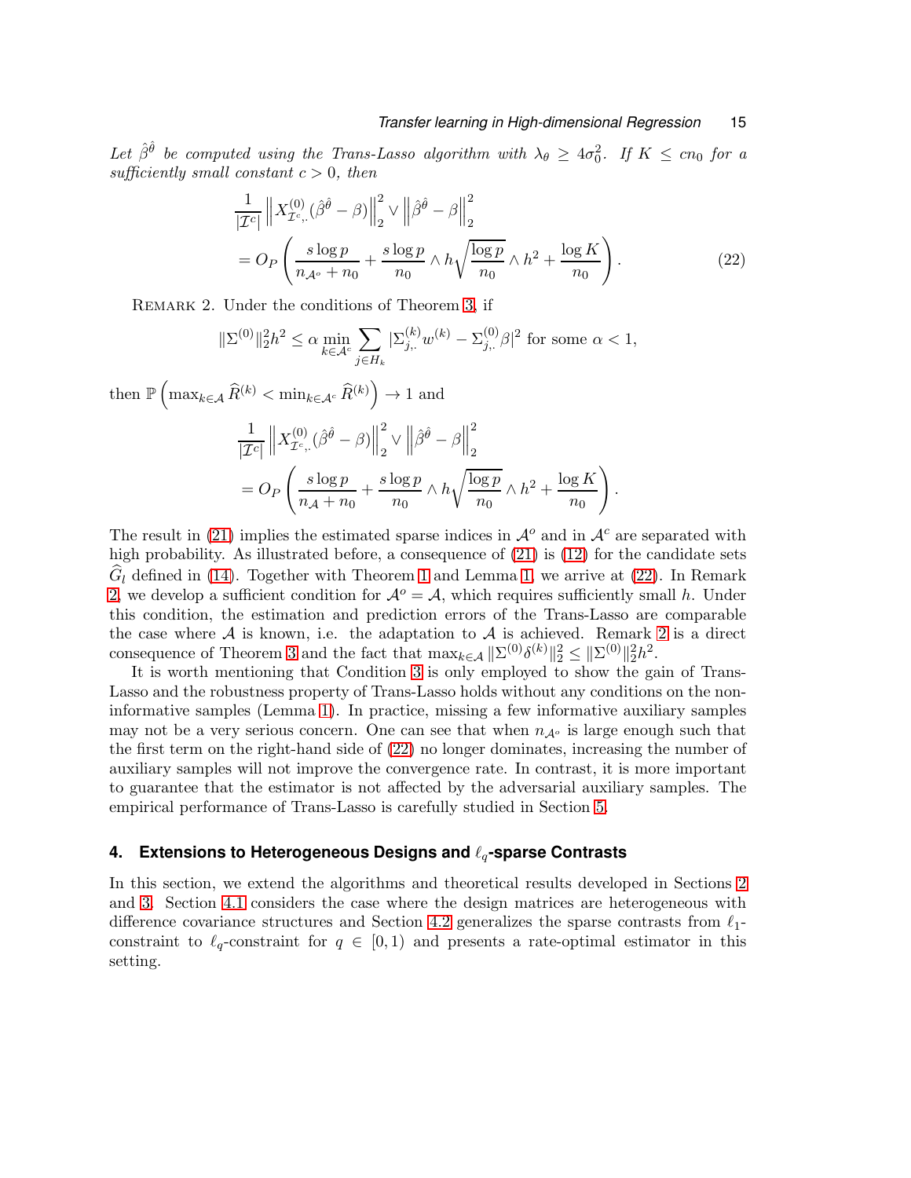*Let $\hat{\beta}^{\hat{\theta}}$ be computed using the Trans-Lasso algorithm with $\lambda_\theta \geq 4\sigma_0^2$. If $K \leq cn_0$ for a sufficiently small constant $c > 0$, then*

$$\frac{1}{|\mathcal{I}^c|}\left\|X^{(0)}_{\mathcal{I}^c,.}(\hat{\beta}^{\hat{\theta}}-\beta)\right\|_2^2 \vee \left\|\hat{\beta}^{\hat{\theta}}-\beta\right\|_2^2$$
$$= O_P\left(\frac{s\log p}{n_{\mathcal{A}^o}+n_0}+\frac{s\log p}{n_0}\wedge h\sqrt{\frac{\log p}{n_0}}\wedge h^2+\frac{\log K}{n_0}\right). \tag{22}$$

Remark 2. Under the conditions of Theorem 3, if

$$\|\Sigma^{(0)}\|_2^2 h^2 \leq \alpha \min_{k\in\mathcal{A}^c}\sum_{j\in H_k}|\Sigma^{(k)}_{j,.}w^{(k)}-\Sigma^{(0)}_{j,.}\beta|^2 \text{ for some } \alpha < 1,$$

then $\mathbb{P}\left(\max_{k\in\mathcal{A}}\widehat{R}^{(k)} < \min_{k\in\mathcal{A}^c}\widehat{R}^{(k)}\right) \to 1$ and

$$\frac{1}{|\mathcal{I}^c|}\left\|X^{(0)}_{\mathcal{I}^c,.}(\hat{\beta}^{\hat{\theta}}-\beta)\right\|_2^2 \vee \left\|\hat{\beta}^{\hat{\theta}}-\beta\right\|_2^2$$
$$= O_P\left(\frac{s\log p}{n_{\mathcal{A}}+n_0}+\frac{s\log p}{n_0}\wedge h\sqrt{\frac{\log p}{n_0}}\wedge h^2+\frac{\log K}{n_0}\right).$$

The result in (21) implies the estimated sparse indices in $\mathcal{A}^o$ and in $\mathcal{A}^c$ are separated with high probability. As illustrated before, a consequence of (21) is (12) for the candidate sets $\widehat{G}_l$ defined in (14). Together with Theorem 1 and Lemma 1, we arrive at (22). In Remark 2, we develop a sufficient condition for $\mathcal{A}^o = \mathcal{A}$, which requires sufficiently small $h$. Under this condition, the estimation and prediction errors of the Trans-Lasso are comparable the case where $\mathcal{A}$ is known, i.e. the adaptation to $\mathcal{A}$ is achieved. Remark 2 is a direct consequence of Theorem 3 and the fact that $\max_{k\in\mathcal{A}}\|\Sigma^{(0)}\delta^{(k)}\|_2^2 \leq \|\Sigma^{(0)}\|_2^2 h^2$.

It is worth mentioning that Condition 3 is only employed to show the gain of Trans-Lasso and the robustness property of Trans-Lasso holds without any conditions on the non-informative samples (Lemma 1). In practice, missing a few informative auxiliary samples may not be a very serious concern. One can see that when $n_{\mathcal{A}^o}$ is large enough such that the first term on the right-hand side of (22) no longer dominates, increasing the number of auxiliary samples will not improve the convergence rate. In contrast, it is more important to guarantee that the estimator is not affected by the adversarial auxiliary samples. The empirical performance of Trans-Lasso is carefully studied in Section 5.

## 4. Extensions to Heterogeneous Designs and $\ell_q$-sparse Contrasts

In this section, we extend the algorithms and theoretical results developed in Sections 2 and 3. Section 4.1 considers the case where the design matrices are heterogeneous with difference covariance structures and Section 4.2 generalizes the sparse contrasts from $\ell_1$-constraint to $\ell_q$-constraint for $q \in [0, 1)$ and presents a rate-optimal estimator in this setting.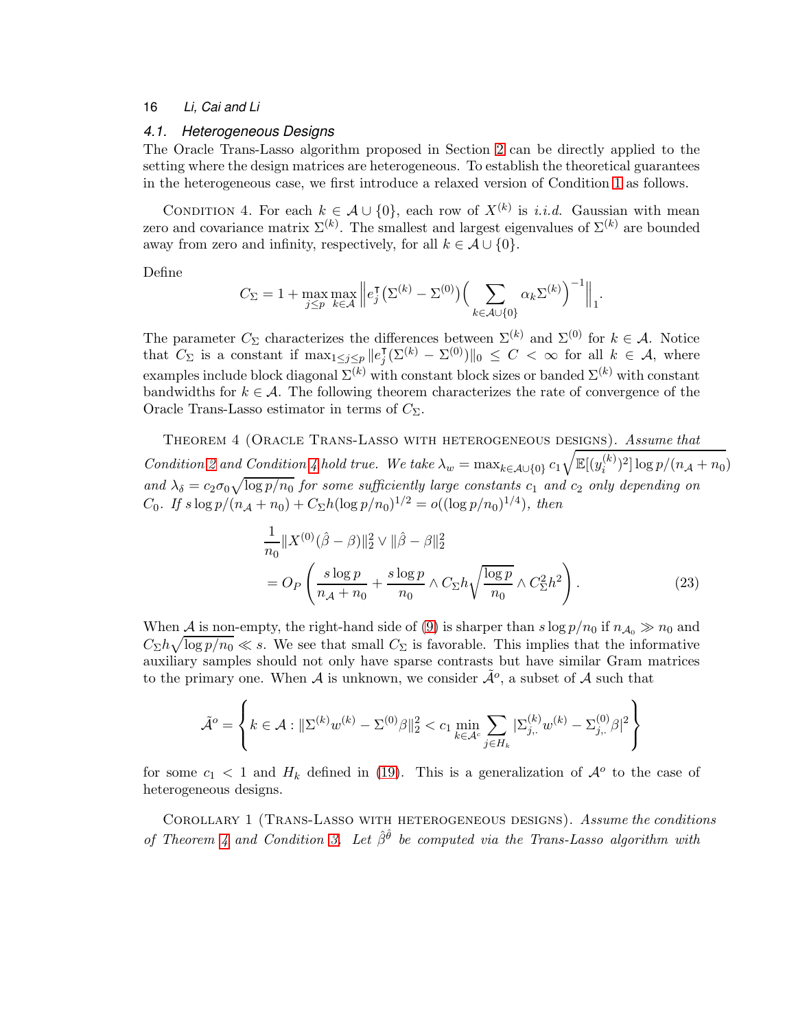### 4.1. Heterogeneous Designs

The Oracle Trans-Lasso algorithm proposed in Section 2 can be directly applied to the setting where the design matrices are heterogeneous. To establish the theoretical guarantees in the heterogeneous case, we first introduce a relaxed version of Condition 1 as follows.

CONDITION 4. *For each $k \in \mathcal{A} \cup \{0\}$, each row of $X^{(k)}$ is i.i.d. Gaussian with mean zero and covariance matrix $\Sigma^{(k)}$. The smallest and largest eigenvalues of $\Sigma^{(k)}$ are bounded away from zero and infinity, respectively, for all $k \in \mathcal{A} \cup \{0\}$.*

Define

$$C_\Sigma = 1 + \max_{j\leq p}\max_{k\in\mathcal{A}} \Big\| e_j^\intercal (\Sigma^{(k)} - \Sigma^{(0)}) \Big( \sum_{k\in\mathcal{A}\cup\{0\}} \alpha_k \Sigma^{(k)} \Big)^{-1} \Big\|_1.$$

The parameter $C_\Sigma$ characterizes the differences between $\Sigma^{(k)}$ and $\Sigma^{(0)}$ for $k \in \mathcal{A}$. Notice that $C_\Sigma$ is a constant if $\max_{1\leq j\leq p} \|e_j^\intercal (\Sigma^{(k)} - \Sigma^{(0)})\|_0 \leq C < \infty$ for all $k \in \mathcal{A}$, where examples include block diagonal $\Sigma^{(k)}$ with constant block sizes or banded $\Sigma^{(k)}$ with constant bandwidths for $k \in \mathcal{A}$. The following theorem characterizes the rate of convergence of the Oracle Trans-Lasso estimator in terms of $C_\Sigma$.

THEOREM 4 (ORACLE TRANS-LASSO WITH HETEROGENEOUS DESIGNS). *Assume that Condition 2 and Condition 4 hold true. We take $\lambda_w = \max_{k\in\mathcal{A}\cup\{0\}} c_1 \sqrt{\mathbb{E}[(y_i^{(k)})^2]\log p/(n_\mathcal{A}+n_0)}$ and $\lambda_\delta = c_2\sigma_0\sqrt{\log p/n_0}$ for some sufficiently large constants $c_1$ and $c_2$ only depending on $C_0$. If $s\log p/(n_\mathcal{A}+n_0) + C_\Sigma h(\log p/n_0)^{1/2} = o((\log p/n_0)^{1/4})$, then*

$$\begin{aligned} &\frac{1}{n_0}\|X^{(0)}(\hat{\beta}-\beta)\|_2^2 \vee \|\hat{\beta}-\beta\|_2^2 \\ &= O_P\left( \frac{s\log p}{n_\mathcal{A}+n_0} + \frac{s\log p}{n_0} \wedge C_\Sigma h \sqrt{\frac{\log p}{n_0}} \wedge C_\Sigma^2 h^2 \right). \end{aligned} \tag{23}$$

When $\mathcal{A}$ is non-empty, the right-hand side of (9) is sharper than $s\log p/n_0$ if $n_{\mathcal{A}_0} \gg n_0$ and $C_\Sigma h\sqrt{\log p/n_0} \ll s$. We see that small $C_\Sigma$ is favorable. This implies that the informative auxiliary samples should not only have sparse contrasts but have similar Gram matrices to the primary one. When $\mathcal{A}$ is unknown, we consider $\tilde{\mathcal{A}}^o$, a subset of $\mathcal{A}$ such that

$$\tilde{\mathcal{A}}^o = \left\{ k \in \mathcal{A} : \|\Sigma^{(k)}w^{(k)} - \Sigma^{(0)}\beta\|_2^2 < c_1 \min_{k\in\mathcal{A}^c} \sum_{j\in H_k} |\Sigma_{j,.}^{(k)} w^{(k)} - \Sigma_{j,.}^{(0)}\beta|^2 \right\}$$

for some $c_1 < 1$ and $H_k$ defined in (19). This is a generalization of $\mathcal{A}^o$ to the case of heterogeneous designs.

COROLLARY 1 (TRANS-LASSO WITH HETEROGENEOUS DESIGNS). *Assume the conditions of Theorem 4 and Condition 3. Let $\hat{\beta}^{\hat{\theta}}$ be computed via the Trans-Lasso algorithm with*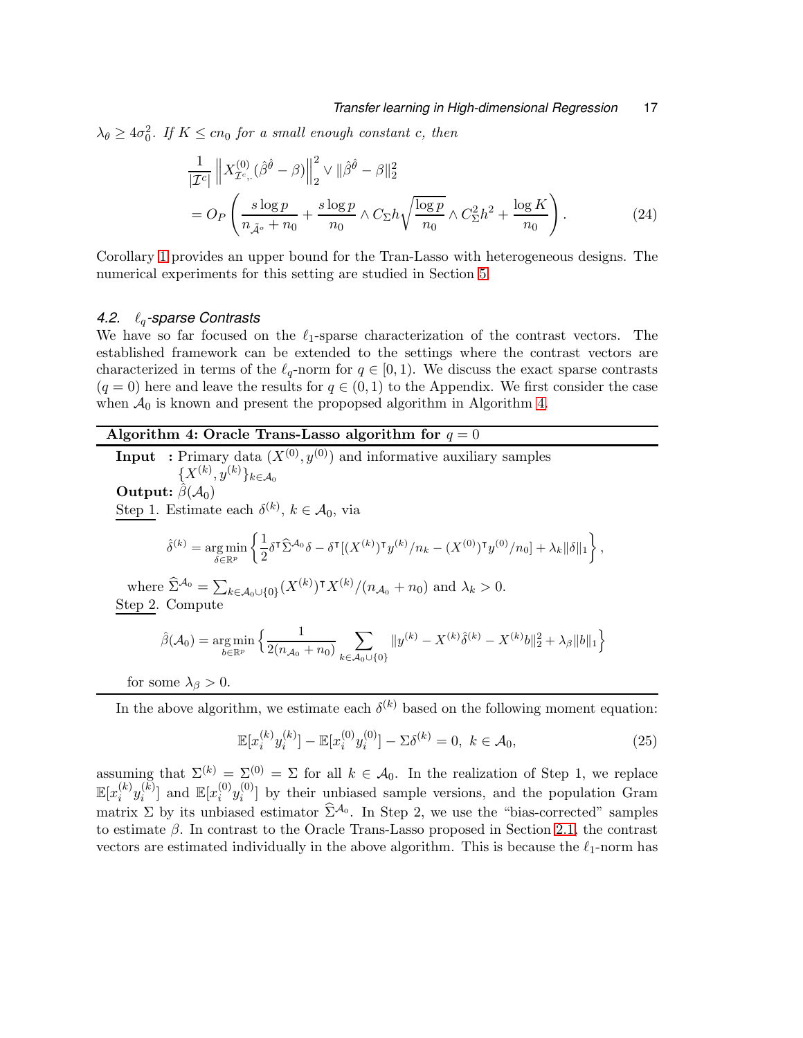$\lambda_\theta \geq 4\sigma_0^2$. *If $K \leq cn_0$ for a small enough constant $c$, then*

$$\frac{1}{|\mathcal{I}^c|}\left\|X^{(0)}_{\mathcal{I}^c,.}(\hat{\beta}^{\hat{\theta}}-\beta)\right\|_2^2 \vee \|\hat{\beta}^{\hat{\theta}}-\beta\|_2^2$$
$$= O_P\left(\frac{s\log p}{n_{\hat{\mathcal{A}}^o}+n_0}+\frac{s\log p}{n_0}\wedge C_\Sigma h\sqrt{\frac{\log p}{n_0}}\wedge C_\Sigma^2 h^2+\frac{\log K}{n_0}\right). \tag{24}$$

Corollary 1 provides an upper bound for the Tran-Lasso with heterogeneous designs. The numerical experiments for this setting are studied in Section 5.

### 4.2. $\ell_q$-sparse Contrasts

We have so far focused on the $\ell_1$-sparse characterization of the contrast vectors. The established framework can be extended to the settings where the contrast vectors are characterized in terms of the $\ell_q$-norm for $q \in [0, 1)$. We discuss the exact sparse contrasts ($q = 0$) here and leave the results for $q \in (0, 1)$ to the Appendix. We first consider the case when $\mathcal{A}_0$ is known and present the propopsed algorithm in Algorithm 4.

---

**Algorithm 4: Oracle Trans-Lasso algorithm for $q = 0$**

---

**Input :** Primary data $(X^{(0)}, y^{(0)})$ and informative auxiliary samples $\{X^{(k)}, y^{(k)}\}_{k\in\mathcal{A}_0}$

**Output:** $\hat{\beta}(\mathcal{A}_0)$

Step 1. Estimate each $\delta^{(k)}$, $k \in \mathcal{A}_0$, via

$$\hat{\delta}^{(k)} = \mathop{\arg\min}_{\delta\in\mathbb{R}^p}\left\{\frac{1}{2}\delta^{\intercal}\widehat{\Sigma}^{\mathcal{A}_0}\delta - \delta^{\intercal}[(X^{(k)})^{\intercal}y^{(k)}/n_k - (X^{(0)})^{\intercal}y^{(0)}/n_0] + \lambda_k\|\delta\|_1\right\},$$

where $\widehat{\Sigma}^{\mathcal{A}_0} = \sum_{k\in\mathcal{A}_0\cup\{0\}}(X^{(k)})^{\intercal}X^{(k)}/(n_{\mathcal{A}_0}+n_0)$ and $\lambda_k > 0$.

Step 2. Compute

$$\hat{\beta}(\mathcal{A}_0) = \mathop{\arg\min}_{b\in\mathbb{R}^p}\Big\{\frac{1}{2(n_{\mathcal{A}_0}+n_0)}\sum_{k\in\mathcal{A}_0\cup\{0\}}\|y^{(k)}-X^{(k)}\hat{\delta}^{(k)}-X^{(k)}b\|_2^2+\lambda_\beta\|b\|_1\Big\}$$

for some $\lambda_\beta > 0$.

---

In the above algorithm, we estimate each $\delta^{(k)}$ based on the following moment equation:

$$\mathbb{E}[x_i^{(k)}y_i^{(k)}] - \mathbb{E}[x_i^{(0)}y_i^{(0)}] - \Sigma\delta^{(k)} = 0,\ k \in \mathcal{A}_0, \tag{25}$$

assuming that $\Sigma^{(k)} = \Sigma^{(0)} = \Sigma$ for all $k \in \mathcal{A}_0$. In the realization of Step 1, we replace $\mathbb{E}[x_i^{(k)}y_i^{(k)}]$ and $\mathbb{E}[x_i^{(0)}y_i^{(0)}]$ by their unbiased sample versions, and the population Gram matrix $\Sigma$ by its unbiased estimator $\widehat{\Sigma}^{\mathcal{A}_0}$. In Step 2, we use the "bias-corrected" samples to estimate $\beta$. In contrast to the Oracle Trans-Lasso proposed in Section 2.1, the contrast vectors are estimated individually in the above algorithm. This is because the $\ell_1$-norm has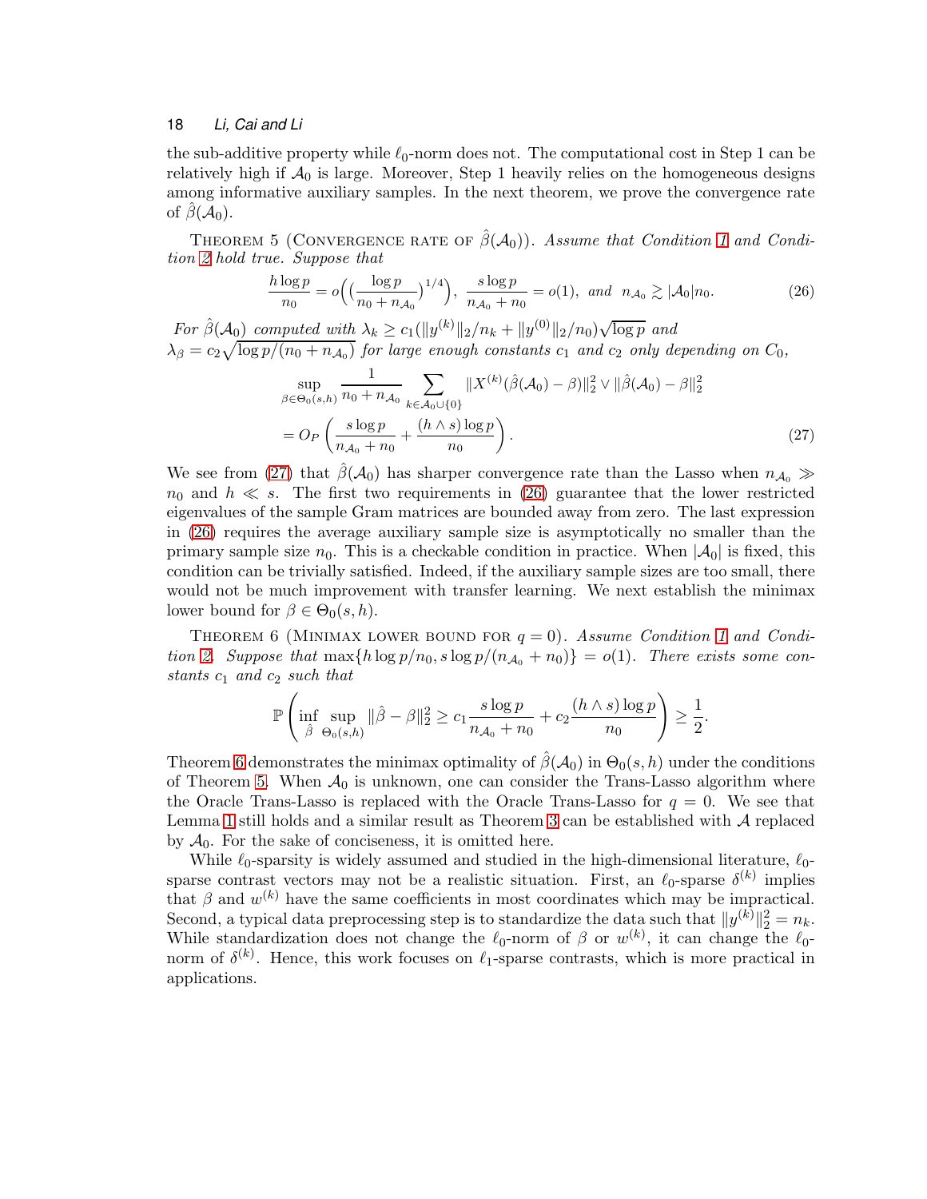the sub-additive property while $\ell_0$-norm does not. The computational cost in Step 1 can be relatively high if $\mathcal{A}_0$ is large. Moreover, Step 1 heavily relies on the homogeneous designs among informative auxiliary samples. In the next theorem, we prove the convergence rate of $\hat{\beta}(\mathcal{A}_0)$.

THEOREM 5 (CONVERGENCE RATE OF $\hat{\beta}(\mathcal{A}_0)$). *Assume that Condition 1 and Condition 2 hold true. Suppose that*

$$\frac{h\log p}{n_0} = o\Big(\big(\frac{\log p}{n_0+n_{\mathcal{A}_0}}\big)^{1/4}\Big),\ \frac{s\log p}{n_{\mathcal{A}_0}+n_0} = o(1),\ \text{and}\ \ n_{\mathcal{A}_0} \gtrsim |\mathcal{A}_0| n_0. \tag{26}$$

*For $\hat{\beta}(\mathcal{A}_0)$ computed with $\lambda_k \geq c_1(\|y^{(k)}\|_2/n_k + \|y^{(0)}\|_2/n_0)\sqrt{\log p}$ and $\lambda_\beta = c_2\sqrt{\log p/(n_0+n_{\mathcal{A}_0})}$ for large enough constants $c_1$ and $c_2$ only depending on $C_0$,*

$$\begin{aligned}
&\sup_{\beta\in\Theta_0(s,h)} \frac{1}{n_0+n_{\mathcal{A}_0}} \sum_{k\in\mathcal{A}_0\cup\{0\}} \|X^{(k)}(\hat{\beta}(\mathcal{A}_0)-\beta)\|_2^2 \vee \|\hat{\beta}(\mathcal{A}_0)-\beta\|_2^2 \\
&= O_P\left(\frac{s\log p}{n_{\mathcal{A}_0}+n_0} + \frac{(h\wedge s)\log p}{n_0}\right).
\end{aligned} \tag{27}$$

We see from (27) that $\hat{\beta}(\mathcal{A}_0)$ has sharper convergence rate than the Lasso when $n_{\mathcal{A}_0} \gg n_0$ and $h \ll s$. The first two requirements in (26) guarantee that the lower restricted eigenvalues of the sample Gram matrices are bounded away from zero. The last expression in (26) requires the average auxiliary sample size is asymptotically no smaller than the primary sample size $n_0$. This is a checkable condition in practice. When $|\mathcal{A}_0|$ is fixed, this condition can be trivially satisfied. Indeed, if the auxiliary sample sizes are too small, there would not be much improvement with transfer learning. We next establish the minimax lower bound for $\beta \in \Theta_0(s,h)$.

THEOREM 6 (MINIMAX LOWER BOUND FOR $q=0$). *Assume Condition 1 and Condition 2. Suppose that $\max\{h\log p/n_0, s\log p/(n_{\mathcal{A}_0}+n_0)\} = o(1)$. There exists some constants $c_1$ and $c_2$ such that*

$$\mathbb{P}\left(\inf_{\hat{\beta}}\sup_{\Theta_0(s,h)} \|\hat{\beta}-\beta\|_2^2 \geq c_1\frac{s\log p}{n_{\mathcal{A}_0}+n_0} + c_2\frac{(h\wedge s)\log p}{n_0}\right) \geq \frac{1}{2}.$$

Theorem 6 demonstrates the minimax optimality of $\hat{\beta}(\mathcal{A}_0)$ in $\Theta_0(s,h)$ under the conditions of Theorem 5. When $\mathcal{A}_0$ is unknown, one can consider the Trans-Lasso algorithm where the Oracle Trans-Lasso is replaced with the Oracle Trans-Lasso for $q=0$. We see that Lemma 1 still holds and a similar result as Theorem 3 can be established with $\mathcal{A}$ replaced by $\mathcal{A}_0$. For the sake of conciseness, it is omitted here.

While $\ell_0$-sparsity is widely assumed and studied in the high-dimensional literature, $\ell_0$-sparse contrast vectors may not be a realistic situation. First, an $\ell_0$-sparse $\delta^{(k)}$ implies that $\beta$ and $w^{(k)}$ have the same coefficients in most coordinates which may be impractical. Second, a typical data preprocessing step is to standardize the data such that $\|y^{(k)}\|_2^2 = n_k$. While standardization does not change the $\ell_0$-norm of $\beta$ or $w^{(k)}$, it can change the $\ell_0$-norm of $\delta^{(k)}$. Hence, this work focuses on $\ell_1$-sparse contrasts, which is more practical in applications.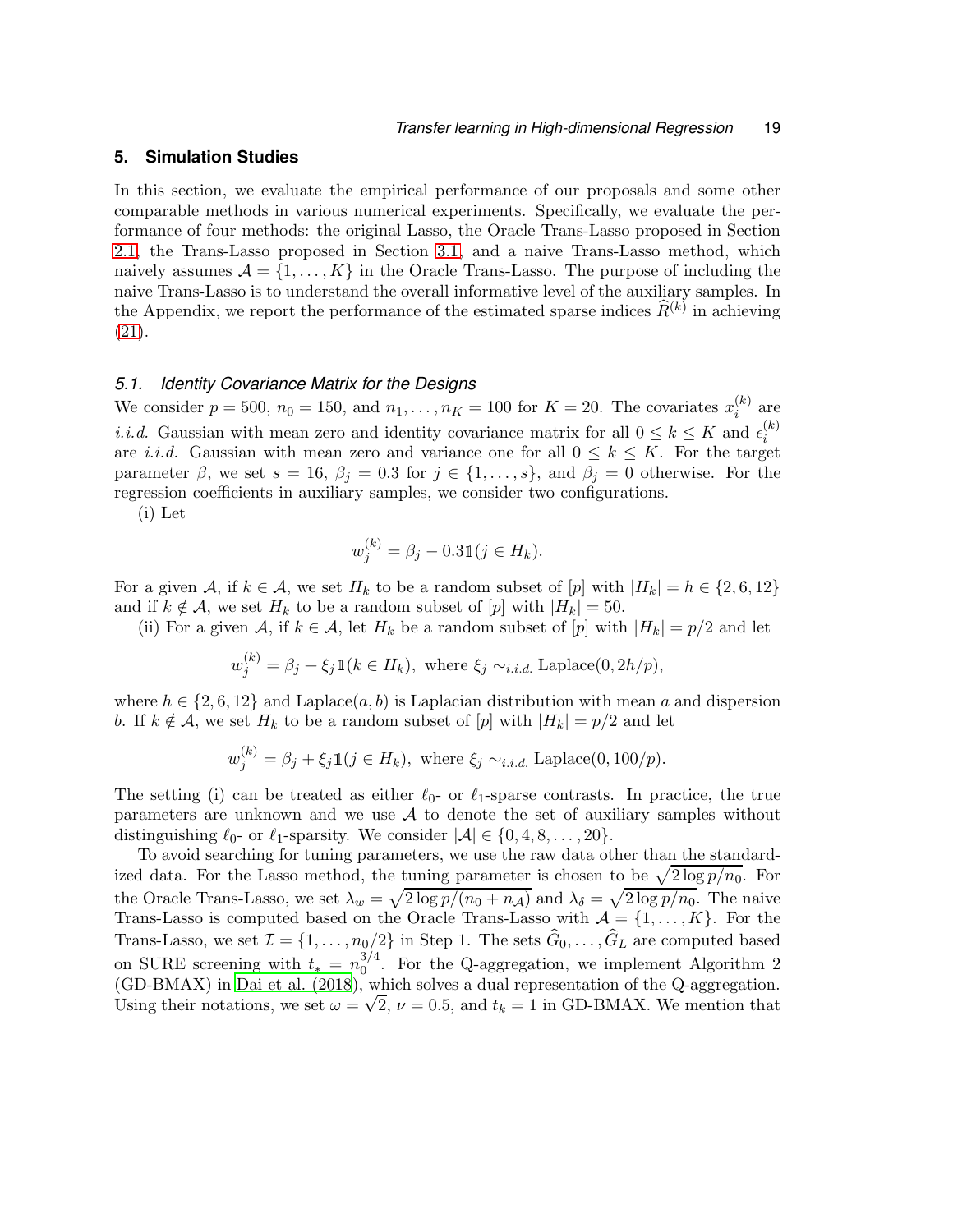## 5. Simulation Studies

In this section, we evaluate the empirical performance of our proposals and some other comparable methods in various numerical experiments. Specifically, we evaluate the performance of four methods: the original Lasso, the Oracle Trans-Lasso proposed in Section 2.1, the Trans-Lasso proposed in Section 3.1, and a naive Trans-Lasso method, which naively assumes $\mathcal{A} = \{1, \ldots, K\}$ in the Oracle Trans-Lasso. The purpose of including the naive Trans-Lasso is to understand the overall informative level of the auxiliary samples. In the Appendix, we report the performance of the estimated sparse indices $\widehat{R}^{(k)}$ in achieving (21).

### 5.1. *Identity Covariance Matrix for the Designs*

We consider $p = 500$, $n_0 = 150$, and $n_1, \ldots, n_K = 100$ for $K = 20$. The covariates $x_i^{(k)}$ are *i.i.d.* Gaussian with mean zero and identity covariance matrix for all $0 \leq k \leq K$ and $\epsilon_i^{(k)}$ are *i.i.d.* Gaussian with mean zero and variance one for all $0 \leq k \leq K$. For the target parameter $\beta$, we set $s = 16$, $\beta_j = 0.3$ for $j \in \{1, \ldots, s\}$, and $\beta_j = 0$ otherwise. For the regression coefficients in auxiliary samples, we consider two configurations.

(i) Let

$$w_j^{(k)} = \beta_j - 0.3\mathbb{1}(j \in H_k).$$

For a given $\mathcal{A}$, if $k \in \mathcal{A}$, we set $H_k$ to be a random subset of $[p]$ with $|H_k| = h \in \{2, 6, 12\}$ and if $k \notin \mathcal{A}$, we set $H_k$ to be a random subset of $[p]$ with $|H_k| = 50$.

(ii) For a given $\mathcal{A}$, if $k \in \mathcal{A}$, let $H_k$ be a random subset of $[p]$ with $|H_k| = p/2$ and let

$$w_j^{(k)} = \beta_j + \xi_j \mathbb{1}(k \in H_k), \text{ where } \xi_j \sim_{i.i.d.} \text{Laplace}(0, 2h/p),$$

where $h \in \{2, 6, 12\}$ and Laplace$(a, b)$ is Laplacian distribution with mean $a$ and dispersion $b$. If $k \notin \mathcal{A}$, we set $H_k$ to be a random subset of $[p]$ with $|H_k| = p/2$ and let

$$w_j^{(k)} = \beta_j + \xi_j \mathbb{1}(j \in H_k), \text{ where } \xi_j \sim_{i.i.d.} \text{Laplace}(0, 100/p).$$

The setting (i) can be treated as either $\ell_0$- or $\ell_1$-sparse contrasts. In practice, the true parameters are unknown and we use $\mathcal{A}$ to denote the set of auxiliary samples without distinguishing $\ell_0$- or $\ell_1$-sparsity. We consider $|\mathcal{A}| \in \{0, 4, 8, \ldots, 20\}$.

To avoid searching for tuning parameters, we use the raw data other than the standardized data. For the Lasso method, the tuning parameter is chosen to be $\sqrt{2 \log p / n_0}$. For the Oracle Trans-Lasso, we set $\lambda_w = \sqrt{2 \log p / (n_0 + n_{\mathcal{A}})}$ and $\lambda_\delta = \sqrt{2 \log p / n_0}$. The naive Trans-Lasso is computed based on the Oracle Trans-Lasso with $\mathcal{A} = \{1, \ldots, K\}$. For the Trans-Lasso, we set $\mathcal{I} = \{1, \ldots, n_0/2\}$ in Step 1. The sets $\widehat{G}_0, \ldots, \widehat{G}_L$ are computed based on SURE screening with $t_* = n_0^{3/4}$. For the Q-aggregation, we implement Algorithm 2 (GD-BMAX) in Dai et al. (2018), which solves a dual representation of the Q-aggregation. Using their notations, we set $\omega = \sqrt{2}$, $\nu = 0.5$, and $t_k = 1$ in GD-BMAX. We mention that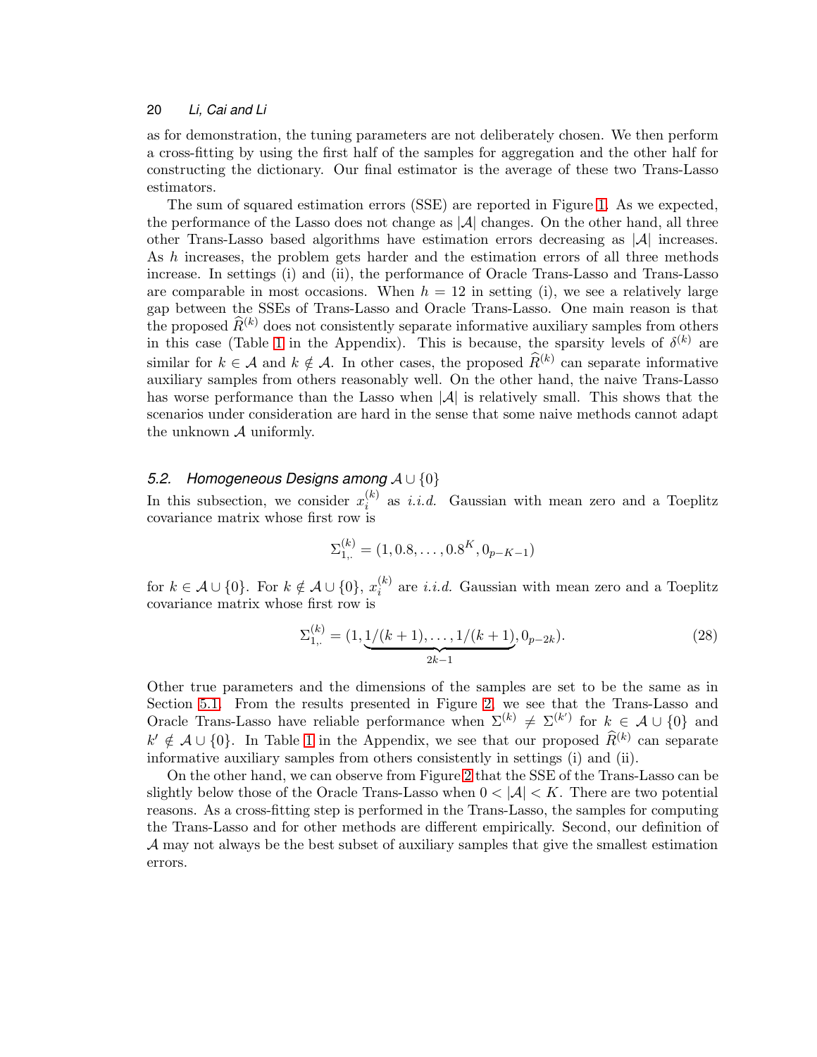as for demonstration, the tuning parameters are not deliberately chosen. We then perform a cross-fitting by using the first half of the samples for aggregation and the other half for constructing the dictionary. Our final estimator is the average of these two Trans-Lasso estimators.

The sum of squared estimation errors (SSE) are reported in Figure 1. As we expected, the performance of the Lasso does not change as $|\mathcal{A}|$ changes. On the other hand, all three other Trans-Lasso based algorithms have estimation errors decreasing as $|\mathcal{A}|$ increases. As $h$ increases, the problem gets harder and the estimation errors of all three methods increase. In settings (i) and (ii), the performance of Oracle Trans-Lasso and Trans-Lasso are comparable in most occasions. When $h = 12$ in setting (i), we see a relatively large gap between the SSEs of Trans-Lasso and Oracle Trans-Lasso. One main reason is that the proposed $\widehat{R}^{(k)}$ does not consistently separate informative auxiliary samples from others in this case (Table 1 in the Appendix). This is because, the sparsity levels of $\delta^{(k)}$ are similar for $k \in \mathcal{A}$ and $k \notin \mathcal{A}$. In other cases, the proposed $\widehat{R}^{(k)}$ can separate informative auxiliary samples from others reasonably well. On the other hand, the naive Trans-Lasso has worse performance than the Lasso when $|\mathcal{A}|$ is relatively small. This shows that the scenarios under consideration are hard in the sense that some naive methods cannot adapt the unknown $\mathcal{A}$ uniformly.

## 5.2. Homogeneous Designs among $\mathcal{A} \cup \{0\}$

In this subsection, we consider $x_i^{(k)}$ as *i.i.d.* Gaussian with mean zero and a Toeplitz covariance matrix whose first row is

$$\Sigma_{1,\cdot}^{(k)} = (1, 0.8, \ldots, 0.8^K, 0_{p-K-1})$$

for $k \in \mathcal{A} \cup \{0\}$. For $k \notin \mathcal{A} \cup \{0\}$, $x_i^{(k)}$ are *i.i.d.* Gaussian with mean zero and a Toeplitz covariance matrix whose first row is

$$\Sigma_{1,\cdot}^{(k)} = (1, \underbrace{1/(k+1), \ldots, 1/(k+1)}_{2k-1}, 0_{p-2k}). \tag{28}$$

Other true parameters and the dimensions of the samples are set to be the same as in Section 5.1. From the results presented in Figure 2, we see that the Trans-Lasso and Oracle Trans-Lasso have reliable performance when $\Sigma^{(k)} \neq \Sigma^{(k')}$ for $k \in \mathcal{A} \cup \{0\}$ and $k' \notin \mathcal{A} \cup \{0\}$. In Table 1 in the Appendix, we see that our proposed $\widehat{R}^{(k)}$ can separate informative auxiliary samples from others consistently in settings (i) and (ii).

On the other hand, we can observe from Figure 2 that the SSE of the Trans-Lasso can be slightly below those of the Oracle Trans-Lasso when $0 < |\mathcal{A}| < K$. There are two potential reasons. As a cross-fitting step is performed in the Trans-Lasso, the samples for computing the Trans-Lasso and for other methods are different empirically. Second, our definition of $\mathcal{A}$ may not always be the best subset of auxiliary samples that give the smallest estimation errors.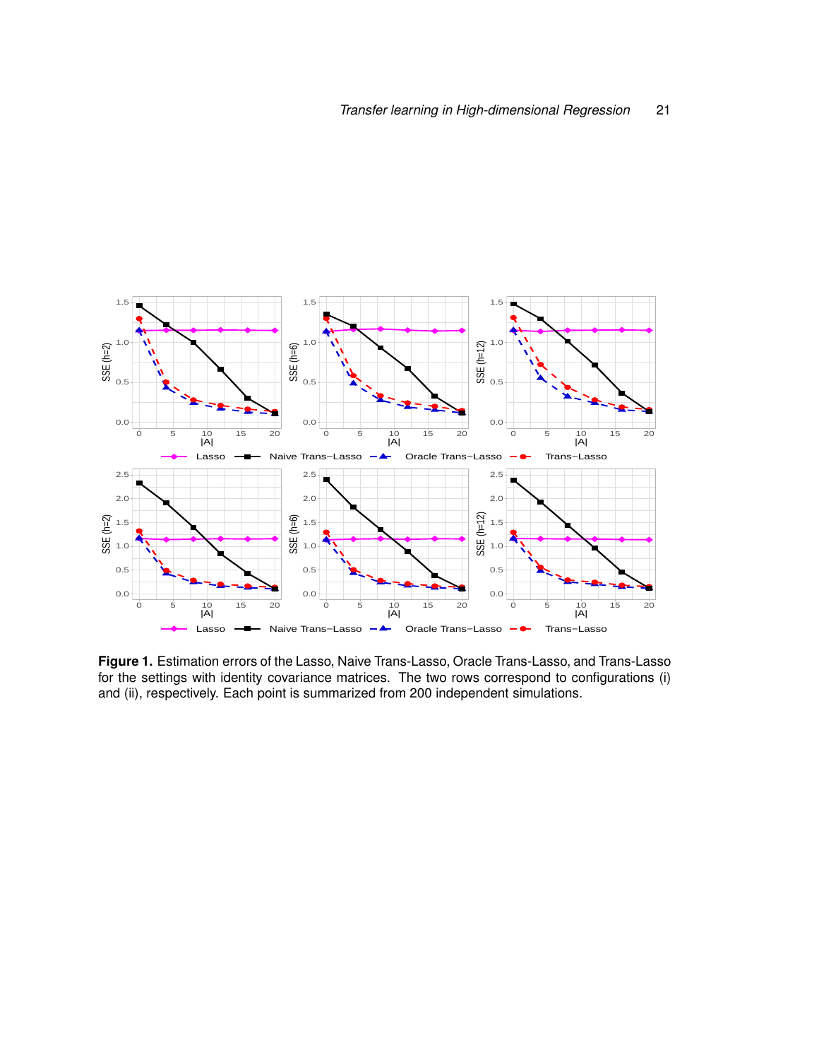**Figure 1.** Estimation errors of the Lasso, Naive Trans-Lasso, Oracle Trans-Lasso, and Trans-Lasso for the settings with identity covariance matrices. The two rows correspond to configurations (i) and (ii), respectively. Each point is summarized from 200 independent simulations.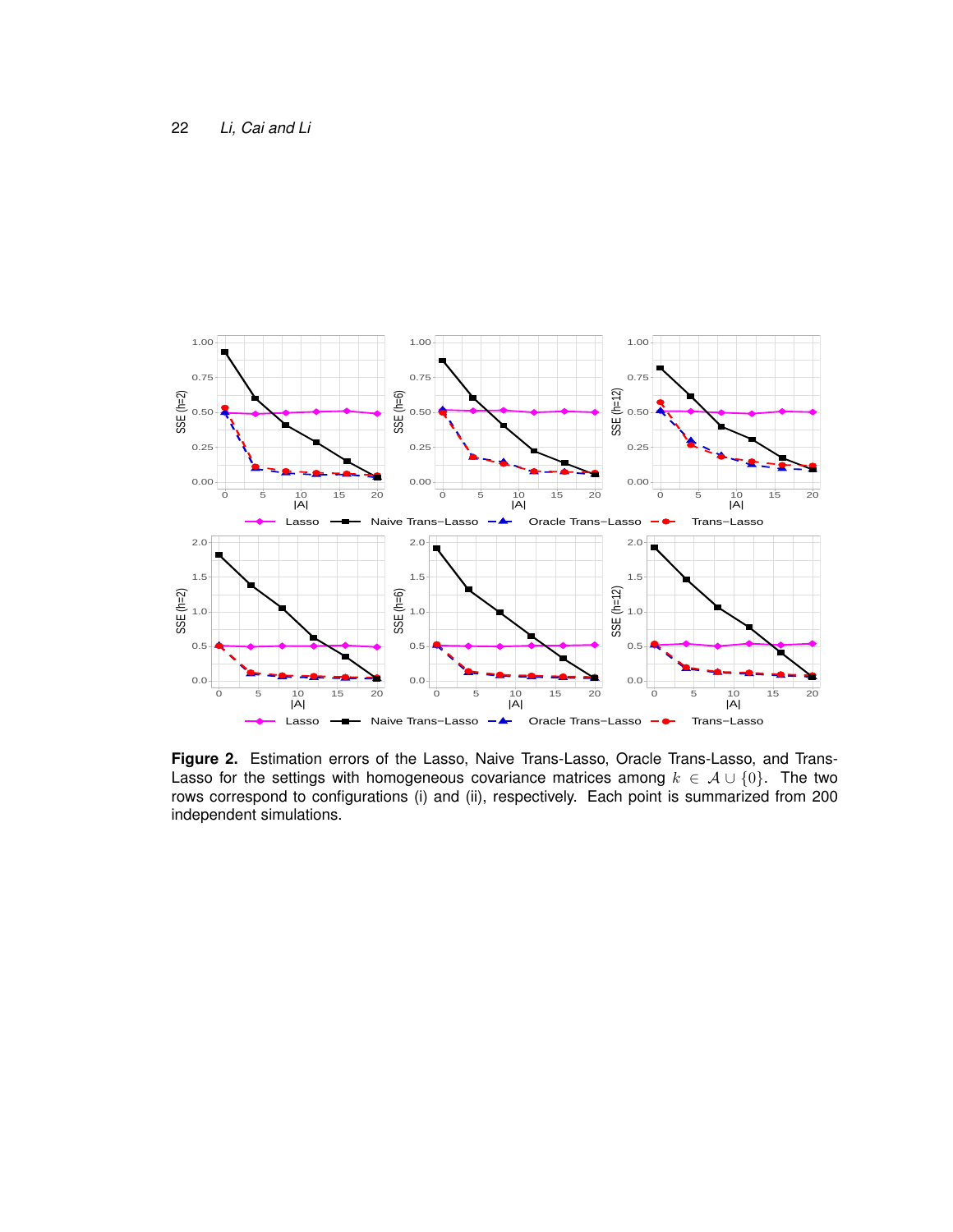**Figure 2.** Estimation errors of the Lasso, Naive Trans-Lasso, Oracle Trans-Lasso, and Trans-Lasso for the settings with homogeneous covariance matrices among $k \in \mathcal{A} \cup \{0\}$. The two rows correspond to configurations (i) and (ii), respectively. Each point is summarized from 200 independent simulations.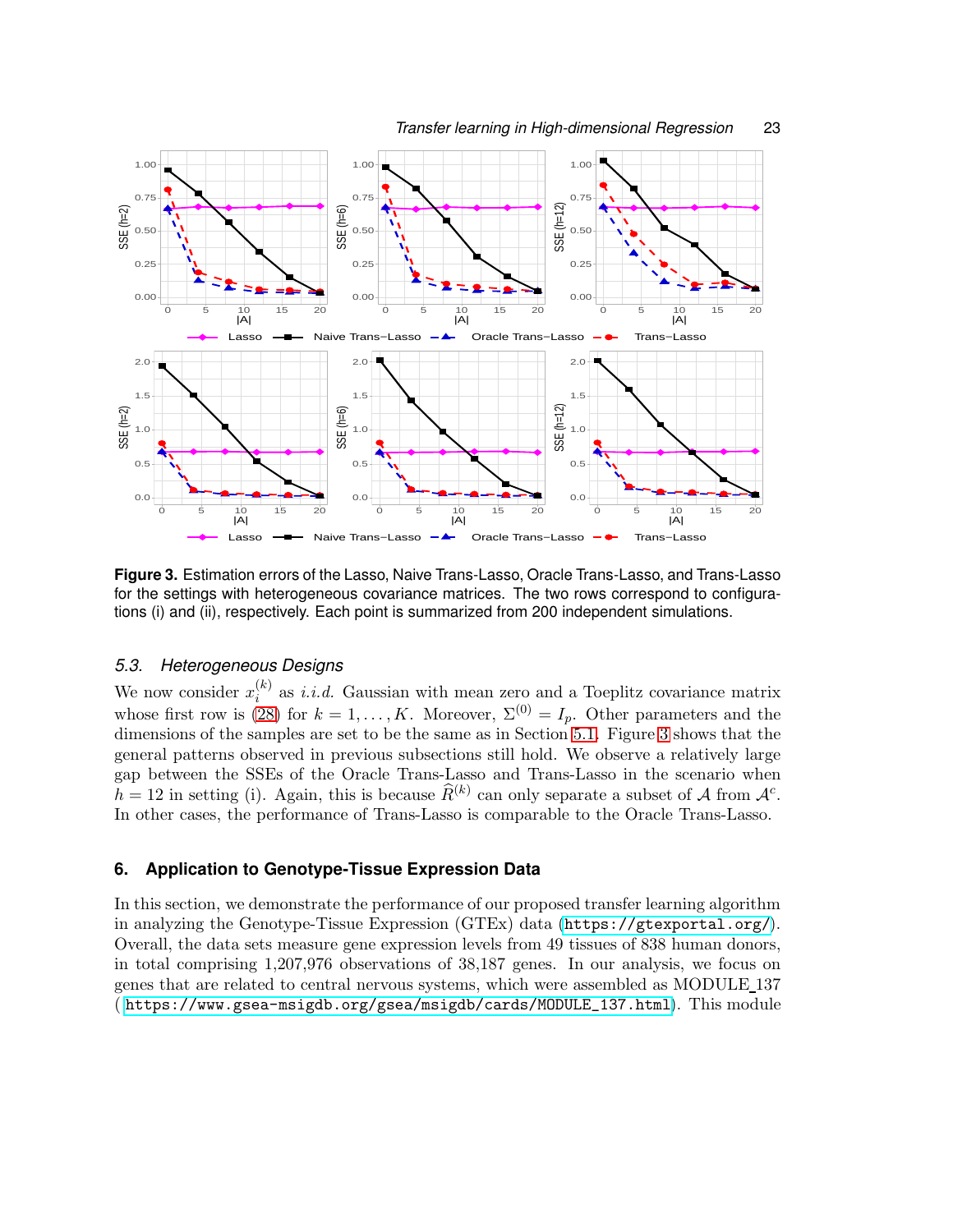**Figure 3.** Estimation errors of the Lasso, Naive Trans-Lasso, Oracle Trans-Lasso, and Trans-Lasso for the settings with heterogeneous covariance matrices. The two rows correspond to configurations (i) and (ii), respectively. Each point is summarized from 200 independent simulations.

### 5.3. Heterogeneous Designs

We now consider $x_i^{(k)}$ as *i.i.d.* Gaussian with mean zero and a Toeplitz covariance matrix whose first row is (28) for $k = 1, \ldots, K$. Moreover, $\Sigma^{(0)} = I_p$. Other parameters and the dimensions of the samples are set to be the same as in Section 5.1. Figure 3 shows that the general patterns observed in previous subsections still hold. We observe a relatively large gap between the SSEs of the Oracle Trans-Lasso and Trans-Lasso in the scenario when $h = 12$ in setting (i). Again, this is because $\widehat{R}^{(k)}$ can only separate a subset of $\mathcal{A}$ from $\mathcal{A}^c$. In other cases, the performance of Trans-Lasso is comparable to the Oracle Trans-Lasso.

## 6. Application to Genotype-Tissue Expression Data

In this section, we demonstrate the performance of our proposed transfer learning algorithm in analyzing the Genotype-Tissue Expression (GTEx) data (https://gtexportal.org/). Overall, the data sets measure gene expression levels from 49 tissues of 838 human donors, in total comprising 1,207,976 observations of 38,187 genes. In our analysis, we focus on genes that are related to central nervous systems, which were assembled as MODULE_137 (https://www.gsea-msigdb.org/gsea/msigdb/cards/MODULE_137.html). This module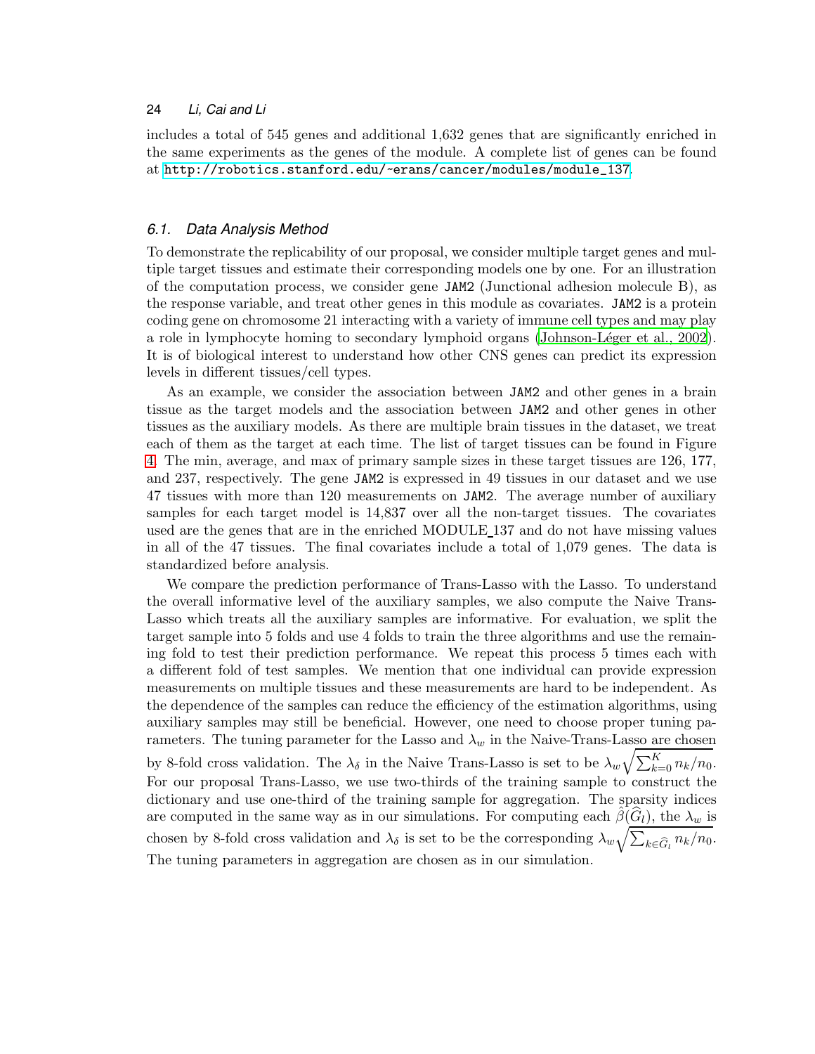includes a total of 545 genes and additional 1,632 genes that are significantly enriched in the same experiments as the genes of the module. A complete list of genes can be found at http://robotics.stanford.edu/~erans/cancer/modules/module_137.

### 6.1. Data Analysis Method

To demonstrate the replicability of our proposal, we consider multiple target genes and multiple target tissues and estimate their corresponding models one by one. For an illustration of the computation process, we consider gene `JAM2` (Junctional adhesion molecule B), as the response variable, and treat other genes in this module as covariates. `JAM2` is a protein coding gene on chromosome 21 interacting with a variety of immune cell types and may play a role in lymphocyte homing to secondary lymphoid organs (Johnson-Léger et al., 2002). It is of biological interest to understand how other CNS genes can predict its expression levels in different tissues/cell types.

As an example, we consider the association between `JAM2` and other genes in a brain tissue as the target models and the association between `JAM2` and other genes in other tissues as the auxiliary models. As there are multiple brain tissues in the dataset, we treat each of them as the target at each time. The list of target tissues can be found in Figure 4. The min, average, and max of primary sample sizes in these target tissues are 126, 177, and 237, respectively. The gene `JAM2` is expressed in 49 tissues in our dataset and we use 47 tissues with more than 120 measurements on `JAM2`. The average number of auxiliary samples for each target model is 14,837 over all the non-target tissues. The covariates used are the genes that are in the enriched MODULE_137 and do not have missing values in all of the 47 tissues. The final covariates include a total of 1,079 genes. The data is standardized before analysis.

We compare the prediction performance of Trans-Lasso with the Lasso. To understand the overall informative level of the auxiliary samples, we also compute the Naive Trans-Lasso which treats all the auxiliary samples are informative. For evaluation, we split the target sample into 5 folds and use 4 folds to train the three algorithms and use the remaining fold to test their prediction performance. We repeat this process 5 times each with a different fold of test samples. We mention that one individual can provide expression measurements on multiple tissues and these measurements are hard to be independent. As the dependence of the samples can reduce the efficiency of the estimation algorithms, using auxiliary samples may still be beneficial. However, one need to choose proper tuning parameters. The tuning parameter for the Lasso and $\lambda_w$ in the Naive-Trans-Lasso are chosen by 8-fold cross validation. The $\lambda_\delta$ in the Naive Trans-Lasso is set to be $\lambda_w\sqrt{\sum_{k=0}^{K} n_k/n_0}$. For our proposal Trans-Lasso, we use two-thirds of the training sample to construct the dictionary and use one-third of the training sample for aggregation. The sparsity indices are computed in the same way as in our simulations. For computing each $\hat{\beta}(\widehat{G}_l)$, the $\lambda_w$ is chosen by 8-fold cross validation and $\lambda_\delta$ is set to be the corresponding $\lambda_w\sqrt{\sum_{k\in\widehat{G}_l} n_k/n_0}$. The tuning parameters in aggregation are chosen as in our simulation.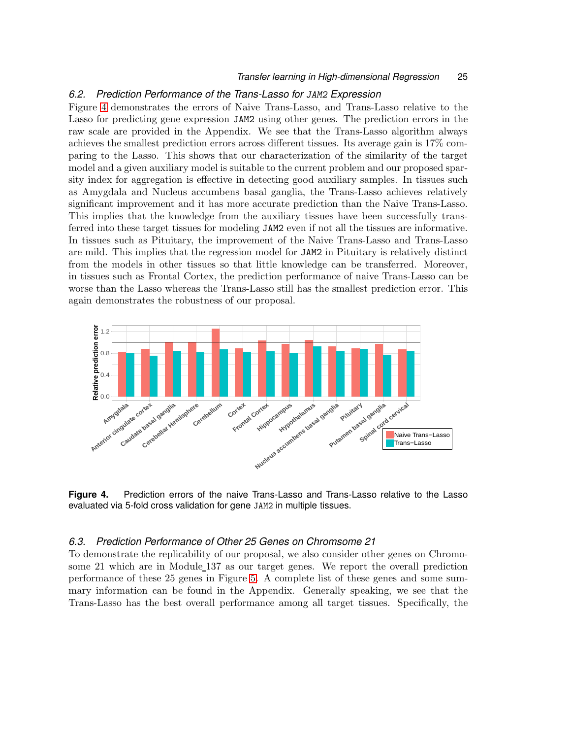### 6.2. *Prediction Performance of the Trans-Lasso for* `JAM2` *Expression*

Figure 4 demonstrates the errors of Naive Trans-Lasso, and Trans-Lasso relative to the Lasso for predicting gene expression `JAM2` using other genes. The prediction errors in the raw scale are provided in the Appendix. We see that the Trans-Lasso algorithm always achieves the smallest prediction errors across different tissues. Its average gain is 17% comparing to the Lasso. This shows that our characterization of the similarity of the target model and a given auxiliary model is suitable to the current problem and our proposed sparsity index for aggregation is effective in detecting good auxiliary samples. In tissues such as Amygdala and Nucleus accumbens basal ganglia, the Trans-Lasso achieves relatively significant improvement and it has more accurate prediction than the Naive Trans-Lasso. This implies that the knowledge from the auxiliary tissues have been successfully transferred into these target tissues for modeling `JAM2` even if not all the tissues are informative. In tissues such as Pituitary, the improvement of the Naive Trans-Lasso and Trans-Lasso are mild. This implies that the regression model for `JAM2` in Pituitary is relatively distinct from the models in other tissues so that little knowledge can be transferred. Moreover, in tissues such as Frontal Cortex, the prediction performance of naive Trans-Lasso can be worse than the Lasso whereas the Trans-Lasso still has the smallest prediction error. This again demonstrates the robustness of our proposal.

**Figure 4.** Prediction errors of the naive Trans-Lasso and Trans-Lasso relative to the Lasso evaluated via 5-fold cross validation for gene `JAM2` in multiple tissues.

### 6.3. *Prediction Performance of Other 25 Genes on Chromsome 21*

To demonstrate the replicability of our proposal, we also consider other genes on Chromosome 21 which are in Module_137 as our target genes. We report the overall prediction performance of these 25 genes in Figure 5. A complete list of these genes and some summary information can be found in the Appendix. Generally speaking, we see that the Trans-Lasso has the best overall performance among all target tissues. Specifically, the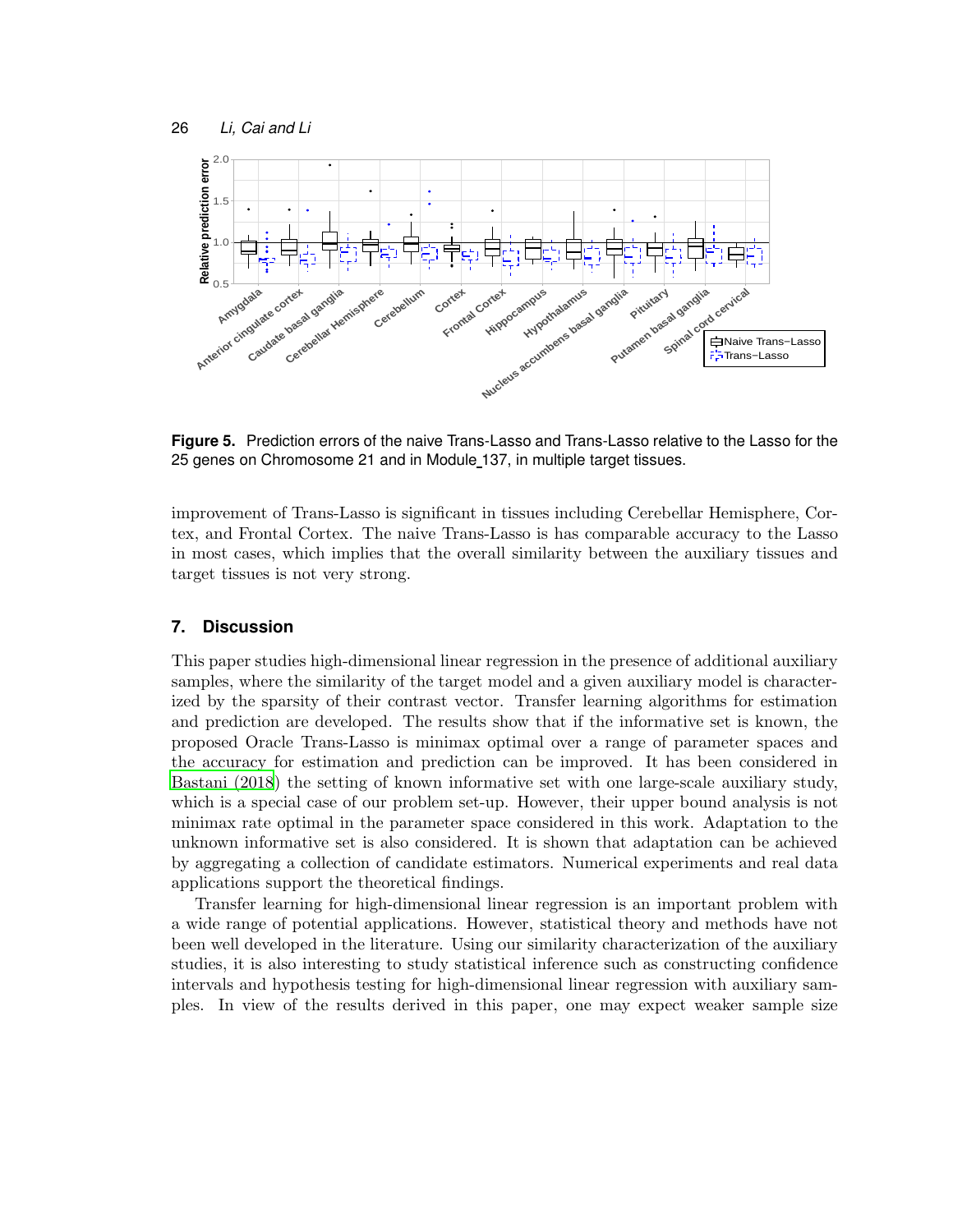**Figure 5.** Prediction errors of the naive Trans-Lasso and Trans-Lasso relative to the Lasso for the 25 genes on Chromosome 21 and in Module_137, in multiple target tissues.

improvement of Trans-Lasso is significant in tissues including Cerebellar Hemisphere, Cortex, and Frontal Cortex. The naive Trans-Lasso is has comparable accuracy to the Lasso in most cases, which implies that the overall similarity between the auxiliary tissues and target tissues is not very strong.

## 7. Discussion

This paper studies high-dimensional linear regression in the presence of additional auxiliary samples, where the similarity of the target model and a given auxiliary model is characterized by the sparsity of their contrast vector. Transfer learning algorithms for estimation and prediction are developed. The results show that if the informative set is known, the proposed Oracle Trans-Lasso is minimax optimal over a range of parameter spaces and the accuracy for estimation and prediction can be improved. It has been considered in Bastani (2018) the setting of known informative set with one large-scale auxiliary study, which is a special case of our problem set-up. However, their upper bound analysis is not minimax rate optimal in the parameter space considered in this work. Adaptation to the unknown informative set is also considered. It is shown that adaptation can be achieved by aggregating a collection of candidate estimators. Numerical experiments and real data applications support the theoretical findings.

Transfer learning for high-dimensional linear regression is an important problem with a wide range of potential applications. However, statistical theory and methods have not been well developed in the literature. Using our similarity characterization of the auxiliary studies, it is also interesting to study statistical inference such as constructing confidence intervals and hypothesis testing for high-dimensional linear regression with auxiliary samples. In view of the results derived in this paper, one may expect weaker sample size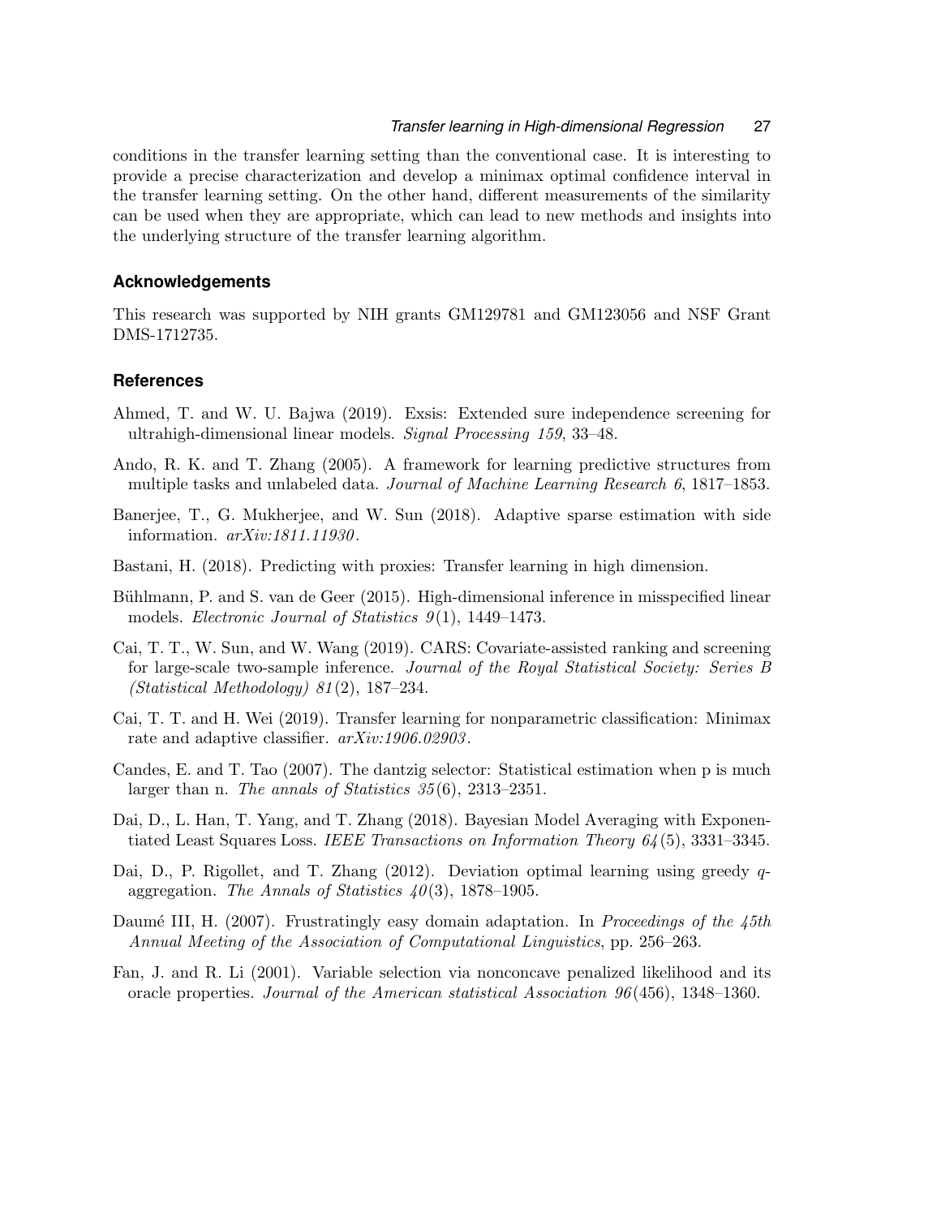conditions in the transfer learning setting than the conventional case. It is interesting to provide a precise characterization and develop a minimax optimal confidence interval in the transfer learning setting. On the other hand, different measurements of the similarity can be used when they are appropriate, which can lead to new methods and insights into the underlying structure of the transfer learning algorithm.

## Acknowledgements

This research was supported by NIH grants GM129781 and GM123056 and NSF Grant DMS-1712735.

## References

Ahmed, T. and W. U. Bajwa (2019). Exsis: Extended sure independence screening for ultrahigh-dimensional linear models. *Signal Processing 159*, 33–48.

Ando, R. K. and T. Zhang (2005). A framework for learning predictive structures from multiple tasks and unlabeled data. *Journal of Machine Learning Research 6*, 1817–1853.

Banerjee, T., G. Mukherjee, and W. Sun (2018). Adaptive sparse estimation with side information. *arXiv:1811.11930*.

Bastani, H. (2018). Predicting with proxies: Transfer learning in high dimension.

Bühlmann, P. and S. van de Geer (2015). High-dimensional inference in misspecified linear models. *Electronic Journal of Statistics 9*(1), 1449–1473.

Cai, T. T., W. Sun, and W. Wang (2019). CARS: Covariate-assisted ranking and screening for large-scale two-sample inference. *Journal of the Royal Statistical Society: Series B (Statistical Methodology) 81*(2), 187–234.

Cai, T. T. and H. Wei (2019). Transfer learning for nonparametric classification: Minimax rate and adaptive classifier. *arXiv:1906.02903*.

Candes, E. and T. Tao (2007). The dantzig selector: Statistical estimation when p is much larger than n. *The annals of Statistics 35*(6), 2313–2351.

Dai, D., L. Han, T. Yang, and T. Zhang (2018). Bayesian Model Averaging with Exponentiated Least Squares Loss. *IEEE Transactions on Information Theory 64*(5), 3331–3345.

Dai, D., P. Rigollet, and T. Zhang (2012). Deviation optimal learning using greedy $q$-aggregation. *The Annals of Statistics 40*(3), 1878–1905.

Daumé III, H. (2007). Frustratingly easy domain adaptation. In *Proceedings of the 45th Annual Meeting of the Association of Computational Linguistics*, pp. 256–263.

Fan, J. and R. Li (2001). Variable selection via nonconcave penalized likelihood and its oracle properties. *Journal of the American statistical Association 96*(456), 1348–1360.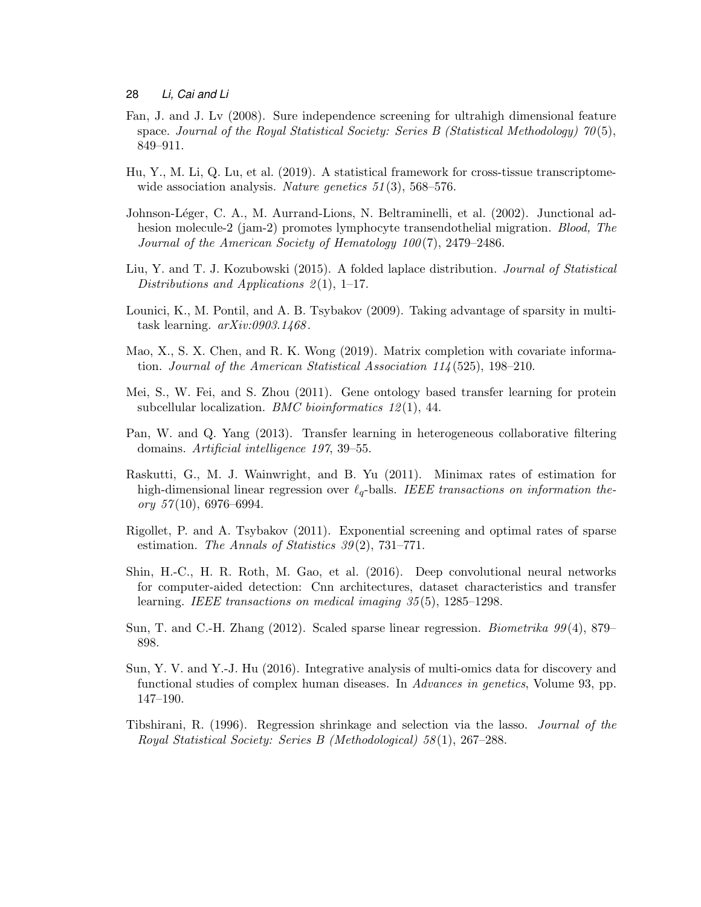Fan, J. and J. Lv (2008). Sure independence screening for ultrahigh dimensional feature space. *Journal of the Royal Statistical Society: Series B (Statistical Methodology) 70*(5), 849–911.

Hu, Y., M. Li, Q. Lu, et al. (2019). A statistical framework for cross-tissue transcriptome-wide association analysis. *Nature genetics 51*(3), 568–576.

Johnson-Léger, C. A., M. Aurrand-Lions, N. Beltraminelli, et al. (2002). Junctional adhesion molecule-2 (jam-2) promotes lymphocyte transendothelial migration. *Blood, The Journal of the American Society of Hematology 100*(7), 2479–2486.

Liu, Y. and T. J. Kozubowski (2015). A folded laplace distribution. *Journal of Statistical Distributions and Applications 2*(1), 1–17.

Lounici, K., M. Pontil, and A. B. Tsybakov (2009). Taking advantage of sparsity in multi-task learning. *arXiv:0903.1468*.

Mao, X., S. X. Chen, and R. K. Wong (2019). Matrix completion with covariate information. *Journal of the American Statistical Association 114*(525), 198–210.

Mei, S., W. Fei, and S. Zhou (2011). Gene ontology based transfer learning for protein subcellular localization. *BMC bioinformatics 12*(1), 44.

Pan, W. and Q. Yang (2013). Transfer learning in heterogeneous collaborative filtering domains. *Artificial intelligence 197*, 39–55.

Raskutti, G., M. J. Wainwright, and B. Yu (2011). Minimax rates of estimation for high-dimensional linear regression over $\ell_q$-balls. *IEEE transactions on information theory 57*(10), 6976–6994.

Rigollet, P. and A. Tsybakov (2011). Exponential screening and optimal rates of sparse estimation. *The Annals of Statistics 39*(2), 731–771.

Shin, H.-C., H. R. Roth, M. Gao, et al. (2016). Deep convolutional neural networks for computer-aided detection: Cnn architectures, dataset characteristics and transfer learning. *IEEE transactions on medical imaging 35*(5), 1285–1298.

Sun, T. and C.-H. Zhang (2012). Scaled sparse linear regression. *Biometrika 99*(4), 879–898.

Sun, Y. V. and Y.-J. Hu (2016). Integrative analysis of multi-omics data for discovery and functional studies of complex human diseases. In *Advances in genetics*, Volume 93, pp. 147–190.

Tibshirani, R. (1996). Regression shrinkage and selection via the lasso. *Journal of the Royal Statistical Society: Series B (Methodological) 58*(1), 267–288.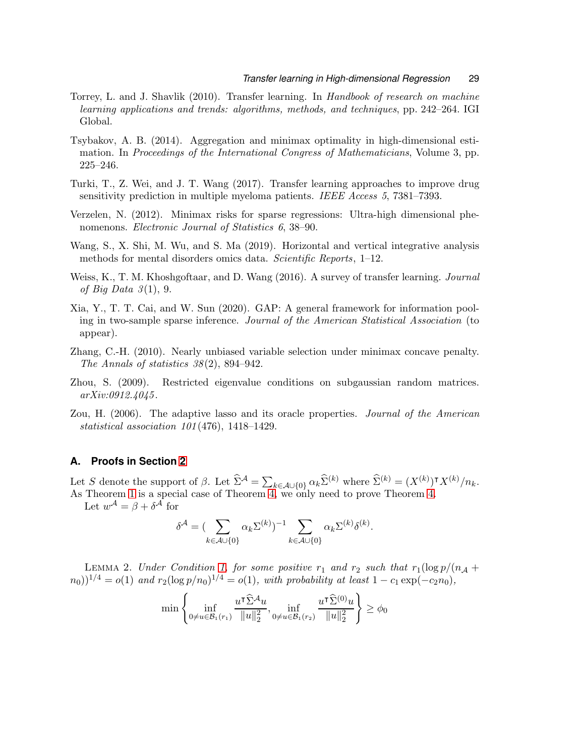Torrey, L. and J. Shavlik (2010). Transfer learning. In *Handbook of research on machine learning applications and trends: algorithms, methods, and techniques*, pp. 242–264. IGI Global.

Tsybakov, A. B. (2014). Aggregation and minimax optimality in high-dimensional estimation. In *Proceedings of the International Congress of Mathematicians*, Volume 3, pp. 225–246.

Turki, T., Z. Wei, and J. T. Wang (2017). Transfer learning approaches to improve drug sensitivity prediction in multiple myeloma patients. *IEEE Access 5*, 7381–7393.

Verzelen, N. (2012). Minimax risks for sparse regressions: Ultra-high dimensional phenomenons. *Electronic Journal of Statistics 6*, 38–90.

Wang, S., X. Shi, M. Wu, and S. Ma (2019). Horizontal and vertical integrative analysis methods for mental disorders omics data. *Scientific Reports*, 1–12.

Weiss, K., T. M. Khoshgoftaar, and D. Wang (2016). A survey of transfer learning. *Journal of Big Data 3*(1), 9.

Xia, Y., T. T. Cai, and W. Sun (2020). GAP: A general framework for information pooling in two-sample sparse inference. *Journal of the American Statistical Association* (to appear).

Zhang, C.-H. (2010). Nearly unbiased variable selection under minimax concave penalty. *The Annals of statistics 38*(2), 894–942.

Zhou, S. (2009). Restricted eigenvalue conditions on subgaussian random matrices. *arXiv:0912.4045*.

Zou, H. (2006). The adaptive lasso and its oracle properties. *Journal of the American statistical association 101*(476), 1418–1429.

## A. Proofs in Section 2

Let $S$ denote the support of $\beta$. Let $\widehat{\Sigma}^{\mathcal{A}} = \sum_{k\in\mathcal{A}\cup\{0\}} \alpha_k \widehat{\Sigma}^{(k)}$ where $\widehat{\Sigma}^{(k)} = (X^{(k)})^{\intercal} X^{(k)}/n_k$. As Theorem 1 is a special case of Theorem 4, we only need to prove Theorem 4.

Let $w^{\mathcal{A}} = \beta + \delta^{\mathcal{A}}$ for

$$\delta^{\mathcal{A}} = (\sum_{k\in\mathcal{A}\cup\{0\}} \alpha_k \Sigma^{(k)})^{-1} \sum_{k\in\mathcal{A}\cup\{0\}} \alpha_k \Sigma^{(k)} \delta^{(k)}.$$

LEMMA 2. *Under Condition 1, for some positive $r_1$ and $r_2$ such that $r_1(\log p/(n_{\mathcal{A}} + n_0))^{1/4} = o(1)$ and $r_2(\log p/n_0)^{1/4} = o(1)$, with probability at least $1 - c_1 \exp(-c_2 n_0)$,*

$$\min\left\{ \inf_{0\neq u\in\mathcal{B}_1(r_1)} \frac{u^{\intercal}\widehat{\Sigma}^{\mathcal{A}} u}{\|u\|_2^2}, \inf_{0\neq u\in\mathcal{B}_1(r_2)} \frac{u^{\intercal}\widehat{\Sigma}^{(0)} u}{\|u\|_2^2} \right\} \geq \phi_0$$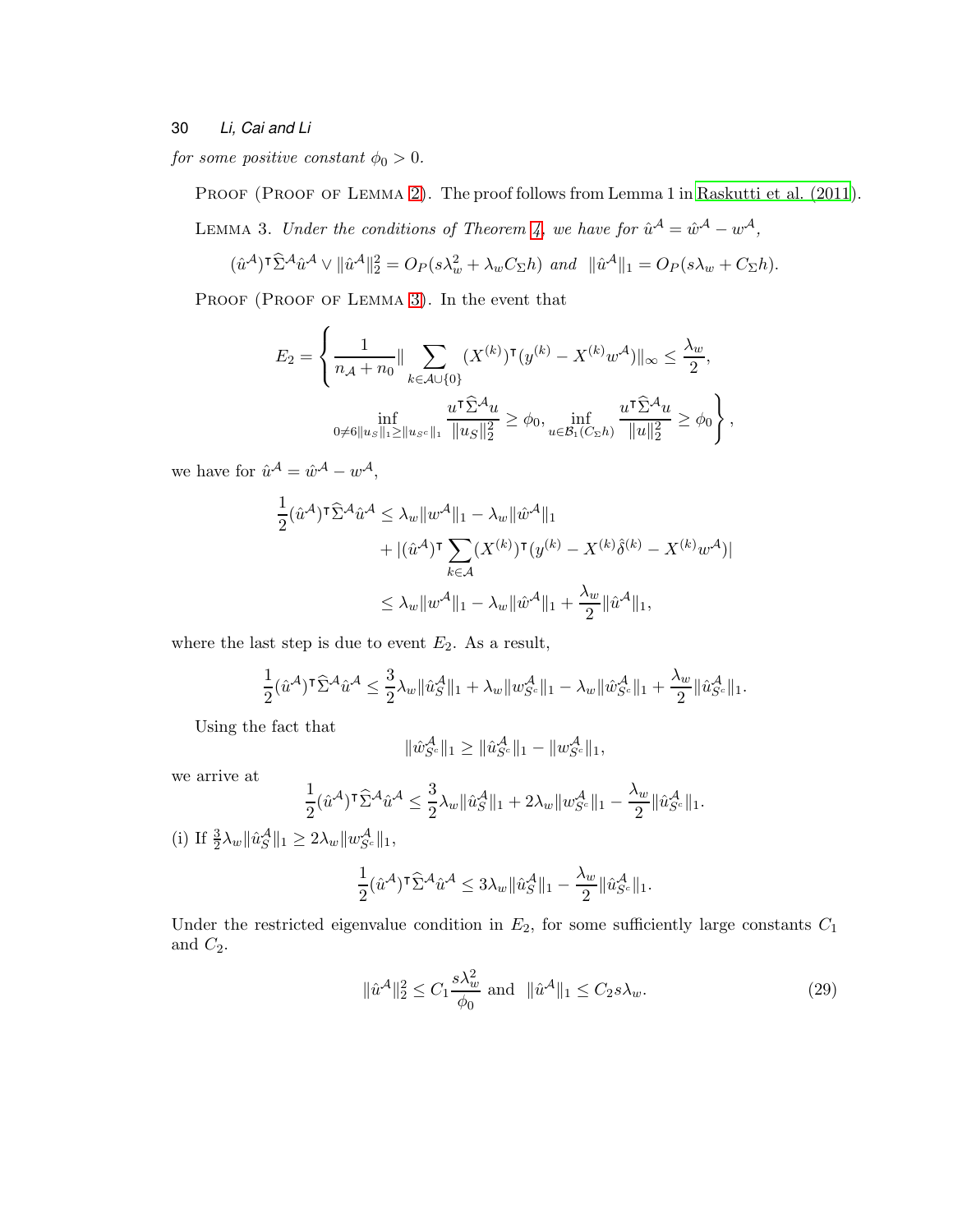*for some positive constant $\phi_0 > 0$.*

PROOF (PROOF OF LEMMA 2). The proof follows from Lemma 1 in Raskutti et al. (2011).

LEMMA 3. *Under the conditions of Theorem 4, we have for $\hat{u}^{\mathcal{A}} = \hat{w}^{\mathcal{A}} - w^{\mathcal{A}}$,*

$$(\hat{u}^{\mathcal{A}})^{\intercal}\widehat{\Sigma}^{\mathcal{A}}\hat{u}^{\mathcal{A}} \vee \|\hat{u}^{\mathcal{A}}\|_2^2 = O_P(s\lambda_w^2 + \lambda_w C_\Sigma h) \text{ and } \|\hat{u}^{\mathcal{A}}\|_1 = O_P(s\lambda_w + C_\Sigma h).$$

PROOF (PROOF OF LEMMA 3). In the event that

$$E_2 = \left\{ \frac{1}{n_{\mathcal{A}} + n_0} \| \sum_{k \in \mathcal{A} \cup \{0\}} (X^{(k)})^{\intercal}(y^{(k)} - X^{(k)}w^{\mathcal{A}})\|_\infty \leq \frac{\lambda_w}{2}, \right.$$
$$\left. \inf_{0 \neq 6\|u_S\|_1 \geq \|u_{S^c}\|_1} \frac{u^{\intercal}\widehat{\Sigma}^{\mathcal{A}}u}{\|u_S\|_2^2} \geq \phi_0, \inf_{u \in \mathcal{B}_1(C_\Sigma h)} \frac{u^{\intercal}\widehat{\Sigma}^{\mathcal{A}}u}{\|u\|_2^2} \geq \phi_0 \right\},$$

we have for $\hat{u}^{\mathcal{A}} = \hat{w}^{\mathcal{A}} - w^{\mathcal{A}}$,

$$\begin{aligned}
\frac{1}{2}(\hat{u}^{\mathcal{A}})^{\intercal}\widehat{\Sigma}^{\mathcal{A}}\hat{u}^{\mathcal{A}} &\leq \lambda_w\|w^{\mathcal{A}}\|_1 - \lambda_w\|\hat{w}^{\mathcal{A}}\|_1 \\
&\quad + |(\hat{u}^{\mathcal{A}})^{\intercal}\sum_{k \in \mathcal{A}}(X^{(k)})^{\intercal}(y^{(k)} - X^{(k)}\hat{\delta}^{(k)} - X^{(k)}w^{\mathcal{A}})| \\
&\leq \lambda_w\|w^{\mathcal{A}}\|_1 - \lambda_w\|\hat{w}^{\mathcal{A}}\|_1 + \frac{\lambda_w}{2}\|\hat{u}^{\mathcal{A}}\|_1,
\end{aligned}$$

where the last step is due to event $E_2$. As a result,

$$\frac{1}{2}(\hat{u}^{\mathcal{A}})^{\intercal}\widehat{\Sigma}^{\mathcal{A}}\hat{u}^{\mathcal{A}} \leq \frac{3}{2}\lambda_w\|\hat{u}_S^{\mathcal{A}}\|_1 + \lambda_w\|w_{S^c}^{\mathcal{A}}\|_1 - \lambda_w\|\hat{w}_{S^c}^{\mathcal{A}}\|_1 + \frac{\lambda_w}{2}\|\hat{u}_{S^c}^{\mathcal{A}}\|_1.$$

Using the fact that

$$\|\hat{w}_{S^c}^{\mathcal{A}}\|_1 \geq \|\hat{u}_{S^c}^{\mathcal{A}}\|_1 - \|w_{S^c}^{\mathcal{A}}\|_1,$$

we arrive at

$$\frac{1}{2}(\hat{u}^{\mathcal{A}})^{\intercal}\widehat{\Sigma}^{\mathcal{A}}\hat{u}^{\mathcal{A}} \leq \frac{3}{2}\lambda_w\|\hat{u}_S^{\mathcal{A}}\|_1 + 2\lambda_w\|w_{S^c}^{\mathcal{A}}\|_1 - \frac{\lambda_w}{2}\|\hat{u}_{S^c}^{\mathcal{A}}\|_1.$$

(i) If $\frac{3}{2}\lambda_w\|\hat{u}_S^{\mathcal{A}}\|_1 \geq 2\lambda_w\|w_{S^c}^{\mathcal{A}}\|_1$,

$$\frac{1}{2}(\hat{u}^{\mathcal{A}})^{\intercal}\widehat{\Sigma}^{\mathcal{A}}\hat{u}^{\mathcal{A}} \leq 3\lambda_w\|\hat{u}_S^{\mathcal{A}}\|_1 - \frac{\lambda_w}{2}\|\hat{u}_{S^c}^{\mathcal{A}}\|_1.$$

Under the restricted eigenvalue condition in $E_2$, for some sufficiently large constants $C_1$ and $C_2$.

$$\|\hat{u}^{\mathcal{A}}\|_2^2 \leq C_1\frac{s\lambda_w^2}{\phi_0} \text{ and } \|\hat{u}^{\mathcal{A}}\|_1 \leq C_2 s\lambda_w. \tag{29}$$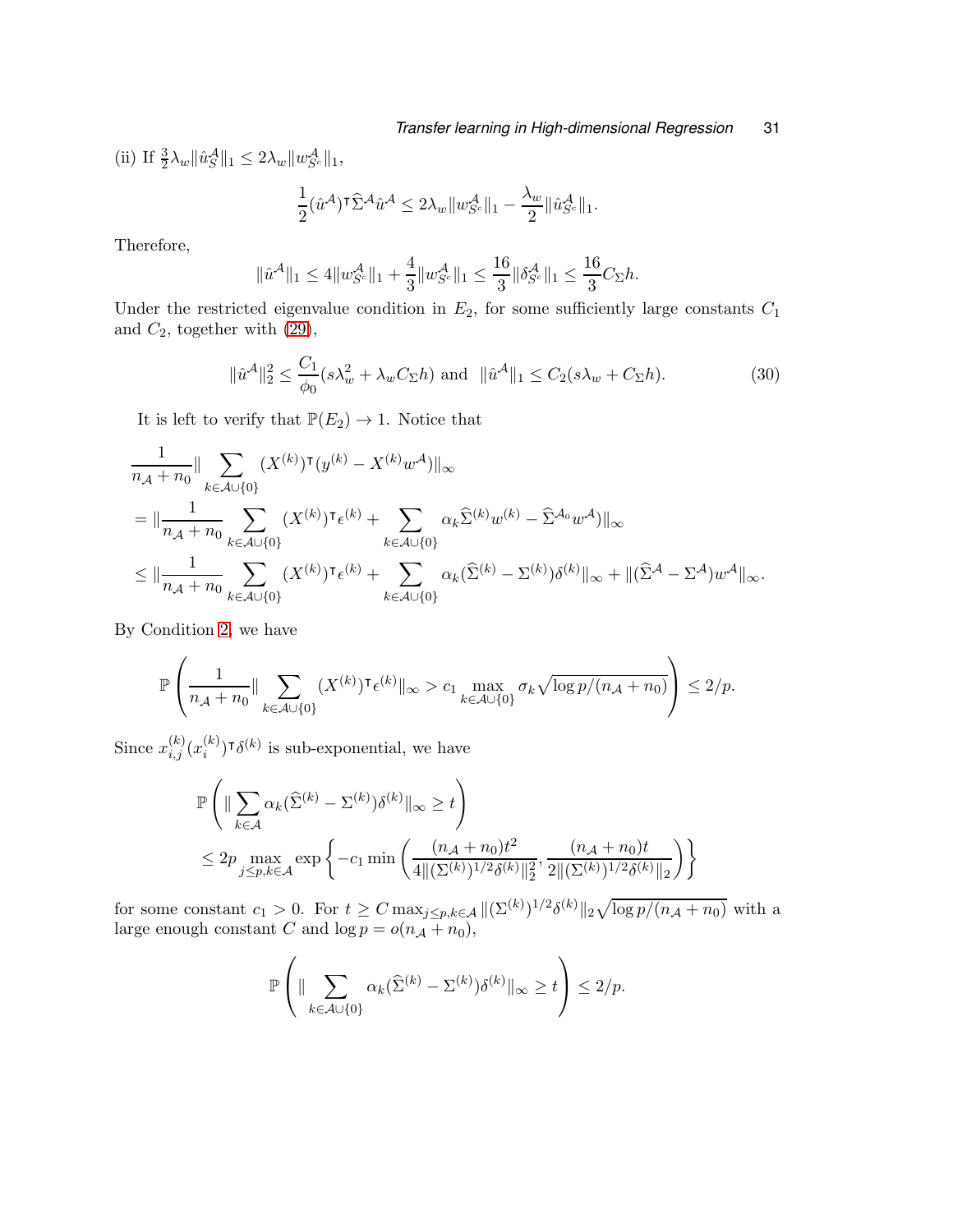(ii) If $\frac{3}{2}\lambda_w\|\hat{u}^{\mathcal{A}}_S\|_1 \leq 2\lambda_w\|w^{\mathcal{A}}_{S^c}\|_1$,

$$\frac{1}{2}(\hat{u}^{\mathcal{A}})^\intercal\widehat{\Sigma}^{\mathcal{A}}\hat{u}^{\mathcal{A}} \leq 2\lambda_w\|w^{\mathcal{A}}_{S^c}\|_1 - \frac{\lambda_w}{2}\|\hat{u}^{\mathcal{A}}_{S^c}\|_1.$$

Therefore,

$$\|\hat{u}^{\mathcal{A}}\|_1 \leq 4\|w^{\mathcal{A}}_{S^c}\|_1 + \frac{4}{3}\|w^{\mathcal{A}}_{S^c}\|_1 \leq \frac{16}{3}\|\delta^{\mathcal{A}}_{S^c}\|_1 \leq \frac{16}{3}C_\Sigma h.$$

Under the restricted eigenvalue condition in $E_2$, for some sufficiently large constants $C_1$ and $C_2$, together with (29),

$$\|\hat{u}^{\mathcal{A}}\|_2^2 \leq \frac{C_1}{\phi_0}(s\lambda_w^2 + \lambda_w C_\Sigma h) \text{ and } \|\hat{u}^{\mathcal{A}}\|_1 \leq C_2(s\lambda_w + C_\Sigma h). \tag{30}$$

It is left to verify that $\mathbb{P}(E_2) \to 1$. Notice that

$$\begin{aligned}
&\frac{1}{n_{\mathcal{A}}+n_0}\|\sum_{k\in\mathcal{A}\cup\{0\}}(X^{(k)})^\intercal(y^{(k)} - X^{(k)}w^{\mathcal{A}})\|_\infty \\
&= \|\frac{1}{n_{\mathcal{A}}+n_0}\sum_{k\in\mathcal{A}\cup\{0\}}(X^{(k)})^\intercal\epsilon^{(k)} + \sum_{k\in\mathcal{A}\cup\{0\}}\alpha_k\widehat{\Sigma}^{(k)}w^{(k)} - \widehat{\Sigma}^{\mathcal{A}_0}w^{\mathcal{A}})\|_\infty \\
&\leq \|\frac{1}{n_{\mathcal{A}}+n_0}\sum_{k\in\mathcal{A}\cup\{0\}}(X^{(k)})^\intercal\epsilon^{(k)} + \sum_{k\in\mathcal{A}\cup\{0\}}\alpha_k(\widehat{\Sigma}^{(k)} - \Sigma^{(k)})\delta^{(k)}\|_\infty + \|(\widehat{\Sigma}^{\mathcal{A}} - \Sigma^{\mathcal{A}})w^{\mathcal{A}}\|_\infty.
\end{aligned}$$

By Condition 2, we have

$$\mathbb{P}\left(\frac{1}{n_{\mathcal{A}}+n_0}\|\sum_{k\in\mathcal{A}\cup\{0\}}(X^{(k)})^\intercal\epsilon^{(k)}\|_\infty > c_1\max_{k\in\mathcal{A}\cup\{0\}}\sigma_k\sqrt{\log p/(n_{\mathcal{A}}+n_0)}\right) \leq 2/p.$$

Since $x^{(k)}_{i,j}(x^{(k)}_i)^\intercal\delta^{(k)}$ is sub-exponential, we have

$$\begin{aligned}
&\mathbb{P}\left(\|\sum_{k\in\mathcal{A}}\alpha_k(\widehat{\Sigma}^{(k)} - \Sigma^{(k)})\delta^{(k)}\|_\infty \geq t\right) \\
&\leq 2p\max_{j\leq p,k\in\mathcal{A}}\exp\left\{-c_1\min\left(\frac{(n_{\mathcal{A}}+n_0)t^2}{4\|(\Sigma^{(k)})^{1/2}\delta^{(k)}\|_2^2}, \frac{(n_{\mathcal{A}}+n_0)t}{2\|(\Sigma^{(k)})^{1/2}\delta^{(k)}\|_2}\right)\right\}
\end{aligned}$$

for some constant $c_1 > 0$. For $t \geq C\max_{j\leq p,k\in\mathcal{A}}\|(\Sigma^{(k)})^{1/2}\delta^{(k)}\|_2\sqrt{\log p/(n_{\mathcal{A}}+n_0)}$ with a large enough constant $C$ and $\log p = o(n_{\mathcal{A}}+n_0)$,

$$\mathbb{P}\left(\|\sum_{k\in\mathcal{A}\cup\{0\}}\alpha_k(\widehat{\Sigma}^{(k)} - \Sigma^{(k)})\delta^{(k)}\|_\infty \geq t\right) \leq 2/p.$$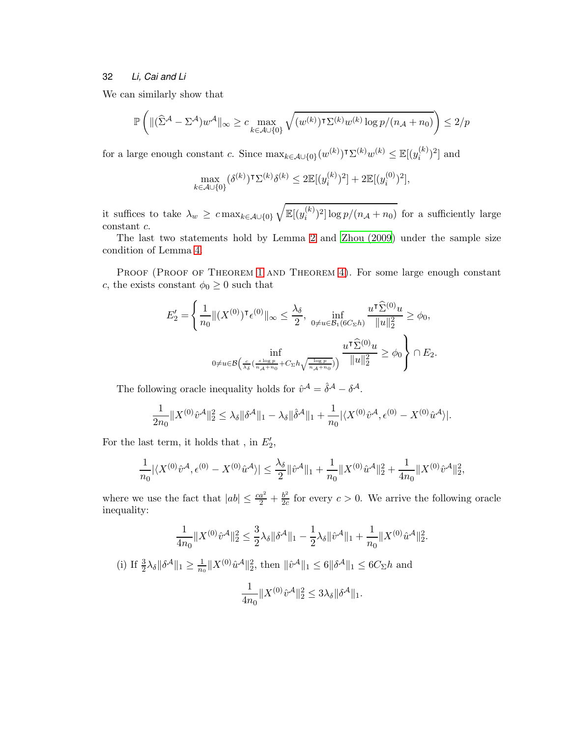We can similarly show that

$$\mathbb{P}\left(\|(\widehat{\Sigma}^{\mathcal{A}} - \Sigma^{\mathcal{A}})w^{\mathcal{A}}\|_\infty \geq c \max_{k\in\mathcal{A}\cup\{0\}} \sqrt{(w^{(k)})^\intercal \Sigma^{(k)} w^{(k)} \log p/(n_{\mathcal{A}}+n_0)}\right) \leq 2/p$$

for a large enough constant $c$. Since $\max_{k\in\mathcal{A}\cup\{0\}}(w^{(k)})^\intercal\Sigma^{(k)}w^{(k)} \leq \mathbb{E}[(y_i^{(k)})^2]$ and

$$\max_{k\in\mathcal{A}\cup\{0\}}(\delta^{(k)})^\intercal\Sigma^{(k)}\delta^{(k)} \leq 2\mathbb{E}[(y_i^{(k)})^2] + 2\mathbb{E}[(y_i^{(0)})^2],$$

it suffices to take $\lambda_w \geq c\max_{k\in\mathcal{A}\cup\{0\}}\sqrt{\mathbb{E}[(y_i^{(k)})^2]\log p/(n_{\mathcal{A}}+n_0)}$ for a sufficiently large constant $c$.

The last two statements hold by Lemma 2 and Zhou (2009) under the sample size condition of Lemma 4.

Proof (Proof of Theorem 1 and Theorem 4). For some large enough constant $c$, the exists constant $\phi_0 \geq 0$ such that

$$E_2' = \left\{\frac{1}{n_0}\|(X^{(0)})^\intercal\epsilon^{(0)}\|_\infty \leq \frac{\lambda_\delta}{2},\ \inf_{0\neq u\in\mathcal{B}_1(6C_\Sigma h)}\frac{u^\intercal\widehat{\Sigma}^{(0)}u}{\|u\|_2^2} \geq \phi_0,\right.$$
$$\left.\inf_{0\neq u\in\mathcal{B}\left(\frac{c}{\lambda_\delta}\left(\frac{s\log p}{n_{\mathcal{A}}+n_0} + C_\Sigma h\sqrt{\frac{\log p}{n_{\mathcal{A}}+n_0}}\right)\right)}\frac{u^\intercal\widehat{\Sigma}^{(0)}u}{\|u\|_2^2} \geq \phi_0\right\} \cap E_2.$$

The following oracle inequality holds for $\hat{v}^{\mathcal{A}} = \hat{\delta}^{\mathcal{A}} - \delta^{\mathcal{A}}$.

$$\frac{1}{2n_0}\|X^{(0)}\hat{v}^{\mathcal{A}}\|_2^2 \leq \lambda_\delta\|\delta^{\mathcal{A}}\|_1 - \lambda_\delta\|\hat{\delta}^{\mathcal{A}}\|_1 + \frac{1}{n_0}|\langle X^{(0)}\hat{v}^{\mathcal{A}}, \epsilon^{(0)} - X^{(0)}\hat{u}^{\mathcal{A}}\rangle|.$$

For the last term, it holds that , in $E_2'$,

$$\frac{1}{n_0}|\langle X^{(0)}\hat{v}^{\mathcal{A}}, \epsilon^{(0)} - X^{(0)}\hat{u}^{\mathcal{A}}\rangle| \leq \frac{\lambda_\delta}{2}\|\hat{v}^{\mathcal{A}}\|_1 + \frac{1}{n_0}\|X^{(0)}\hat{u}^{\mathcal{A}}\|_2^2 + \frac{1}{4n_0}\|X^{(0)}\hat{v}^{\mathcal{A}}\|_2^2,$$

where we use the fact that $|ab| \leq \frac{ca^2}{2} + \frac{b^2}{2c}$ for every $c > 0$. We arrive the following oracle inequality:

$$\frac{1}{4n_0}\|X^{(0)}\hat{v}^{\mathcal{A}}\|_2^2 \leq \frac{3}{2}\lambda_\delta\|\delta^{\mathcal{A}}\|_1 - \frac{1}{2}\lambda_\delta\|\hat{v}^{\mathcal{A}}\|_1 + \frac{1}{n_0}\|X^{(0)}\hat{u}^{\mathcal{A}}\|_2^2.$$

(i) If $\frac{3}{2}\lambda_\delta\|\delta^{\mathcal{A}}\|_1 \geq \frac{1}{n_0}\|X^{(0)}\hat{u}^{\mathcal{A}}\|_2^2$, then $\|\hat{v}^{\mathcal{A}}\|_1 \leq 6\|\delta^{\mathcal{A}}\|_1 \leq 6C_\Sigma h$ and

$$\frac{1}{4n_0}\|X^{(0)}\hat{v}^{\mathcal{A}}\|_2^2 \leq 3\lambda_\delta\|\delta^{\mathcal{A}}\|_1.$$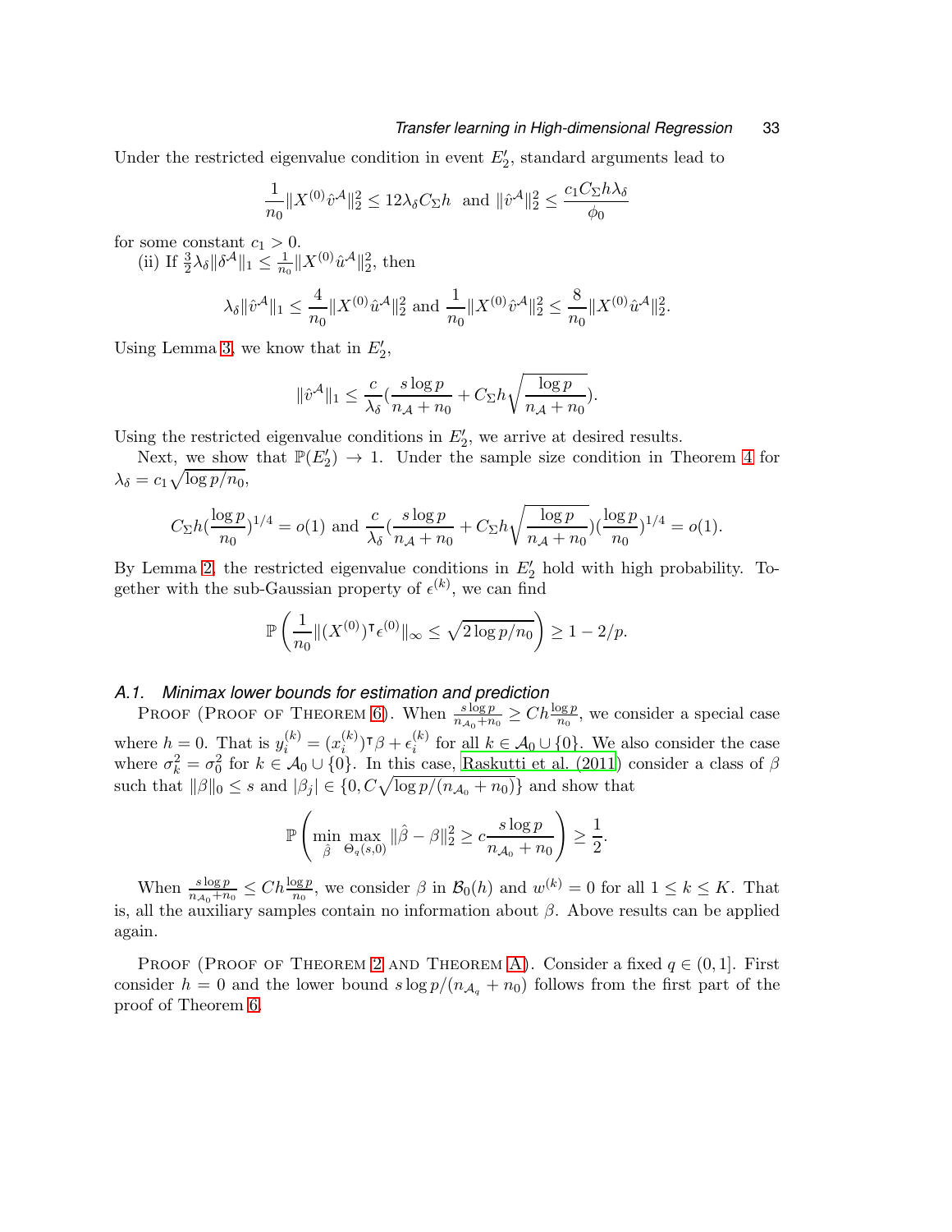Under the restricted eigenvalue condition in event $E_2'$, standard arguments lead to

$$\frac{1}{n_0}\|X^{(0)}\hat{v}^{\mathcal{A}}\|_2^2 \leq 12\lambda_\delta C_\Sigma h \;\text{ and }\; \|\hat{v}^{\mathcal{A}}\|_2^2 \leq \frac{c_1 C_\Sigma h \lambda_\delta}{\phi_0}$$

for some constant $c_1 > 0$.

(ii) If $\frac{3}{2}\lambda_\delta\|\delta^{\mathcal{A}}\|_1 \leq \frac{1}{n_0}\|X^{(0)}\hat{u}^{\mathcal{A}}\|_2^2$, then

$$\lambda_\delta\|\hat{v}^{\mathcal{A}}\|_1 \leq \frac{4}{n_0}\|X^{(0)}\hat{u}^{\mathcal{A}}\|_2^2 \text{ and } \frac{1}{n_0}\|X^{(0)}\hat{v}^{\mathcal{A}}\|_2^2 \leq \frac{8}{n_0}\|X^{(0)}\hat{u}^{\mathcal{A}}\|_2^2.$$

Using Lemma 3, we know that in $E_2'$,

$$\|\hat{v}^{\mathcal{A}}\|_1 \leq \frac{c}{\lambda_\delta}\left(\frac{s\log p}{n_{\mathcal{A}}+n_0} + C_\Sigma h\sqrt{\frac{\log p}{n_{\mathcal{A}}+n_0}}\right).$$

Using the restricted eigenvalue conditions in $E_2'$, we arrive at desired results.

Next, we show that $\mathbb{P}(E_2') \to 1$. Under the sample size condition in Theorem 4 for $\lambda_\delta = c_1\sqrt{\log p/n_0}$,

$$C_\Sigma h\left(\frac{\log p}{n_0}\right)^{1/4} = o(1) \text{ and } \frac{c}{\lambda_\delta}\left(\frac{s\log p}{n_{\mathcal{A}}+n_0} + C_\Sigma h\sqrt{\frac{\log p}{n_{\mathcal{A}}+n_0}}\right)\left(\frac{\log p}{n_0}\right)^{1/4} = o(1).$$

By Lemma 2, the restricted eigenvalue conditions in $E_2'$ hold with high probability. Together with the sub-Gaussian property of $\epsilon^{(k)}$, we can find

$$\mathbb{P}\left(\frac{1}{n_0}\|(X^{(0)})^\intercal\epsilon^{(0)}\|_\infty \leq \sqrt{2\log p/n_0}\right) \geq 1 - 2/p.$$

### *A.1. Minimax lower bounds for estimation and prediction*

Proof (Proof of Theorem 6). When $\frac{s\log p}{n_{\mathcal{A}_0}+n_0} \geq Ch\frac{\log p}{n_0}$, we consider a special case where $h = 0$. That is $y_i^{(k)} = (x_i^{(k)})^\intercal\beta + \epsilon_i^{(k)}$ for all $k \in \mathcal{A}_0 \cup \{0\}$. We also consider the case where $\sigma_k^2 = \sigma_0^2$ for $k \in \mathcal{A}_0 \cup \{0\}$. In this case, Raskutti et al. (2011) consider a class of $\beta$ such that $\|\beta\|_0 \leq s$ and $|\beta_j| \in \{0, C\sqrt{\log p/(n_{\mathcal{A}_0}+n_0)}\}$ and show that

$$\mathbb{P}\left(\min_{\hat{\beta}}\max_{\Theta_q(s,0)}\|\hat{\beta}-\beta\|_2^2 \geq c\frac{s\log p}{n_{\mathcal{A}_0}+n_0}\right) \geq \frac{1}{2}.$$

When $\frac{s\log p}{n_{\mathcal{A}_0}+n_0} \leq Ch\frac{\log p}{n_0}$, we consider $\beta$ in $\mathcal{B}_0(h)$ and $w^{(k)} = 0$ for all $1 \leq k \leq K$. That is, all the auxiliary samples contain no information about $\beta$. Above results can be applied again.

Proof (Proof of Theorem 2 and Theorem A). Consider a fixed $q \in (0, 1]$. First consider $h = 0$ and the lower bound $s\log p/(n_{\mathcal{A}_q}+n_0)$ follows from the first part of the proof of Theorem 6.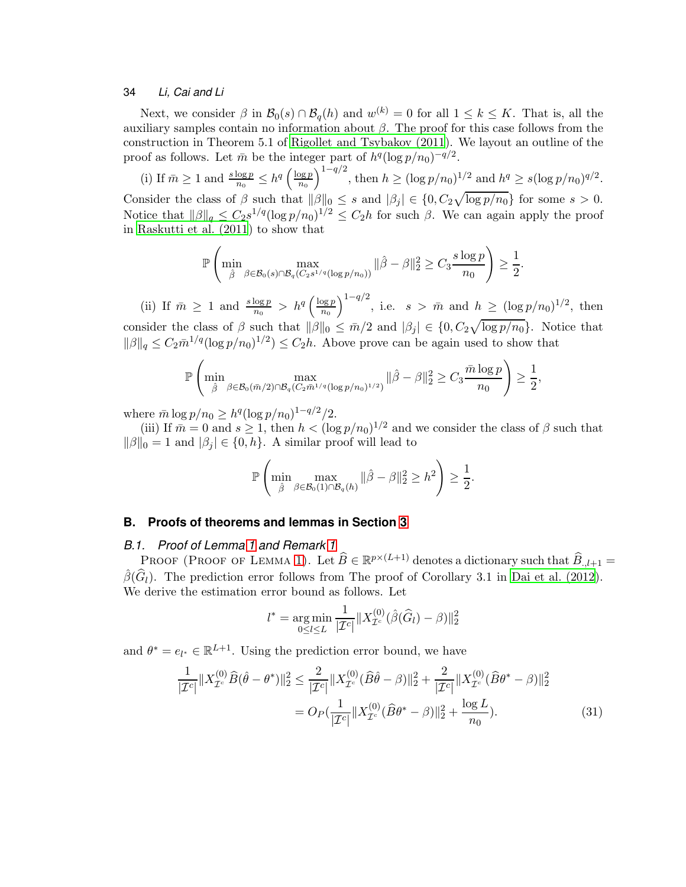Next, we consider $\beta$ in $\mathcal{B}_0(s) \cap \mathcal{B}_q(h)$ and $w^{(k)} = 0$ for all $1 \leq k \leq K$. That is, all the auxiliary samples contain no information about $\beta$. The proof for this case follows from the construction in Theorem 5.1 of Rigollet and Tsybakov (2011). We layout an outline of the proof as follows. Let $\bar{m}$ be the integer part of $h^q(\log p/n_0)^{-q/2}$.

(i) If $\bar{m} \geq 1$ and $\frac{s\log p}{n_0} \leq h^q\left(\frac{\log p}{n_0}\right)^{1-q/2}$, then $h \geq (\log p/n_0)^{1/2}$ and $h^q \geq s(\log p/n_0)^{q/2}$. Consider the class of $\beta$ such that $\|\beta\|_0 \leq s$ and $|\beta_j| \in \{0, C_2\sqrt{\log p/n_0}\}$ for some $s > 0$. Notice that $\|\beta\|_q \leq C_2 s^{1/q}(\log p/n_0)^{1/2} \leq C_2 h$ for such $\beta$. We can again apply the proof in Raskutti et al. (2011) to show that

$$\mathbb{P}\left(\min_{\hat{\beta}} \max_{\beta \in \mathcal{B}_0(s)\cap\mathcal{B}_q(C_2 s^{1/q}(\log p/n_0))} \|\hat{\beta}-\beta\|_2^2 \geq C_3\frac{s\log p}{n_0}\right) \geq \frac{1}{2}.$$

(ii) If $\bar{m} \geq 1$ and $\frac{s\log p}{n_0} > h^q\left(\frac{\log p}{n_0}\right)^{1-q/2}$, i.e. $s > \bar{m}$ and $h \geq (\log p/n_0)^{1/2}$, then consider the class of $\beta$ such that $\|\beta\|_0 \leq \bar{m}/2$ and $|\beta_j| \in \{0, C_2\sqrt{\log p/n_0}\}$. Notice that $\|\beta\|_q \leq C_2\bar{m}^{1/q}(\log p/n_0)^{1/2}) \leq C_2 h$. Above prove can be again used to show that

$$\mathbb{P}\left(\min_{\hat{\beta}} \max_{\beta \in \mathcal{B}_0(\bar{m}/2)\cap\mathcal{B}_q(C_2\bar{m}^{1/q}(\log p/n_0)^{1/2})} \|\hat{\beta}-\beta\|_2^2 \geq C_3\frac{\bar{m}\log p}{n_0}\right) \geq \frac{1}{2},$$

where $\bar{m}\log p/n_0 \geq h^q(\log p/n_0)^{1-q/2}/2$.

(iii) If $\bar{m} = 0$ and $s \geq 1$, then $h < (\log p/n_0)^{1/2}$ and we consider the class of $\beta$ such that $\|\beta\|_0 = 1$ and $|\beta_j| \in \{0, h\}$. A similar proof will lead to

$$\mathbb{P}\left(\min_{\hat{\beta}} \max_{\beta \in \mathcal{B}_0(1)\cap\mathcal{B}_q(h)} \|\hat{\beta}-\beta\|_2^2 \geq h^2\right) \geq \frac{1}{2}.$$

## B. Proofs of theorems and lemmas in Section 3

### B.1. Proof of Lemma 1 and Remark 1

Proof (Proof of Lemma 1). Let $\widehat{B} \in \mathbb{R}^{p\times(L+1)}$ denotes a dictionary such that $\widehat{B}_{.,l+1} = \hat{\beta}(\widehat{G}_l)$. The prediction error follows from The proof of Corollary 3.1 in Dai et al. (2012). We derive the estimation error bound as follows. Let

$$l^* = \underset{0\leq l\leq L}{\arg\min}\frac{1}{|\mathcal{I}^c|}\|X^{(0)}_{\mathcal{I}^c}(\hat{\beta}(\widehat{G}_l)-\beta)\|_2^2$$

and $\theta^* = e_{l^*} \in \mathbb{R}^{L+1}$. Using the prediction error bound, we have

$$\begin{aligned}\frac{1}{|\mathcal{I}^c|}\|X^{(0)}_{\mathcal{I}^c}\widehat{B}(\hat{\theta}-\theta^*)\|_2^2 &\leq \frac{2}{|\mathcal{I}^c|}\|X^{(0)}_{\mathcal{I}^c}(\widehat{B}\hat{\theta}-\beta)\|_2^2 + \frac{2}{|\mathcal{I}^c|}\|X^{(0)}_{\mathcal{I}^c}(\widehat{B}\theta^*-\beta)\|_2^2 \\ &= O_P\left(\frac{1}{|\mathcal{I}^c|}\|X^{(0)}_{\mathcal{I}^c}(\widehat{B}\theta^*-\beta)\|_2^2 + \frac{\log L}{n_0}\right). \end{aligned} \tag{31}$$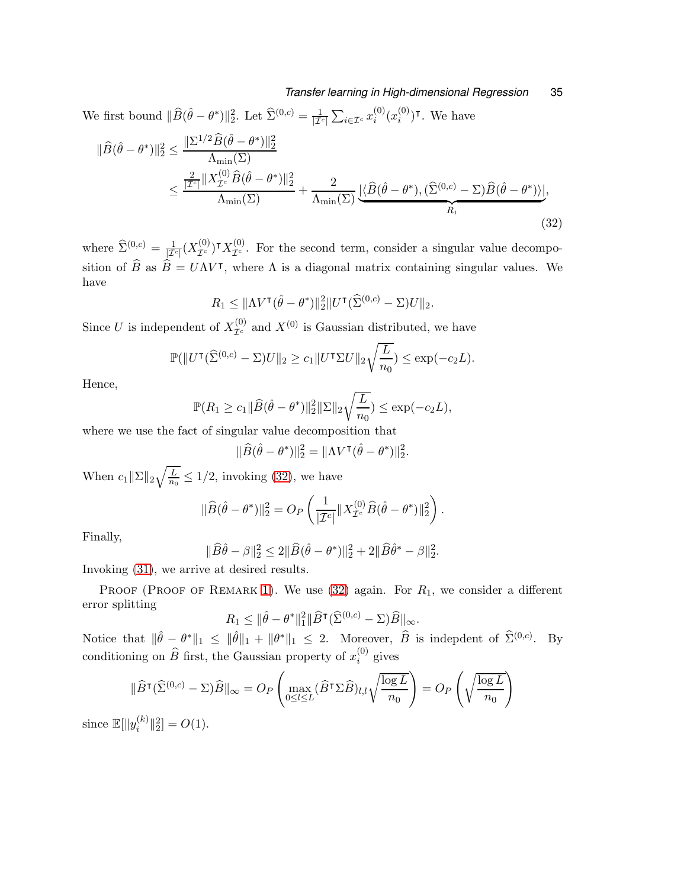We first bound $\|\widehat{B}(\hat{\theta}-\theta^*)\|_2^2$. Let $\widehat{\Sigma}^{(0,c)}=\frac{1}{|\mathcal{I}^c|}\sum_{i\in\mathcal{I}^c}x_i^{(0)}(x_i^{(0)})^{\intercal}$. We have

$$
\begin{aligned}
\|\widehat{B}(\hat{\theta}-\theta^*)\|_2^2 &\leq \frac{\|\Sigma^{1/2}\widehat{B}(\hat{\theta}-\theta^*)\|_2^2}{\Lambda_{\min}(\Sigma)} \\
&\leq \frac{\frac{2}{|\mathcal{I}^c|}\|X^{(0)}_{\mathcal{I}^c}\widehat{B}(\hat{\theta}-\theta^*)\|_2^2}{\Lambda_{\min}(\Sigma)}+\frac{2}{\Lambda_{\min}(\Sigma)}\underbrace{|\langle \widehat{B}(\hat{\theta}-\theta^*),(\widehat{\Sigma}^{(0,c)}-\Sigma)\widehat{B}(\hat{\theta}-\theta^*)\rangle|}_{R_1},
\end{aligned}
\tag{32}
$$

where $\widehat{\Sigma}^{(0,c)}=\frac{1}{|\mathcal{I}^c|}(X^{(0)}_{\mathcal{I}^c})^{\intercal}X^{(0)}_{\mathcal{I}^c}$. For the second term, consider a singular value decomposition of $\widehat{B}$ as $\widehat{B}=U\Lambda V^{\intercal}$, where $\Lambda$ is a diagonal matrix containing singular values. We have

$$
R_1\leq \|\Lambda V^{\intercal}(\hat{\theta}-\theta^*)\|_2^2\|U^{\intercal}(\widehat{\Sigma}^{(0,c)}-\Sigma)U\|_2.
$$

Since $U$ is independent of $X^{(0)}_{\mathcal{I}^c}$ and $X^{(0)}$ is Gaussian distributed, we have

$$
\mathbb{P}(\|U^{\intercal}(\widehat{\Sigma}^{(0,c)}-\Sigma)U\|_2\geq c_1\|U^{\intercal}\Sigma U\|_2\sqrt{\frac{L}{n_0}})\leq \exp(-c_2L).
$$

Hence,

$$
\mathbb{P}(R_1\geq c_1\|\widehat{B}(\hat{\theta}-\theta^*)\|_2^2\|\Sigma\|_2\sqrt{\frac{L}{n_0}})\leq \exp(-c_2L),
$$

where we use the fact of singular value decomposition that

$$
\|\widehat{B}(\hat{\theta}-\theta^*)\|_2^2=\|\Lambda V^{\intercal}(\hat{\theta}-\theta^*)\|_2^2.
$$

When $c_1\|\Sigma\|_2\sqrt{\frac{L}{n_0}}\leq 1/2$, invoking (32), we have

$$
\|\widehat{B}(\hat{\theta}-\theta^*)\|_2^2=O_P\left(\frac{1}{|\mathcal{I}^c|}\|X^{(0)}_{\mathcal{I}^c}\widehat{B}(\hat{\theta}-\theta^*)\|_2^2\right).
$$

Finally,

$$
\|\widehat{B}\hat{\theta}-\beta\|_2^2\leq 2\|\widehat{B}(\hat{\theta}-\theta^*)\|_2^2+2\|\widehat{B}\hat{\theta}^*-\beta\|_2^2.
$$

Invoking (31), we arrive at desired results.

Proof (Proof of Remark 1). We use (32) again. For $R_1$, we consider a different error splitting

$$
R_1\leq \|\hat{\theta}-\theta^*\|_1^2\|\widehat{B}^{\intercal}(\widehat{\Sigma}^{(0,c)}-\Sigma)\widehat{B}\|_\infty.
$$

Notice that $\|\hat{\theta}-\theta^*\|_1\leq\|\hat{\theta}\|_1+\|\theta^*\|_1\leq 2$. Moreover, $\widehat{B}$ is indepdent of $\widehat{\Sigma}^{(0,c)}$. By conditioning on $\widehat{B}$ first, the Gaussian property of $x_i^{(0)}$ gives

$$
\|\widehat{B}^{\intercal}(\widehat{\Sigma}^{(0,c)}-\Sigma)\widehat{B}\|_\infty=O_P\left(\max_{0\leq l\leq L}(\widehat{B}^{\intercal}\Sigma\widehat{B})_{l,l}\sqrt{\frac{\log L}{n_0}}\right)=O_P\left(\sqrt{\frac{\log L}{n_0}}\right)
$$

since $\mathbb{E}[\|y_i^{(k)}\|_2^2]=O(1)$.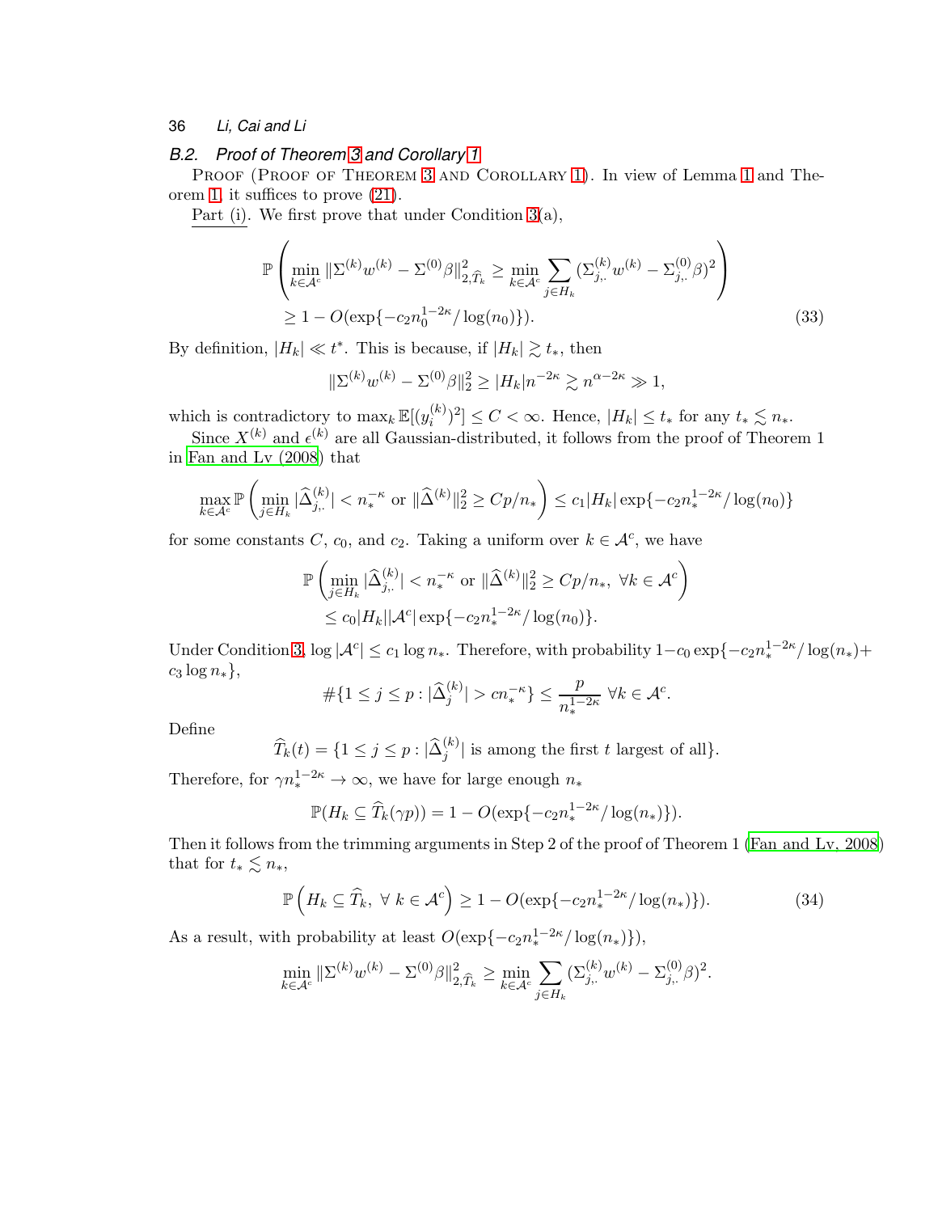### B.2. Proof of Theorem 3 and Corollary 1

Proof (Proof of Theorem 3 and Corollary 1). In view of Lemma 1 and Theorem 1, it suffices to prove (21).

Part (i). We first prove that under Condition 3(a),

$$
\mathbb{P}\left(\min_{k\in\mathcal{A}^c}\|\Sigma^{(k)}w^{(k)}-\Sigma^{(0)}\beta\|^2_{2,\widehat{T}_k}\geq \min_{k\in\mathcal{A}^c}\sum_{j\in H_k}(\Sigma^{(k)}_{j,.}w^{(k)}-\Sigma^{(0)}_{j,.}\beta)^2\right)
$$
$$
\geq 1-O(\exp\{-c_2n_0^{1-2\kappa}/\log(n_0)\}). \tag{33}
$$

By definition, $|H_k|\ll t^*$. This is because, if $|H_k|\gtrsim t_*$, then

$$
\|\Sigma^{(k)}w^{(k)}-\Sigma^{(0)}\beta\|_2^2\geq |H_k|n^{-2\kappa}\gtrsim n^{\alpha-2\kappa}\gg 1,
$$

which is contradictory to $\max_k\mathbb{E}[(y_i^{(k)})^2]\leq C<\infty$. Hence, $|H_k|\leq t_*$ for any $t_*\lesssim n_*$.

Since $X^{(k)}$ and $\epsilon^{(k)}$ are all Gaussian-distributed, it follows from the proof of Theorem 1 in Fan and Lv (2008) that

$$
\max_{k\in\mathcal{A}^c}\mathbb{P}\left(\min_{j\in H_k}|\widehat{\Delta}^{(k)}_{j,.}|<n_*^{-\kappa}\text{ or }\|\widehat{\Delta}^{(k)}\|_2^2\geq Cp/n_*\right)\leq c_1|H_k|\exp\{-c_2n_*^{1-2\kappa}/\log(n_0)\}
$$

for some constants $C$, $c_0$, and $c_2$. Taking a uniform over $k\in\mathcal{A}^c$, we have

$$
\mathbb{P}\left(\min_{j\in H_k}|\widehat{\Delta}^{(k)}_{j,.}|<n_*^{-\kappa}\text{ or }\|\widehat{\Delta}^{(k)}\|_2^2\geq Cp/n_*,\ \forall k\in\mathcal{A}^c\right)
$$
$$
\leq c_0|H_k||\mathcal{A}^c|\exp\{-c_2n_*^{1-2\kappa}/\log(n_0)\}.
$$

Under Condition 3, $\log|\mathcal{A}^c|\leq c_1\log n_*$. Therefore, with probability $1-c_0\exp\{-c_2n_*^{1-2\kappa}/\log(n_*)+c_3\log n_*\}$,

$$
\#\{1\leq j\leq p:|\widehat{\Delta}^{(k)}_j|>cn_*^{-\kappa}\}\leq\frac{p}{n_*^{1-2\kappa}}\ \forall k\in\mathcal{A}^c.
$$

Define

$$
\widehat{T}_k(t)=\{1\leq j\leq p:|\widehat{\Delta}^{(k)}_j|\text{ is among the first }t\text{ largest of all}\}.
$$

Therefore, for $\gamma n_*^{1-2\kappa}\to\infty$, we have for large enough $n_*$

$$
\mathbb{P}(H_k\subseteq\widehat{T}_k(\gamma p))=1-O(\exp\{-c_2n_*^{1-2\kappa}/\log(n_*)\}).
$$

Then it follows from the trimming arguments in Step 2 of the proof of Theorem 1 (Fan and Lv, 2008) that for $t_*\lesssim n_*$,

$$
\mathbb{P}\left(H_k\subseteq\widehat{T}_k,\ \forall\ k\in\mathcal{A}^c\right)\geq 1-O(\exp\{-c_2n_*^{1-2\kappa}/\log(n_*)\}). \tag{34}
$$

As a result, with probability at least $O(\exp\{-c_2n_*^{1-2\kappa}/\log(n_*)\})$,

$$
\min_{k\in\mathcal{A}^c}\|\Sigma^{(k)}w^{(k)}-\Sigma^{(0)}\beta\|^2_{2,\widehat{T}_k}\geq\min_{k\in\mathcal{A}^c}\sum_{j\in H_k}(\Sigma^{(k)}_{j,.}w^{(k)}-\Sigma^{(0)}_{j,.}\beta)^2.
$$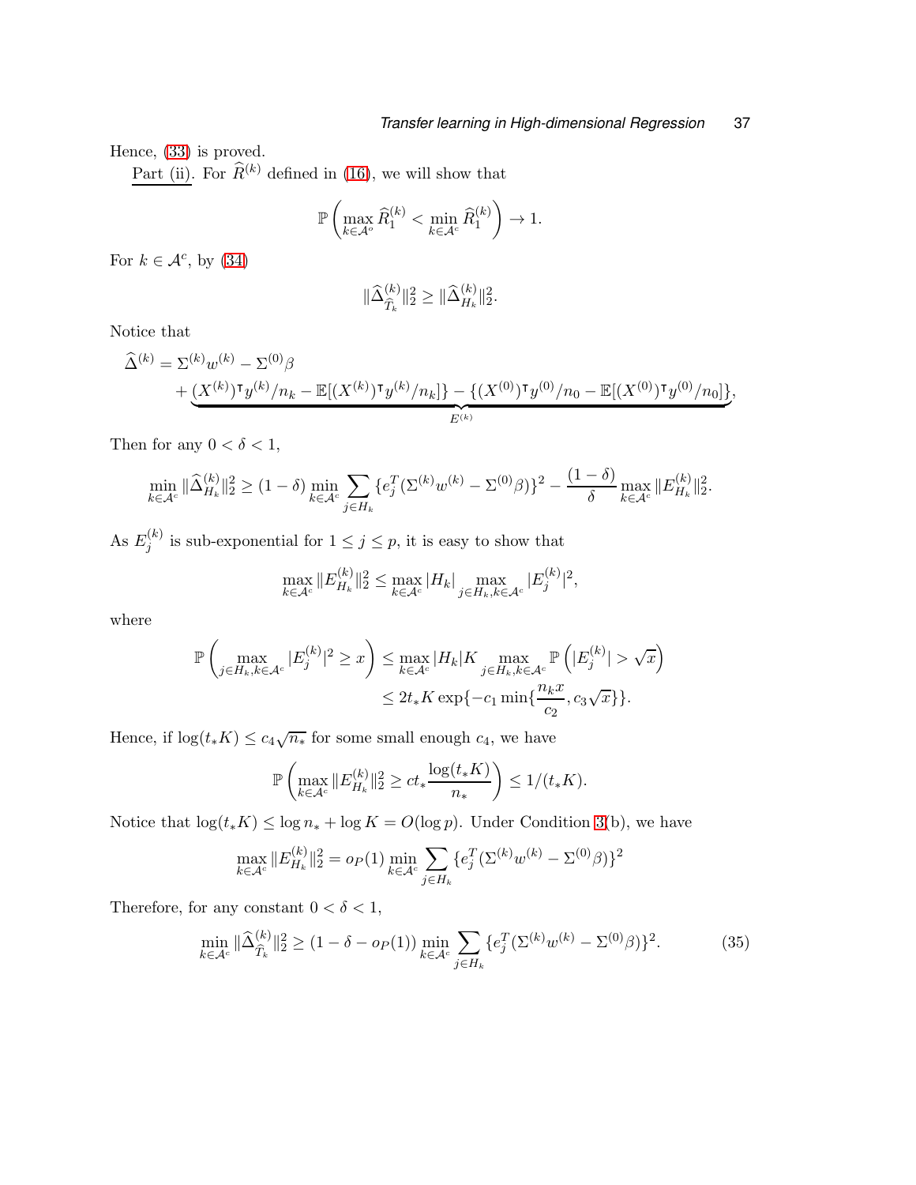Hence, (33) is proved.

Part (ii). For $\widehat{R}^{(k)}$ defined in (16), we will show that

$$\mathbb{P}\left(\max_{k\in\mathcal{A}^o}\widehat{R}_1^{(k)}<\min_{k\in\mathcal{A}^c}\widehat{R}_1^{(k)}\right)\rightarrow 1.$$

For $k\in\mathcal{A}^c$, by (34)

$$\|\widehat{\Delta}^{(k)}_{\widehat{T}_k}\|_2^2\geq \|\widehat{\Delta}^{(k)}_{H_k}\|_2^2.$$

Notice that

$$\begin{aligned}
\widehat{\Delta}^{(k)}&=\Sigma^{(k)}w^{(k)}-\Sigma^{(0)}\beta\\
&\quad+\underbrace{(X^{(k)})^{\intercal}y^{(k)}/n_k-\mathbb{E}[(X^{(k)})^{\intercal}y^{(k)}/n_k]\}-\{(X^{(0)})^{\intercal}y^{(0)}/n_0-\mathbb{E}[(X^{(0)})^{\intercal}y^{(0)}/n_0]\}}_{E^{(k)}},
\end{aligned}$$

Then for any $0<\delta<1$,

$$\min_{k\in\mathcal{A}^c}\|\widehat{\Delta}^{(k)}_{H_k}\|_2^2\geq(1-\delta)\min_{k\in\mathcal{A}^c}\sum_{j\in H_k}\{e_j^T(\Sigma^{(k)}w^{(k)}-\Sigma^{(0)}\beta)\}^2-\frac{(1-\delta)}{\delta}\max_{k\in\mathcal{A}^c}\|E^{(k)}_{H_k}\|_2^2.$$

As $E_j^{(k)}$ is sub-exponential for $1\leq j\leq p$, it is easy to show that

$$\max_{k\in\mathcal{A}^c}\|E^{(k)}_{H_k}\|_2^2\leq\max_{k\in\mathcal{A}^c}|H_k|\max_{j\in H_k,k\in\mathcal{A}^c}|E_j^{(k)}|^2,$$

where

$$\begin{aligned}
\mathbb{P}\left(\max_{j\in H_k,k\in\mathcal{A}^c}|E_j^{(k)}|^2\geq x\right)&\leq\max_{k\in\mathcal{A}^c}|H_k|K\max_{j\in H_k,k\in\mathcal{A}^c}\mathbb{P}\left(|E_j^{(k)}|>\sqrt{x}\right)\\
&\leq 2t_*K\exp\{-c_1\min\{\frac{n_kx}{c_2},c_3\sqrt{x}\}\}.
\end{aligned}$$

Hence, if $\log(t_*K)\leq c_4\sqrt{n_*}$ for some small enough $c_4$, we have

$$\mathbb{P}\left(\max_{k\in\mathcal{A}^c}\|E^{(k)}_{H_k}\|_2^2\geq ct_*\frac{\log(t_*K)}{n_*}\right)\leq 1/(t_*K).$$

Notice that $\log(t_*K)\leq\log n_*+\log K=O(\log p)$. Under Condition 3(b), we have

$$\max_{k\in\mathcal{A}^c}\|E^{(k)}_{H_k}\|_2^2=o_P(1)\min_{k\in\mathcal{A}^c}\sum_{j\in H_k}\{e_j^T(\Sigma^{(k)}w^{(k)}-\Sigma^{(0)}\beta)\}^2$$

Therefore, for any constant $0<\delta<1$,

$$\min_{k\in\mathcal{A}^c}\|\widehat{\Delta}^{(k)}_{\widehat{T}_k}\|_2^2\geq(1-\delta-o_P(1))\min_{k\in\mathcal{A}^c}\sum_{j\in H_k}\{e_j^T(\Sigma^{(k)}w^{(k)}-\Sigma^{(0)}\beta)\}^2. \tag{35}$$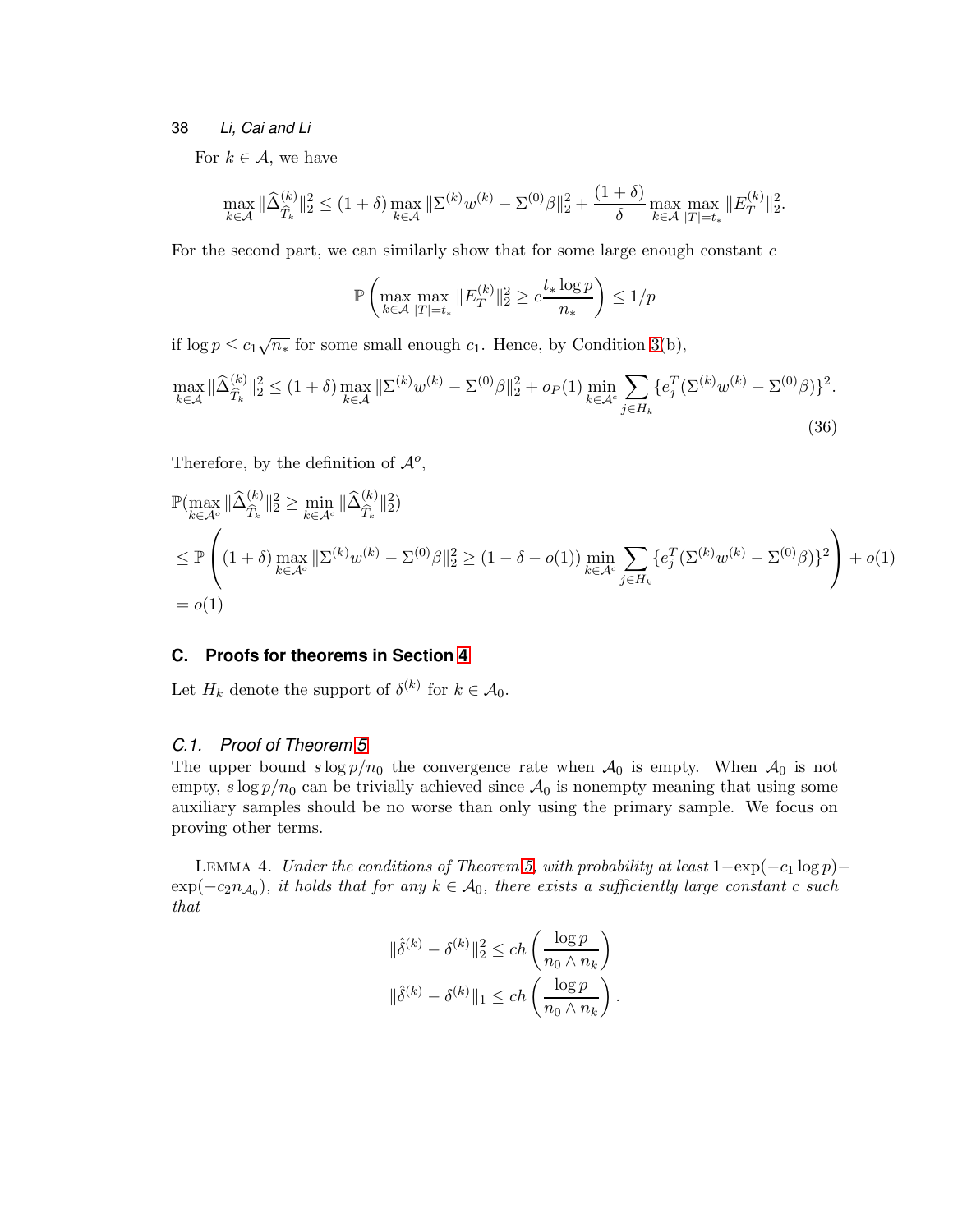For $k \in \mathcal{A}$, we have

$$\max_{k\in\mathcal{A}} \|\widehat{\Delta}^{(k)}_{\widehat{T}_k}\|_2^2 \leq (1+\delta) \max_{k\in\mathcal{A}} \|\Sigma^{(k)} w^{(k)} - \Sigma^{(0)}\beta\|_2^2 + \frac{(1+\delta)}{\delta} \max_{k\in\mathcal{A}} \max_{|T|=t_*} \|E^{(k)}_T\|_2^2.$$

For the second part, we can similarly show that for some large enough constant $c$

$$\mathbb{P}\left( \max_{k\in\mathcal{A}} \max_{|T|=t_*} \|E^{(k)}_T\|_2^2 \geq c\frac{t_* \log p}{n_*} \right) \leq 1/p$$

if $\log p \leq c_1\sqrt{n_*}$ for some small enough $c_1$. Hence, by Condition 3(b),

$$\max_{k\in\mathcal{A}} \|\widehat{\Delta}^{(k)}_{\widehat{T}_k}\|_2^2 \leq (1+\delta) \max_{k\in\mathcal{A}} \|\Sigma^{(k)} w^{(k)} - \Sigma^{(0)}\beta\|_2^2 + o_P(1) \min_{k\in\mathcal{A}^c} \sum_{j\in H_k} \{e_j^T(\Sigma^{(k)}w^{(k)} - \Sigma^{(0)}\beta)\}^2. \tag{36}$$

Therefore, by the definition of $\mathcal{A}^o$,

$$\begin{aligned}
&\mathbb{P}(\max_{k\in\mathcal{A}^o} \|\widehat{\Delta}^{(k)}_{\widehat{T}_k}\|_2^2 \geq \min_{k\in\mathcal{A}^c} \|\widehat{\Delta}^{(k)}_{\widehat{T}_k}\|_2^2) \\
&\leq \mathbb{P}\left( (1+\delta) \max_{k\in\mathcal{A}^o} \|\Sigma^{(k)}w^{(k)} - \Sigma^{(0)}\beta\|_2^2 \geq (1-\delta-o(1)) \min_{k\in\mathcal{A}^c} \sum_{j\in H_k} \{e_j^T(\Sigma^{(k)}w^{(k)} - \Sigma^{(0)}\beta)\}^2 \right) + o(1) \\
&= o(1)
\end{aligned}$$

## C. Proofs for theorems in Section 4

Let $H_k$ denote the support of $\delta^{(k)}$ for $k \in \mathcal{A}_0$.

### C.1. Proof of Theorem 5

The upper bound $s\log p/n_0$ the convergence rate when $\mathcal{A}_0$ is empty. When $\mathcal{A}_0$ is not empty, $s\log p/n_0$ can be trivially achieved since $\mathcal{A}_0$ is nonempty meaning that using some auxiliary samples should be no worse than only using the primary sample. We focus on proving other terms.

Lemma 4. *Under the conditions of Theorem 5, with probability at least $1-\exp(-c_1\log p)-\exp(-c_2 n_{\mathcal{A}_0})$, it holds that for any $k \in \mathcal{A}_0$, there exists a sufficiently large constant $c$ such that*

$$\|\hat{\delta}^{(k)} - \delta^{(k)}\|_2^2 \leq ch\left(\frac{\log p}{n_0 \wedge n_k}\right)$$

$$\|\hat{\delta}^{(k)} - \delta^{(k)}\|_1 \leq ch\left(\frac{\log p}{n_0 \wedge n_k}\right).$$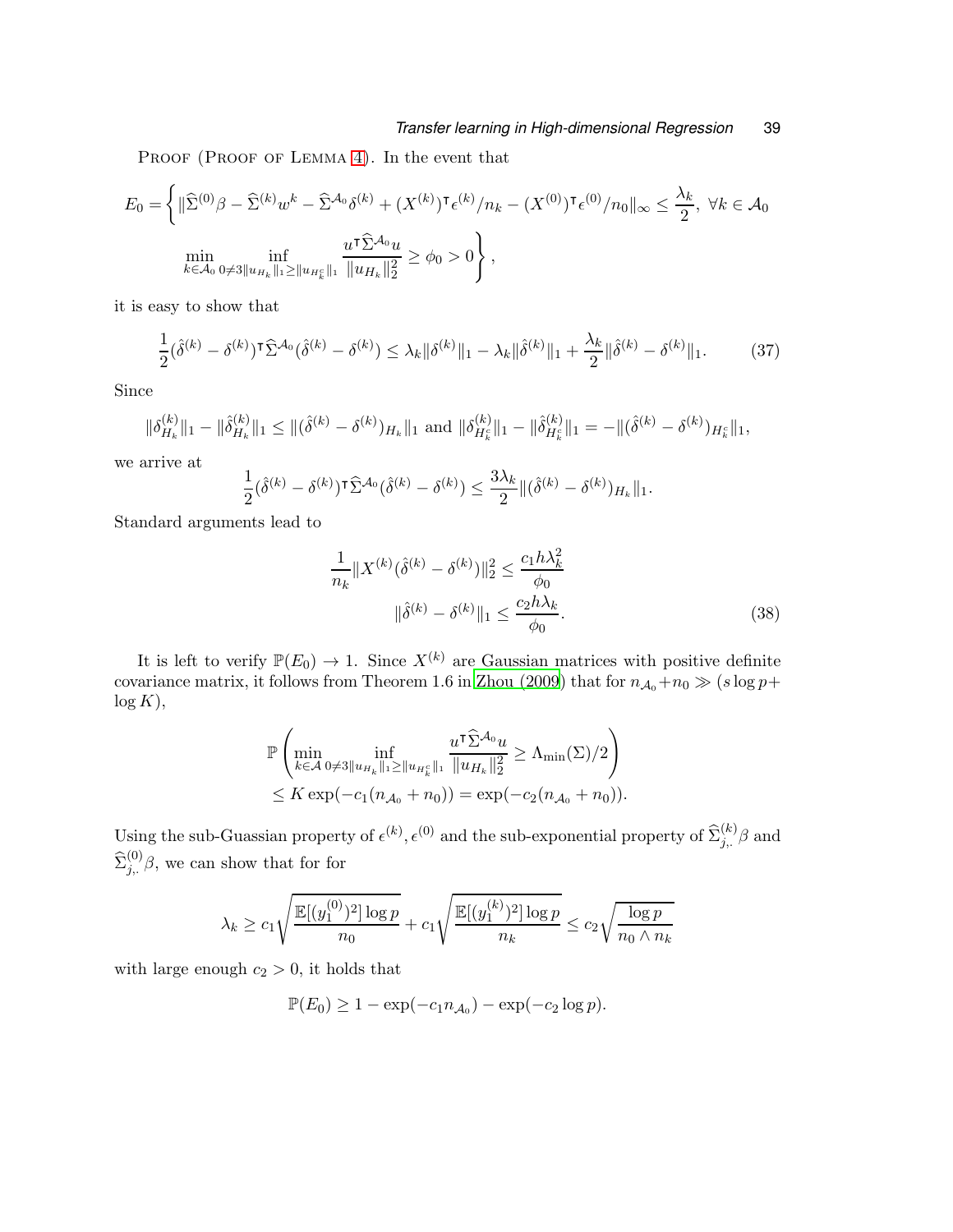PROOF (PROOF OF LEMMA 4). In the event that

$$E_0 = \left\{ \|\widehat{\Sigma}^{(0)}\beta - \widehat{\Sigma}^{(k)}w^k - \widehat{\Sigma}^{\mathcal{A}_0}\delta^{(k)} + (X^{(k)})^\intercal \epsilon^{(k)}/n_k - (X^{(0)})^\intercal \epsilon^{(0)}/n_0\|_\infty \leq \frac{\lambda_k}{2},\ \forall k \in \mathcal{A}_0 \right.$$
$$\left. \min_{k\in\mathcal{A}_0} \inf_{0\neq 3\|u_{H_k}\|_1 \geq \|u_{H_k^c}\|_1} \frac{u^\intercal \widehat{\Sigma}^{\mathcal{A}_0} u}{\|u_{H_k}\|_2^2} \geq \phi_0 > 0 \right\},$$

it is easy to show that

$$\frac{1}{2}(\hat{\delta}^{(k)} - \delta^{(k)})^\intercal \widehat{\Sigma}^{\mathcal{A}_0}(\hat{\delta}^{(k)} - \delta^{(k)}) \leq \lambda_k \|\delta^{(k)}\|_1 - \lambda_k \|\hat{\delta}^{(k)}\|_1 + \frac{\lambda_k}{2}\|\hat{\delta}^{(k)} - \delta^{(k)}\|_1. \tag{37}$$

Since

$$\|\delta^{(k)}_{H_k}\|_1 - \|\hat{\delta}^{(k)}_{H_k}\|_1 \leq \|(\hat{\delta}^{(k)} - \delta^{(k)})_{H_k}\|_1 \text{ and } \|\delta^{(k)}_{H_k^c}\|_1 - \|\hat{\delta}^{(k)}_{H_k^c}\|_1 = -\|(\hat{\delta}^{(k)} - \delta^{(k)})_{H_k^c}\|_1,$$

we arrive at

$$\frac{1}{2}(\hat{\delta}^{(k)} - \delta^{(k)})^\intercal \widehat{\Sigma}^{\mathcal{A}_0}(\hat{\delta}^{(k)} - \delta^{(k)}) \leq \frac{3\lambda_k}{2}\|(\hat{\delta}^{(k)} - \delta^{(k)})_{H_k}\|_1.$$

Standard arguments lead to

$$\frac{1}{n_k}\|X^{(k)}(\hat{\delta}^{(k)} - \delta^{(k)})\|_2^2 \leq \frac{c_1 h \lambda_k^2}{\phi_0}$$
$$\|\hat{\delta}^{(k)} - \delta^{(k)}\|_1 \leq \frac{c_2 h \lambda_k}{\phi_0}. \tag{38}$$

It is left to verify $\mathbb{P}(E_0) \to 1$. Since $X^{(k)}$ are Gaussian matrices with positive definite covariance matrix, it follows from Theorem 1.6 in Zhou (2009) that for $n_{\mathcal{A}_0} + n_0 \gg (s\log p + \log K)$,

$$\mathbb{P}\left( \min_{k\in\mathcal{A}} \inf_{0\neq 3\|u_{H_k}\|_1 \geq \|u_{H_k^c}\|_1} \frac{u^\intercal \widehat{\Sigma}^{\mathcal{A}_0} u}{\|u_{H_k}\|_2^2} \geq \Lambda_{\min}(\Sigma)/2 \right)$$
$$\leq K\exp(-c_1(n_{\mathcal{A}_0} + n_0)) = \exp(-c_2(n_{\mathcal{A}_0} + n_0)).$$

Using the sub-Guassian property of $\epsilon^{(k)}, \epsilon^{(0)}$ and the sub-exponential property of $\widehat{\Sigma}^{(k)}_{j,\cdot}\beta$ and $\widehat{\Sigma}^{(0)}_{j,\cdot}\beta$, we can show that for for

$$\lambda_k \geq c_1\sqrt{\frac{\mathbb{E}[(y_1^{(0)})^2]\log p}{n_0}} + c_1\sqrt{\frac{\mathbb{E}[(y_1^{(k)})^2]\log p}{n_k}} \leq c_2\sqrt{\frac{\log p}{n_0 \wedge n_k}}$$

with large enough $c_2 > 0$, it holds that

$$\mathbb{P}(E_0) \geq 1 - \exp(-c_1 n_{\mathcal{A}_0}) - \exp(-c_2 \log p).$$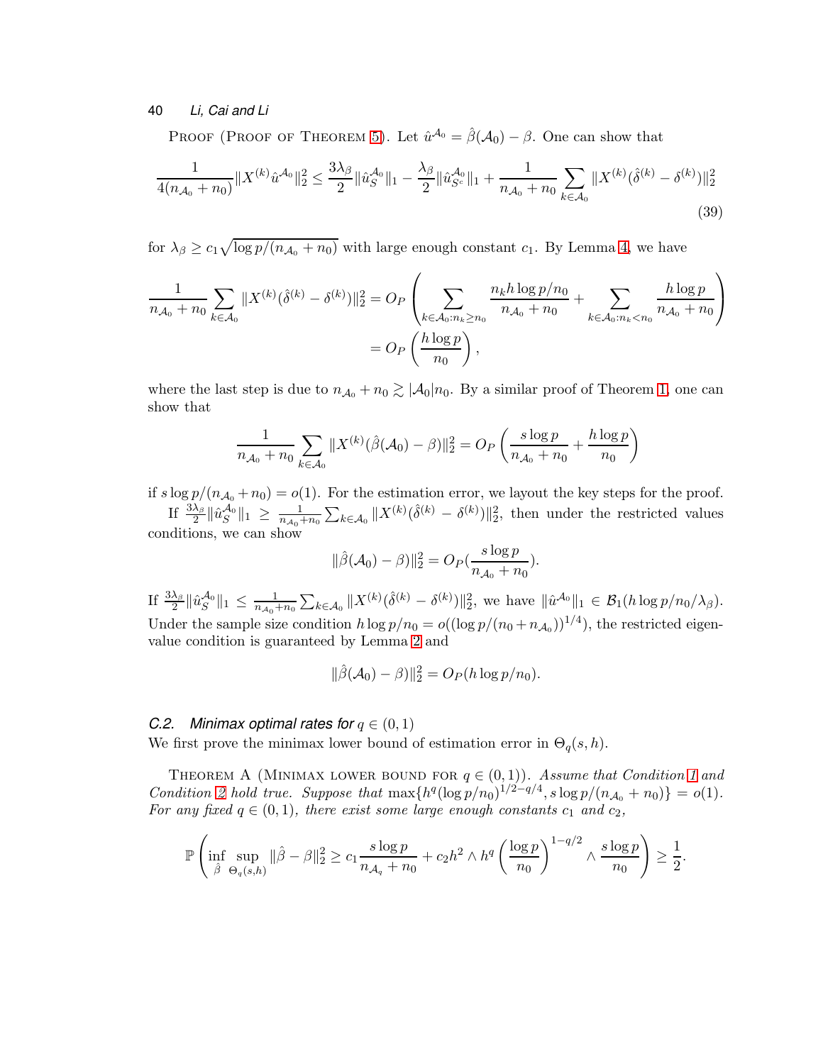Proof (Proof of Theorem 5). Let $\hat{u}^{\mathcal{A}_0} = \hat{\beta}(\mathcal{A}_0) - \beta$. One can show that

$$\frac{1}{4(n_{\mathcal{A}_0}+n_0)}\|X^{(k)}\hat{u}^{\mathcal{A}_0}\|_2^2 \leq \frac{3\lambda_\beta}{2}\|\hat{u}_S^{\mathcal{A}_0}\|_1 - \frac{\lambda_\beta}{2}\|\hat{u}_{S^c}^{\mathcal{A}_0}\|_1 + \frac{1}{n_{\mathcal{A}_0}+n_0}\sum_{k\in\mathcal{A}_0}\|X^{(k)}(\hat{\delta}^{(k)}-\delta^{(k)})\|_2^2 \tag{39}$$

for $\lambda_\beta \geq c_1\sqrt{\log p/(n_{\mathcal{A}_0}+n_0)}$ with large enough constant $c_1$. By Lemma 4, we have

$$\begin{aligned}\frac{1}{n_{\mathcal{A}_0}+n_0}\sum_{k\in\mathcal{A}_0}\|X^{(k)}(\hat{\delta}^{(k)}-\delta^{(k)})\|_2^2 &= O_P\left(\sum_{k\in\mathcal{A}_0:n_k\geq n_0}\frac{n_k h\log p/n_0}{n_{\mathcal{A}_0}+n_0} + \sum_{k\in\mathcal{A}_0:n_k<n_0}\frac{h\log p}{n_{\mathcal{A}_0}+n_0}\right)\\ &= O_P\left(\frac{h\log p}{n_0}\right),\end{aligned}$$

where the last step is due to $n_{\mathcal{A}_0}+n_0 \gtrsim |\mathcal{A}_0|n_0$. By a similar proof of Theorem 1, one can show that

$$\frac{1}{n_{\mathcal{A}_0}+n_0}\sum_{k\in\mathcal{A}_0}\|X^{(k)}(\hat{\beta}(\mathcal{A}_0)-\beta)\|_2^2 = O_P\left(\frac{s\log p}{n_{\mathcal{A}_0}+n_0}+\frac{h\log p}{n_0}\right)$$

if $s\log p/(n_{\mathcal{A}_0}+n_0) = o(1)$. For the estimation error, we layout the key steps for the proof.

If $\frac{3\lambda_\beta}{2}\|\hat{u}_S^{\mathcal{A}_0}\|_1 \geq \frac{1}{n_{\mathcal{A}_0}+n_0}\sum_{k\in\mathcal{A}_0}\|X^{(k)}(\hat{\delta}^{(k)}-\delta^{(k)})\|_2^2$, then under the restricted values conditions, we can show

$$\|\hat{\beta}(\mathcal{A}_0)-\beta\|_2^2 = O_P\left(\frac{s\log p}{n_{\mathcal{A}_0}+n_0}\right).$$

If $\frac{3\lambda_\beta}{2}\|\hat{u}_S^{\mathcal{A}_0}\|_1 \leq \frac{1}{n_{\mathcal{A}_0}+n_0}\sum_{k\in\mathcal{A}_0}\|X^{(k)}(\hat{\delta}^{(k)}-\delta^{(k)})\|_2^2$, we have $\|\hat{u}^{\mathcal{A}_0}\|_1 \in \mathcal{B}_1(h\log p/n_0/\lambda_\beta)$. Under the sample size condition $h\log p/n_0 = o((\log p/(n_0+n_{\mathcal{A}_0}))^{1/4})$, the restricted eigenvalue condition is guaranteed by Lemma 2 and

$$\|\hat{\beta}(\mathcal{A}_0)-\beta\|_2^2 = O_P(h\log p/n_0).$$

### C.2. *Minimax optimal rates for* $q\in(0,1)$

We first prove the minimax lower bound of estimation error in $\Theta_q(s,h)$.

Theorem A (Minimax lower bound for $q\in(0,1)$). *Assume that Condition 1 and Condition 2 hold true. Suppose that* $\max\{h^q(\log p/n_0)^{1/2-q/4}, s\log p/(n_{\mathcal{A}_0}+n_0)\} = o(1)$. *For any fixed* $q\in(0,1)$, *there exist some large enough constants* $c_1$ *and* $c_2$,

$$\mathbb{P}\left(\inf_{\hat{\beta}}\sup_{\Theta_q(s,h)}\|\hat{\beta}-\beta\|_2^2 \geq c_1\frac{s\log p}{n_{\mathcal{A}_q}+n_0} + c_2 h^2\wedge h^q\left(\frac{\log p}{n_0}\right)^{1-q/2}\wedge\frac{s\log p}{n_0}\right) \geq \frac{1}{2}.$$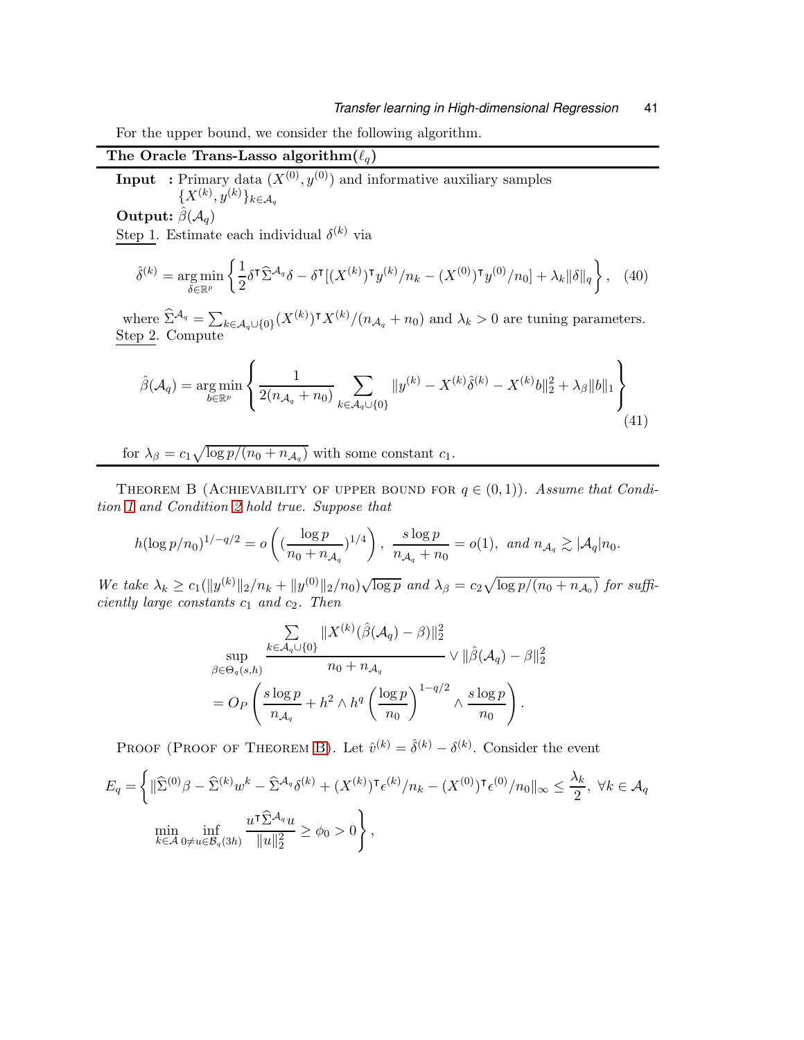For the upper bound, we consider the following algorithm.

---

**The Oracle Trans-Lasso algorithm($\ell_q$)**

---

**Input** : Primary data $(X^{(0)}, y^{(0)})$ and informative auxiliary samples $\{X^{(k)}, y^{(k)}\}_{k\in\mathcal{A}_q}$

**Output:** $\hat{\beta}(\mathcal{A}_q)$

Step 1. Estimate each individual $\delta^{(k)}$ via

$$
\hat{\delta}^{(k)} = \mathop{\arg\min}_{\delta\in\mathbb{R}^p}\left\{\frac{1}{2}\delta^{\intercal}\widehat{\Sigma}^{\mathcal{A}_q}\delta - \delta^{\intercal}[(X^{(k)})^{\intercal}y^{(k)}/n_k - (X^{(0)})^{\intercal}y^{(0)}/n_0] + \lambda_k\|\delta\|_q\right\}, \quad (40)
$$

where $\widehat{\Sigma}^{\mathcal{A}_q} = \sum_{k\in\mathcal{A}_q\cup\{0\}}(X^{(k)})^{\intercal}X^{(k)}/(n_{\mathcal{A}_q}+n_0)$ and $\lambda_k > 0$ are tuning parameters.

Step 2. Compute

$$
\hat{\beta}(\mathcal{A}_q) = \mathop{\arg\min}_{b\in\mathbb{R}^p}\left\{\frac{1}{2(n_{\mathcal{A}_q}+n_0)}\sum_{k\in\mathcal{A}_q\cup\{0\}}\|y^{(k)} - X^{(k)}\hat{\delta}^{(k)} - X^{(k)}b\|_2^2 + \lambda_\beta\|b\|_1\right\} \quad (41)
$$

for $\lambda_\beta = c_1\sqrt{\log p/(n_0+n_{\mathcal{A}_q})}$ with some constant $c_1$.

---

Theorem B (Achievability of upper bound for $q\in(0,1)$). *Assume that Condition 1 and Condition 2 hold true. Suppose that*

$$
h(\log p/n_0)^{1/-q/2} = o\left((\frac{\log p}{n_0+n_{\mathcal{A}_q}})^{1/4}\right), \ \frac{s\log p}{n_{\mathcal{A}_q}+n_0} = o(1), \ \textit{and } n_{\mathcal{A}_q} \gtrsim |\mathcal{A}_q|n_0.
$$

*We take $\lambda_k \geq c_1(\|y^{(k)}\|_2/n_k + \|y^{(0)}\|_2/n_0)\sqrt{\log p}$ and $\lambda_\beta = c_2\sqrt{\log p/(n_0+n_{\mathcal{A}_0})}$ for sufficiently large constants $c_1$ and $c_2$. Then*

$$
\sup_{\beta\in\Theta_q(s,h)}\frac{\sum\limits_{k\in\mathcal{A}_q\cup\{0\}}\|X^{(k)}(\hat{\beta}(\mathcal{A}_q)-\beta)\|_2^2}{n_0+n_{\mathcal{A}_q}} \vee \|\hat{\beta}(\mathcal{A}_q)-\beta\|_2^2
$$
$$
= O_P\left(\frac{s\log p}{n_{\mathcal{A}_q}} + h^2\wedge h^q\left(\frac{\log p}{n_0}\right)^{1-q/2}\wedge\frac{s\log p}{n_0}\right).
$$

Proof (Proof of Theorem B). Let $\hat{v}^{(k)} = \hat{\delta}^{(k)} - \delta^{(k)}$. Consider the event

$$
E_q = \left\{\|\widehat{\Sigma}^{(0)}\beta - \widehat{\Sigma}^{(k)}w^k - \widehat{\Sigma}^{\mathcal{A}_q}\delta^{(k)} + (X^{(k)})^{\intercal}\epsilon^{(k)}/n_k - (X^{(0)})^{\intercal}\epsilon^{(0)}/n_0\|_\infty \leq \frac{\lambda_k}{2}, \ \forall k\in\mathcal{A}_q \right.
$$
$$
\left.\min_{k\in\mathcal{A}}\inf_{0\neq u\in\mathcal{B}_q(3h)}\frac{u^{\intercal}\widehat{\Sigma}^{\mathcal{A}_q}u}{\|u\|_2^2} \geq \phi_0 > 0\right\},
$$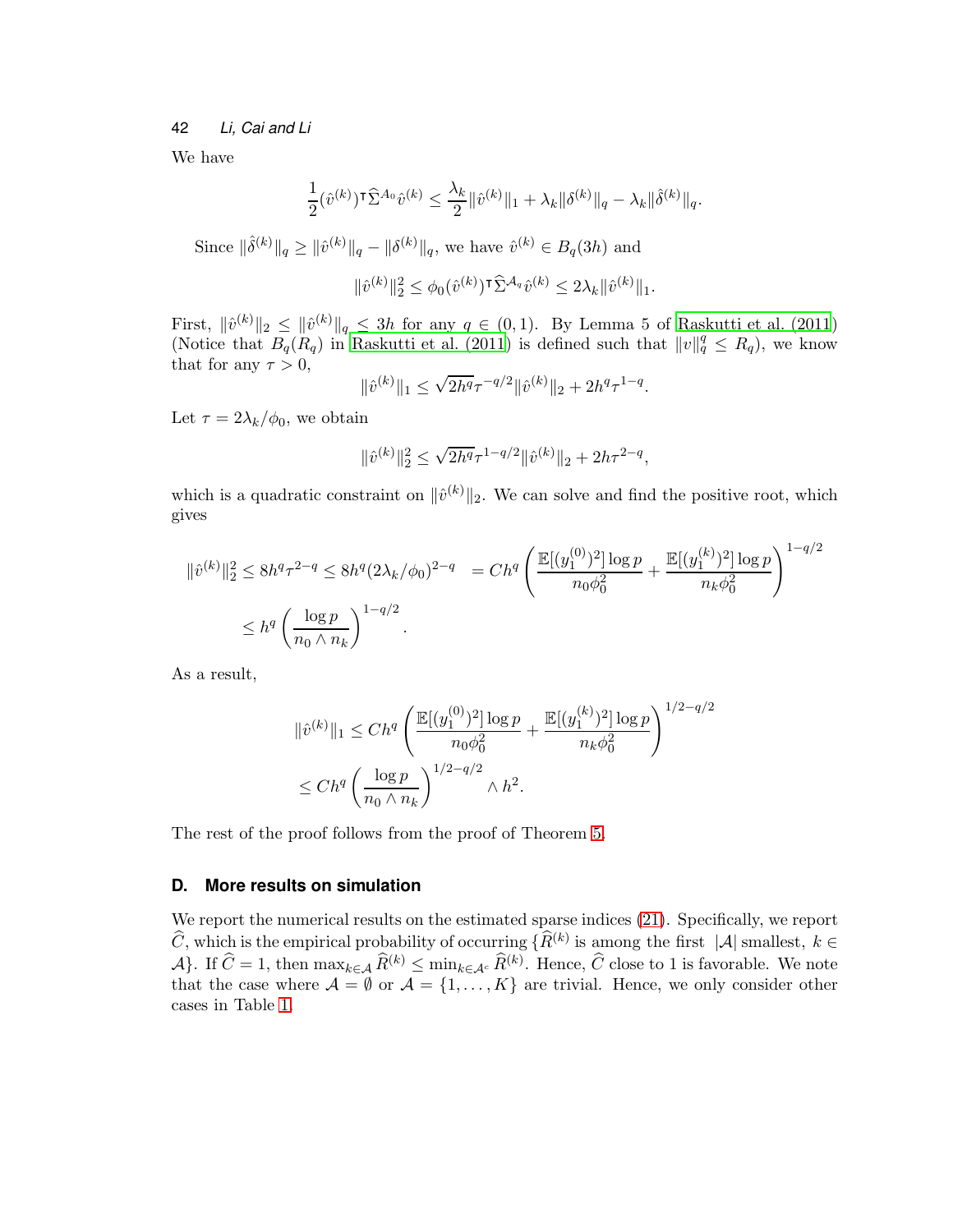We have

$$\frac{1}{2}(\hat{v}^{(k)})^\intercal \widehat{\Sigma}^{A_0} \hat{v}^{(k)} \leq \frac{\lambda_k}{2}\|\hat{v}^{(k)}\|_1 + \lambda_k \|\delta^{(k)}\|_q - \lambda_k \|\hat{\delta}^{(k)}\|_q.$$

Since $\|\hat{\delta}^{(k)}\|_q \geq \|\hat{v}^{(k)}\|_q - \|\delta^{(k)}\|_q$, we have $\hat{v}^{(k)} \in B_q(3h)$ and

$$\|\hat{v}^{(k)}\|_2^2 \leq \phi_0 (\hat{v}^{(k)})^\intercal \widehat{\Sigma}^{\mathcal{A}_q} \hat{v}^{(k)} \leq 2\lambda_k \|\hat{v}^{(k)}\|_1.$$

First, $\|\hat{v}^{(k)}\|_2 \leq \|\hat{v}^{(k)}\|_q \leq 3h$ for any $q \in (0,1)$. By Lemma 5 of Raskutti et al. (2011) (Notice that $B_q(R_q)$ in Raskutti et al. (2011) is defined such that $\|v\|_q^q \leq R_q$), we know that for any $\tau > 0$,

$$\|\hat{v}^{(k)}\|_1 \leq \sqrt{2h^q}\tau^{-q/2}\|\hat{v}^{(k)}\|_2 + 2h^q\tau^{1-q}.$$

Let $\tau = 2\lambda_k/\phi_0$, we obtain

$$\|\hat{v}^{(k)}\|_2^2 \leq \sqrt{2h^q}\tau^{1-q/2}\|\hat{v}^{(k)}\|_2 + 2h\tau^{2-q},$$

which is a quadratic constraint on $\|\hat{v}^{(k)}\|_2$. We can solve and find the positive root, which gives

$$\begin{aligned}
\|\hat{v}^{(k)}\|_2^2 \leq 8h^q\tau^{2-q} \leq 8h^q(2\lambda_k/\phi_0)^{2-q} &= Ch^q\left(\frac{\mathbb{E}[(y_1^{(0)})^2]\log p}{n_0\phi_0^2} + \frac{\mathbb{E}[(y_1^{(k)})^2]\log p}{n_k\phi_0^2}\right)^{1-q/2} \\
&\leq h^q\left(\frac{\log p}{n_0 \wedge n_k}\right)^{1-q/2}.
\end{aligned}$$

As a result,

$$\begin{aligned}
\|\hat{v}^{(k)}\|_1 &\leq Ch^q\left(\frac{\mathbb{E}[(y_1^{(0)})^2]\log p}{n_0\phi_0^2} + \frac{\mathbb{E}[(y_1^{(k)})^2]\log p}{n_k\phi_0^2}\right)^{1/2-q/2} \\
&\leq Ch^q\left(\frac{\log p}{n_0 \wedge n_k}\right)^{1/2-q/2} \wedge h^2.
\end{aligned}$$

The rest of the proof follows from the proof of Theorem 5.

## D. More results on simulation

We report the numerical results on the estimated sparse indices (21). Specifically, we report $\widehat{C}$, which is the empirical probability of occurring $\{\widehat{R}^{(k)}$ is among the first $|\mathcal{A}|$ smallest, $k \in \mathcal{A}\}$. If $\widehat{C} = 1$, then $\max_{k\in\mathcal{A}} \widehat{R}^{(k)} \leq \min_{k\in\mathcal{A}^c} \widehat{R}^{(k)}$. Hence, $\widehat{C}$ close to 1 is favorable. We note that the case where $\mathcal{A} = \emptyset$ or $\mathcal{A} = \{1, \ldots, K\}$ are trivial. Hence, we only consider other cases in Table 1.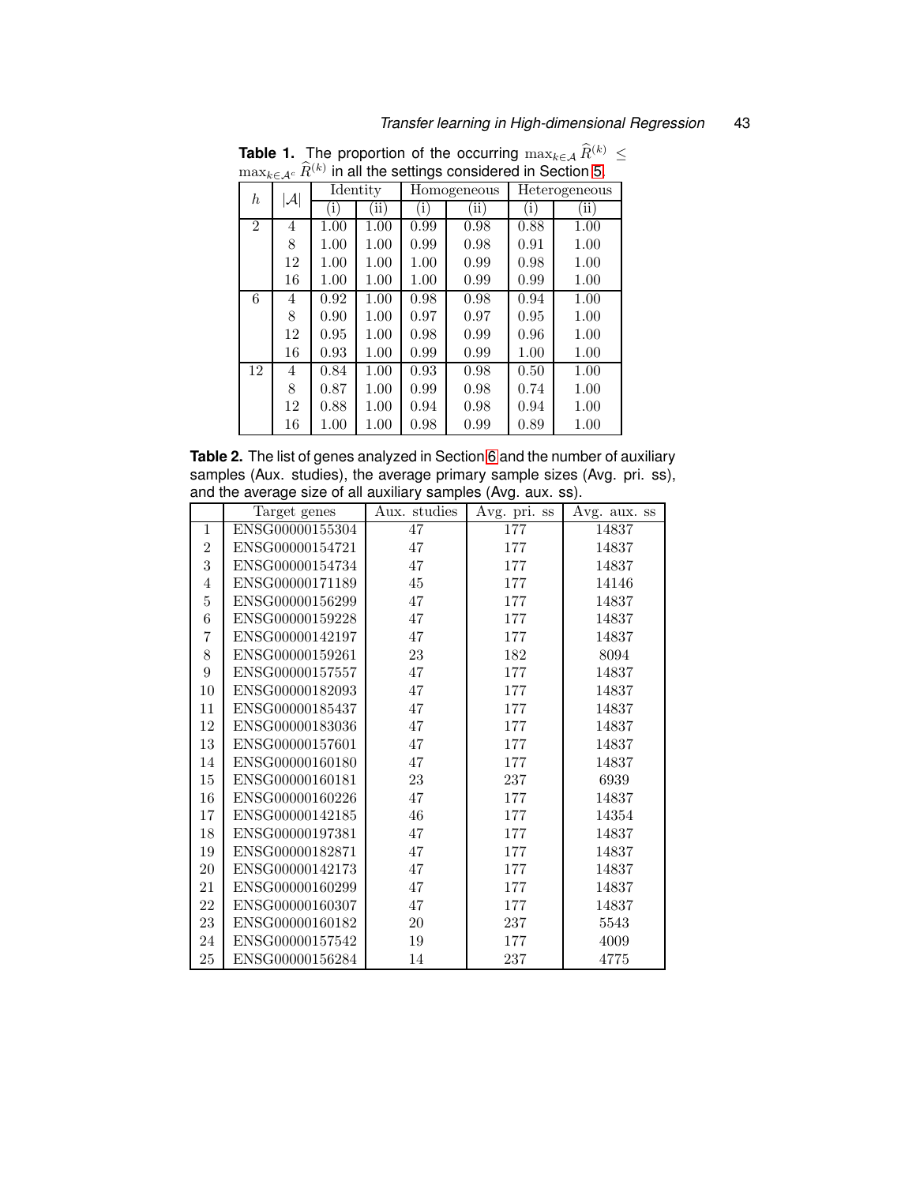**Table 1.** The proportion of the occurring $\max_{k\in\mathcal{A}} \widehat{R}^{(k)} \leq \max_{k\in\mathcal{A}^c} \widehat{R}^{(k)}$ in all the settings considered in Section 5.

| $h$ | $\lvert\mathcal{A}\rvert$ | Identity | | Homogeneous | | Heterogeneous | |
|---|---|---|---|---|---|---|---|
| | | (i) | (ii) | (i) | (ii) | (i) | (ii) |
| 2 | 4 | 1.00 | 1.00 | 0.99 | 0.98 | 0.88 | 1.00 |
| | 8 | 1.00 | 1.00 | 0.99 | 0.98 | 0.91 | 1.00 |
| | 12 | 1.00 | 1.00 | 1.00 | 0.99 | 0.98 | 1.00 |
| | 16 | 1.00 | 1.00 | 1.00 | 0.99 | 0.99 | 1.00 |
| 6 | 4 | 0.92 | 1.00 | 0.98 | 0.98 | 0.94 | 1.00 |
| | 8 | 0.90 | 1.00 | 0.97 | 0.97 | 0.95 | 1.00 |
| | 12 | 0.95 | 1.00 | 0.98 | 0.99 | 0.96 | 1.00 |
| | 16 | 0.93 | 1.00 | 0.99 | 0.99 | 1.00 | 1.00 |
| 12 | 4 | 0.84 | 1.00 | 0.93 | 0.98 | 0.50 | 1.00 |
| | 8 | 0.87 | 1.00 | 0.99 | 0.98 | 0.74 | 1.00 |
| | 12 | 0.88 | 1.00 | 0.94 | 0.98 | 0.94 | 1.00 |
| | 16 | 1.00 | 1.00 | 0.98 | 0.99 | 0.89 | 1.00 |

**Table 2.** The list of genes analyzed in Section 6 and the number of auxiliary samples (Aux. studies), the average primary sample sizes (Avg. pri. ss), and the average size of all auxiliary samples (Avg. aux. ss).

| | Target genes | Aux. studies | Avg. pri. ss | Avg. aux. ss |
|---|---|---|---|---|
| 1 | ENSG00000155304 | 47 | 177 | 14837 |
| 2 | ENSG00000154721 | 47 | 177 | 14837 |
| 3 | ENSG00000154734 | 47 | 177 | 14837 |
| 4 | ENSG00000171189 | 45 | 177 | 14146 |
| 5 | ENSG00000156299 | 47 | 177 | 14837 |
| 6 | ENSG00000159228 | 47 | 177 | 14837 |
| 7 | ENSG00000142197 | 47 | 177 | 14837 |
| 8 | ENSG00000159261 | 23 | 182 | 8094 |
| 9 | ENSG00000157557 | 47 | 177 | 14837 |
| 10 | ENSG00000182093 | 47 | 177 | 14837 |
| 11 | ENSG00000185437 | 47 | 177 | 14837 |
| 12 | ENSG00000183036 | 47 | 177 | 14837 |
| 13 | ENSG00000157601 | 47 | 177 | 14837 |
| 14 | ENSG00000160180 | 47 | 177 | 14837 |
| 15 | ENSG00000160181 | 23 | 237 | 6939 |
| 16 | ENSG00000160226 | 47 | 177 | 14837 |
| 17 | ENSG00000142185 | 46 | 177 | 14354 |
| 18 | ENSG00000197381 | 47 | 177 | 14837 |
| 19 | ENSG00000182871 | 47 | 177 | 14837 |
| 20 | ENSG00000142173 | 47 | 177 | 14837 |
| 21 | ENSG00000160299 | 47 | 177 | 14837 |
| 22 | ENSG00000160307 | 47 | 177 | 14837 |
| 23 | ENSG00000160182 | 20 | 237 | 5543 |
| 24 | ENSG00000157542 | 19 | 177 | 4009 |
| 25 | ENSG00000156284 | 14 | 237 | 4775 |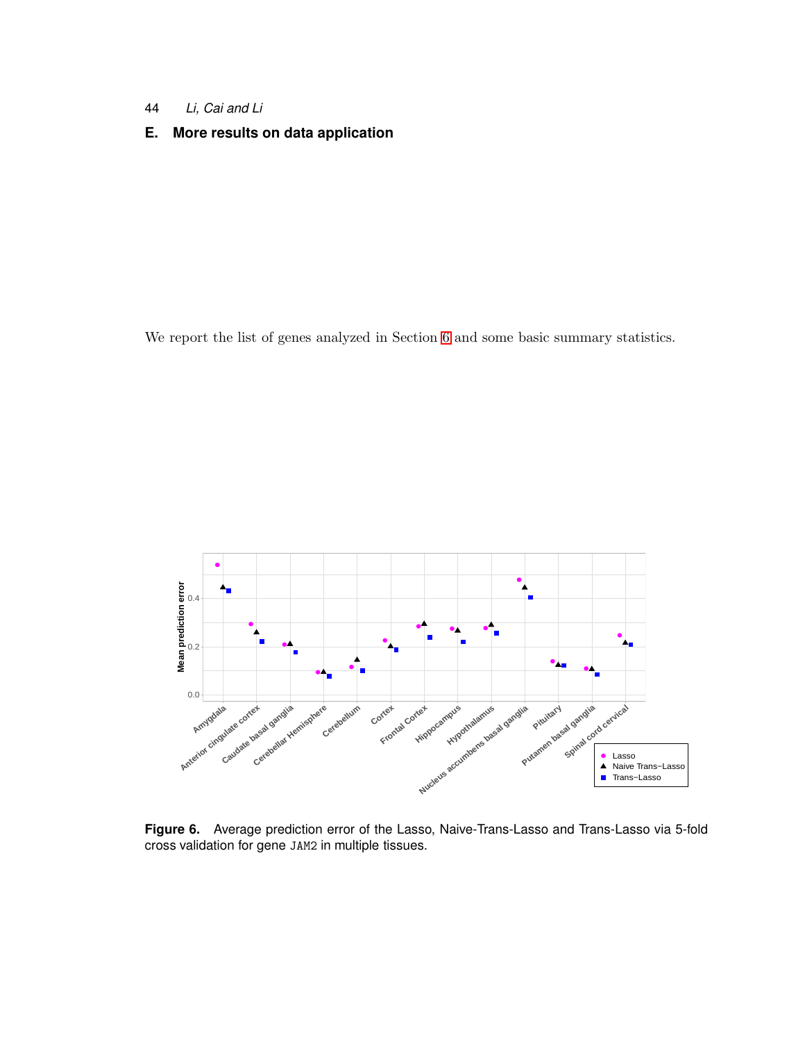## E. More results on data application

We report the list of genes analyzed in Section 6 and some basic summary statistics.

**Figure 6.** Average prediction error of the Lasso, Naive-Trans-Lasso and Trans-Lasso via 5-fold cross validation for gene JAM2 in multiple tissues.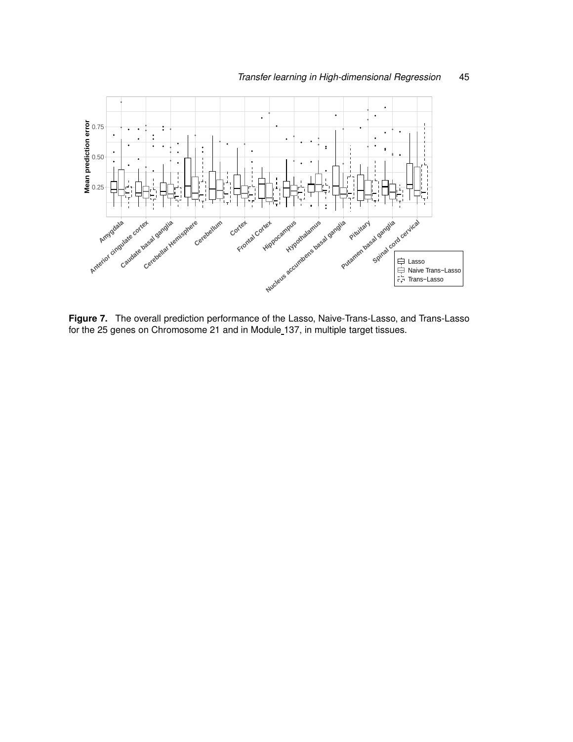Mean prediction error

0.75

0.50

0.25

Amygdala

Anterior cingulate cortex

Caudate basal ganglia

Cerebellar Hemisphere

Cerebellum

Cortex

Frontal Cortex

Hippocampus

Hypothalamus

Nucleus accumbens basal ganglia

Pituitary

Putamen basal ganglia

Spinal cord cervical

Lasso

Naive Trans−Lasso

Trans−Lasso

**Figure 7.** The overall prediction performance of the Lasso, Naive-Trans-Lasso, and Trans-Lasso for the 25 genes on Chromosome 21 and in Module_137, in multiple target tissues.